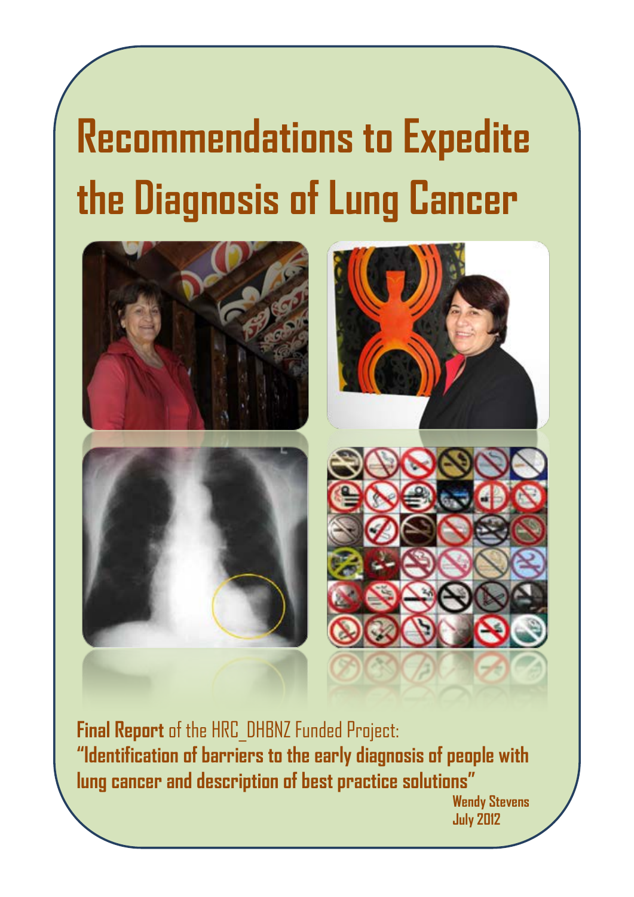# Recommendations to Expedite the Diagnosis of Lung Cancer

**Final Report** of the HRC_DHBNZ Funded Project:

**"Identification of barriers to the early diagnosis of people with lung cancer and description of best practice solutions"**

**Wendy Stevens**

**July 2012**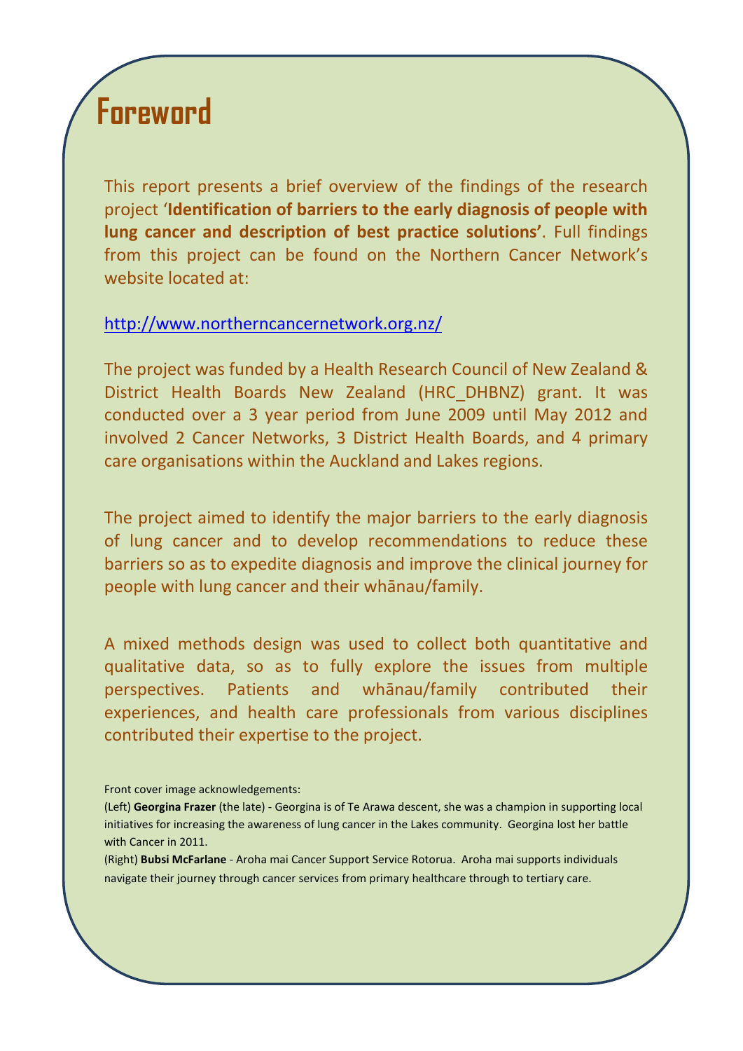# Foreword

This report presents a brief overview of the findings of the research project '**Identification of barriers to the early diagnosis of people with lung cancer and description of best practice solutions'**. Full findings from this project can be found on the Northern Cancer Network's website located at:

http://www.northerncancernetwork.org.nz/

The project was funded by a Health Research Council of New Zealand & District Health Boards New Zealand (HRC_DHBNZ) grant. It was conducted over a 3 year period from June 2009 until May 2012 and involved 2 Cancer Networks, 3 District Health Boards, and 4 primary care organisations within the Auckland and Lakes regions.

The project aimed to identify the major barriers to the early diagnosis of lung cancer and to develop recommendations to reduce these barriers so as to expedite diagnosis and improve the clinical journey for people with lung cancer and their whānau/family.

A mixed methods design was used to collect both quantitative and qualitative data, so as to fully explore the issues from multiple perspectives. Patients and whānau/family contributed their experiences, and health care professionals from various disciplines contributed their expertise to the project.

Front cover image acknowledgements:

(Left) **Georgina Frazer** (the late) - Georgina is of Te Arawa descent, she was a champion in supporting local initiatives for increasing the awareness of lung cancer in the Lakes community. Georgina lost her battle with Cancer in 2011.

(Right) **Bubsi McFarlane** - Aroha mai Cancer Support Service Rotorua. Aroha mai supports individuals navigate their journey through cancer services from primary healthcare through to tertiary care.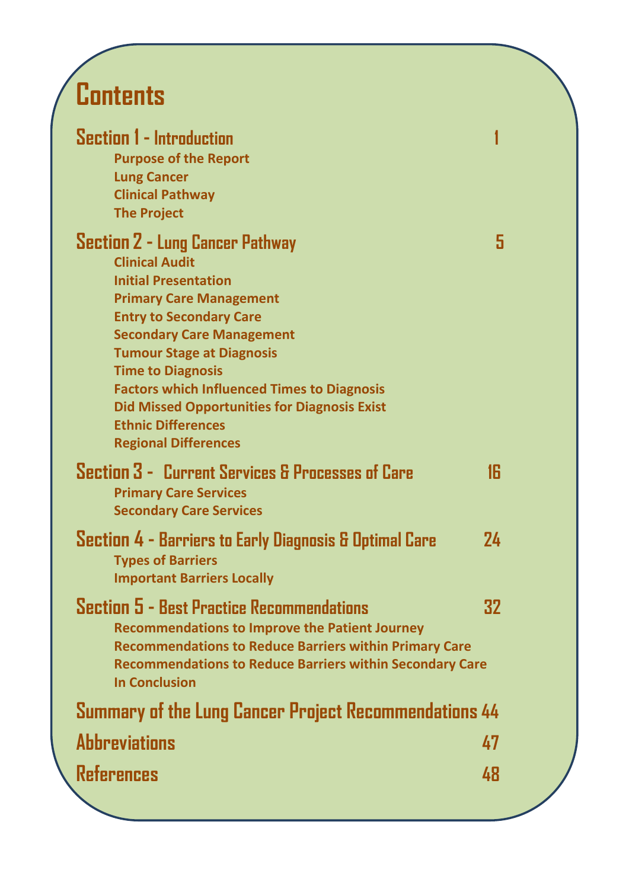# Contents

## Section 1 - Introduction — 1

- Purpose of the Report
- Lung Cancer
- Clinical Pathway
- The Project

## Section 2 - Lung Cancer Pathway — 5

- Clinical Audit
- Initial Presentation
- Primary Care Management
- Entry to Secondary Care
- Secondary Care Management
- Tumour Stage at Diagnosis
- Time to Diagnosis
- Factors which Influenced Times to Diagnosis
- Did Missed Opportunities for Diagnosis Exist
- Ethnic Differences
- Regional Differences

## Section 3 - Current Services & Processes of Care — 16

- Primary Care Services
- Secondary Care Services

## Section 4 - Barriers to Early Diagnosis & Optimal Care — 24

- Types of Barriers
- Important Barriers Locally

## Section 5 - Best Practice Recommendations — 32

- Recommendations to Improve the Patient Journey
- Recommendations to Reduce Barriers within Primary Care
- Recommendations to Reduce Barriers within Secondary Care
- In Conclusion

## Summary of the Lung Cancer Project Recommendations — 44

## Abbreviations — 47

## References — 48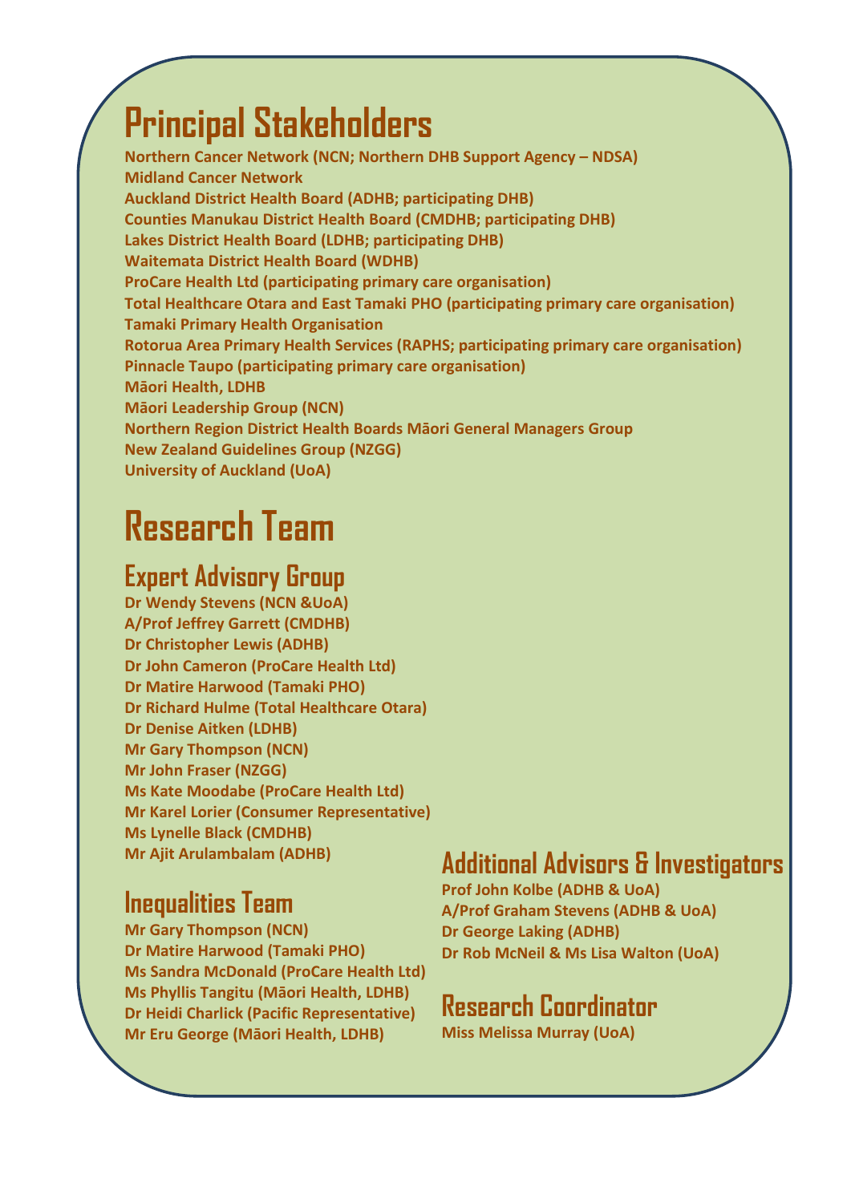# Principal Stakeholders

**Northern Cancer Network (NCN; Northern DHB Support Agency – NDSA)**
**Midland Cancer Network**
**Auckland District Health Board (ADHB; participating DHB)**
**Counties Manukau District Health Board (CMDHB; participating DHB)**
**Lakes District Health Board (LDHB; participating DHB)**
**Waitemata District Health Board (WDHB)**
**ProCare Health Ltd (participating primary care organisation)**
**Total Healthcare Otara and East Tamaki PHO (participating primary care organisation)**
**Tamaki Primary Health Organisation**
**Rotorua Area Primary Health Services (RAPHS; participating primary care organisation)**
**Pinnacle Taupo (participating primary care organisation)**
**Māori Health, LDHB**
**Māori Leadership Group (NCN)**
**Northern Region District Health Boards Māori General Managers Group**
**New Zealand Guidelines Group (NZGG)**
**University of Auckland (UoA)**

# Research Team

## Expert Advisory Group

**Dr Wendy Stevens (NCN &UoA)**
**A/Prof Jeffrey Garrett (CMDHB)**
**Dr Christopher Lewis (ADHB)**
**Dr John Cameron (ProCare Health Ltd)**
**Dr Matire Harwood (Tamaki PHO)**
**Dr Richard Hulme (Total Healthcare Otara)**
**Dr Denise Aitken (LDHB)**
**Mr Gary Thompson (NCN)**
**Mr John Fraser (NZGG)**
**Ms Kate Moodabe (ProCare Health Ltd)**
**Mr Karel Lorier (Consumer Representative)**
**Ms Lynelle Black (CMDHB)**
**Mr Ajit Arulambalam (ADHB)**

## Inequalities Team

**Mr Gary Thompson (NCN)**
**Dr Matire Harwood (Tamaki PHO)**
**Ms Sandra McDonald (ProCare Health Ltd)**
**Ms Phyllis Tangitu (Māori Health, LDHB)**
**Dr Heidi Charlick (Pacific Representative)**
**Mr Eru George (Māori Health, LDHB)**

## Additional Advisors & Investigators

**Prof John Kolbe (ADHB & UoA)**
**A/Prof Graham Stevens (ADHB & UoA)**
**Dr George Laking (ADHB)**
**Dr Rob McNeil & Ms Lisa Walton (UoA)**

## Research Coordinator

**Miss Melissa Murray (UoA)**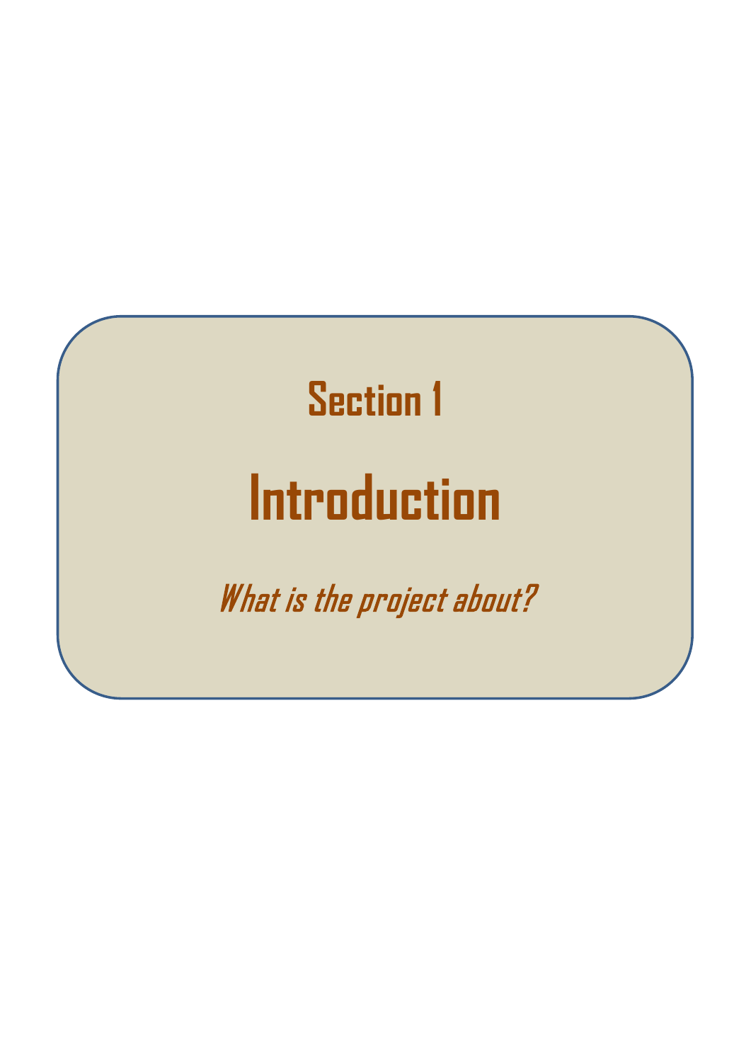## Section 1

# Introduction

*What is the project about?*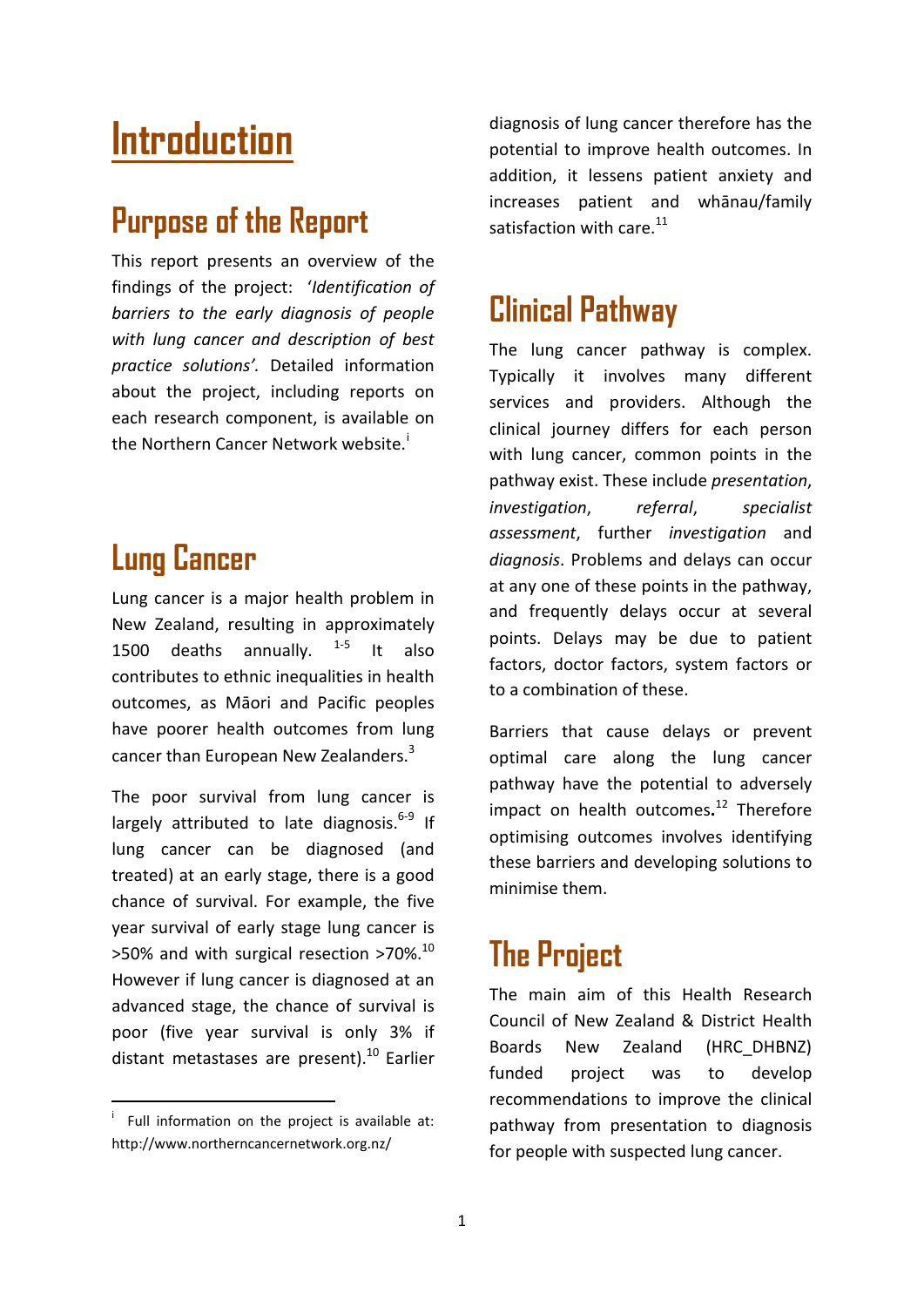# Introduction

## Purpose of the Report

This report presents an overview of the findings of the project: '*Identification of barriers to the early diagnosis of people with lung cancer and description of best practice solutions'.* Detailed information about the project, including reports on each research component, is available on the Northern Cancer Network website.[i]

## Lung Cancer

Lung cancer is a major health problem in New Zealand, resulting in approximately 1500 deaths annually.[1-5] It also contributes to ethnic inequalities in health outcomes, as Māori and Pacific peoples have poorer health outcomes from lung cancer than European New Zealanders.[3]

The poor survival from lung cancer is largely attributed to late diagnosis.[6-9] If lung cancer can be diagnosed (and treated) at an early stage, there is a good chance of survival. For example, the five year survival of early stage lung cancer is >50% and with surgical resection >70%.[10] However if lung cancer is diagnosed at an advanced stage, the chance of survival is poor (five year survival is only 3% if distant metastases are present).[10] Earlier diagnosis of lung cancer therefore has the potential to improve health outcomes. In addition, it lessens patient anxiety and increases patient and whānau/family satisfaction with care.[11]

## Clinical Pathway

The lung cancer pathway is complex. Typically it involves many different services and providers. Although the clinical journey differs for each person with lung cancer, common points in the pathway exist. These include *presentation*, *investigation*, *referral*, *specialist assessment*, further *investigation* and *diagnosis*. Problems and delays can occur at any one of these points in the pathway, and frequently delays occur at several points. Delays may be due to patient factors, doctor factors, system factors or to a combination of these.

Barriers that cause delays or prevent optimal care along the lung cancer pathway have the potential to adversely impact on health outcomes.[12] Therefore optimising outcomes involves identifying these barriers and developing solutions to minimise them.

## The Project

The main aim of this Health Research Council of New Zealand & District Health Boards New Zealand (HRC_DHBNZ) funded project was to develop recommendations to improve the clinical pathway from presentation to diagnosis for people with suspected lung cancer.

---

[i] Full information on the project is available at: http://www.northerncancernetwork.org.nz/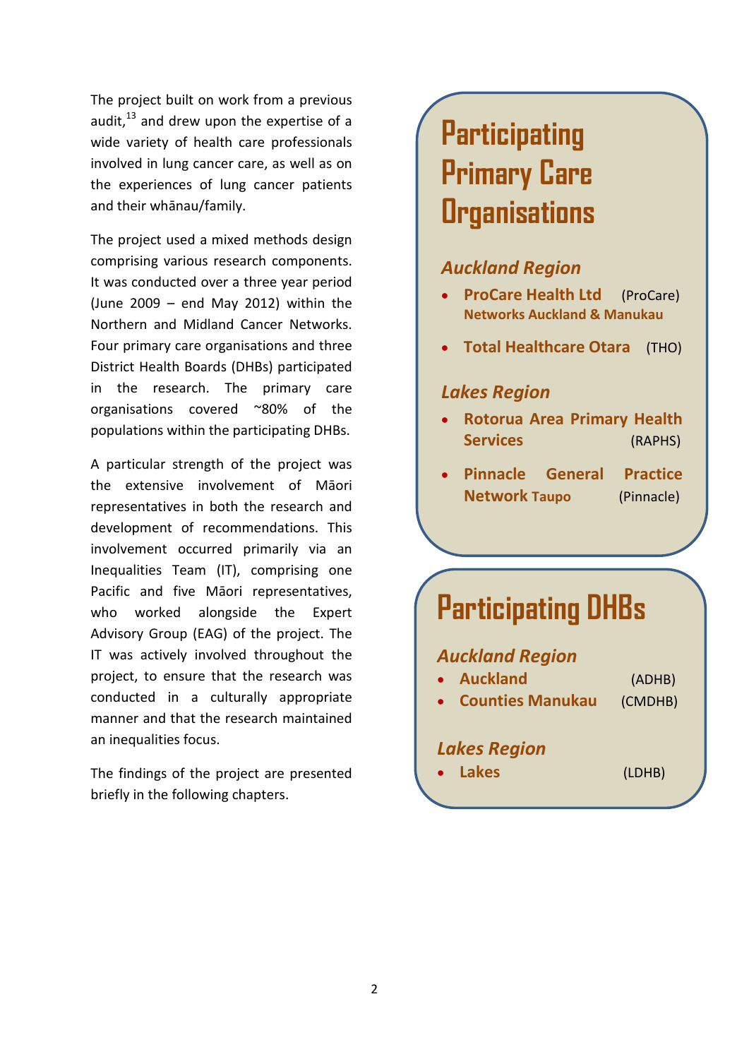The project built on work from a previous audit,[13] and drew upon the expertise of a wide variety of health care professionals involved in lung cancer care, as well as on the experiences of lung cancer patients and their whānau/family.

The project used a mixed methods design comprising various research components. It was conducted over a three year period (June 2009 – end May 2012) within the Northern and Midland Cancer Networks. Four primary care organisations and three District Health Boards (DHBs) participated in the research. The primary care organisations covered ~80% of the populations within the participating DHBs.

A particular strength of the project was the extensive involvement of Māori representatives in both the research and development of recommendations. This involvement occurred primarily via an Inequalities Team (IT), comprising one Pacific and five Māori representatives, who worked alongside the Expert Advisory Group (EAG) of the project. The IT was actively involved throughout the project, to ensure that the research was conducted in a culturally appropriate manner and that the research maintained an inequalities focus.

The findings of the project are presented briefly in the following chapters.

## Participating Primary Care Organisations

### *Auckland Region*

- **ProCare Health Ltd** (ProCare) **Networks Auckland & Manukau**
- **Total Healthcare Otara** (THO)

### *Lakes Region*

- **Rotorua Area Primary Health Services** (RAPHS)
- **Pinnacle General Practice Network** Taupo (Pinnacle)

## Participating DHBs

### *Auckland Region*

- **Auckland** (ADHB)
- **Counties Manukau** (CMDHB)

### *Lakes Region*

- **Lakes** (LDHB)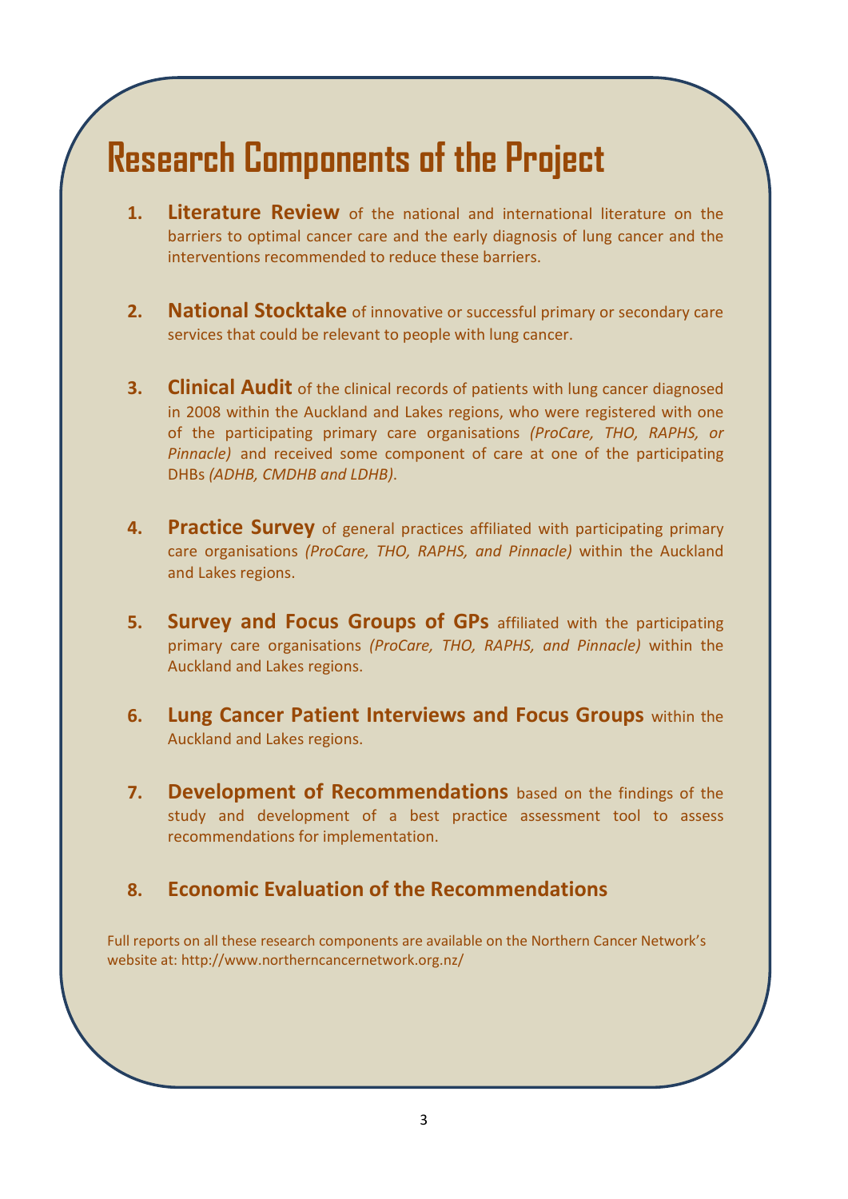# Research Components of the Project

1. **Literature Review** of the national and international literature on the barriers to optimal cancer care and the early diagnosis of lung cancer and the interventions recommended to reduce these barriers.

2. **National Stocktake** of innovative or successful primary or secondary care services that could be relevant to people with lung cancer.

3. **Clinical Audit** of the clinical records of patients with lung cancer diagnosed in 2008 within the Auckland and Lakes regions, who were registered with one of the participating primary care organisations *(ProCare, THO, RAPHS, or Pinnacle)* and received some component of care at one of the participating DHBs *(ADHB, CMDHB and LDHB)*.

4. **Practice Survey** of general practices affiliated with participating primary care organisations *(ProCare, THO, RAPHS, and Pinnacle)* within the Auckland and Lakes regions.

5. **Survey and Focus Groups of GPs** affiliated with the participating primary care organisations *(ProCare, THO, RAPHS, and Pinnacle)* within the Auckland and Lakes regions.

6. **Lung Cancer Patient Interviews and Focus Groups** within the Auckland and Lakes regions.

7. **Development of Recommendations** based on the findings of the study and development of a best practice assessment tool to assess recommendations for implementation.

8. **Economic Evaluation of the Recommendations**

Full reports on all these research components are available on the Northern Cancer Network's website at: http://www.northerncancernetwork.org.nz/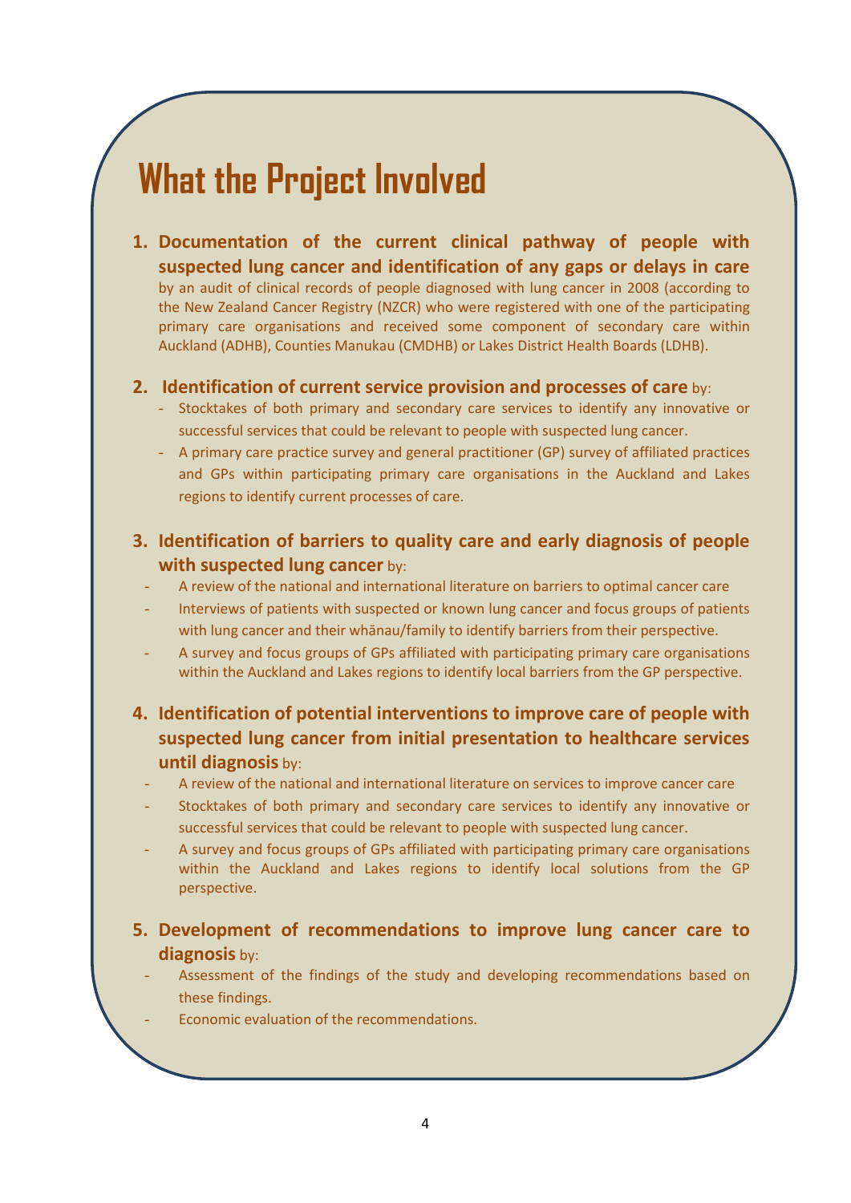# What the Project Involved

1. **Documentation of the current clinical pathway of people with suspected lung cancer and identification of any gaps or delays in care** by an audit of clinical records of people diagnosed with lung cancer in 2008 (according to the New Zealand Cancer Registry (NZCR) who were registered with one of the participating primary care organisations and received some component of secondary care within Auckland (ADHB), Counties Manukau (CMDHB) or Lakes District Health Boards (LDHB).

2. **Identification of current service provision and processes of care** by:
   - Stocktakes of both primary and secondary care services to identify any innovative or successful services that could be relevant to people with suspected lung cancer.
   - A primary care practice survey and general practitioner (GP) survey of affiliated practices and GPs within participating primary care organisations in the Auckland and Lakes regions to identify current processes of care.

3. **Identification of barriers to quality care and early diagnosis of people with suspected lung cancer** by:
   - A review of the national and international literature on barriers to optimal cancer care
   - Interviews of patients with suspected or known lung cancer and focus groups of patients with lung cancer and their whānau/family to identify barriers from their perspective.
   - A survey and focus groups of GPs affiliated with participating primary care organisations within the Auckland and Lakes regions to identify local barriers from the GP perspective.

4. **Identification of potential interventions to improve care of people with suspected lung cancer from initial presentation to healthcare services until diagnosis** by:
   - A review of the national and international literature on services to improve cancer care
   - Stocktakes of both primary and secondary care services to identify any innovative or successful services that could be relevant to people with suspected lung cancer.
   - A survey and focus groups of GPs affiliated with participating primary care organisations within the Auckland and Lakes regions to identify local solutions from the GP perspective.

5. **Development of recommendations to improve lung cancer care to diagnosis** by:
   - Assessment of the findings of the study and developing recommendations based on these findings.
   - Economic evaluation of the recommendations.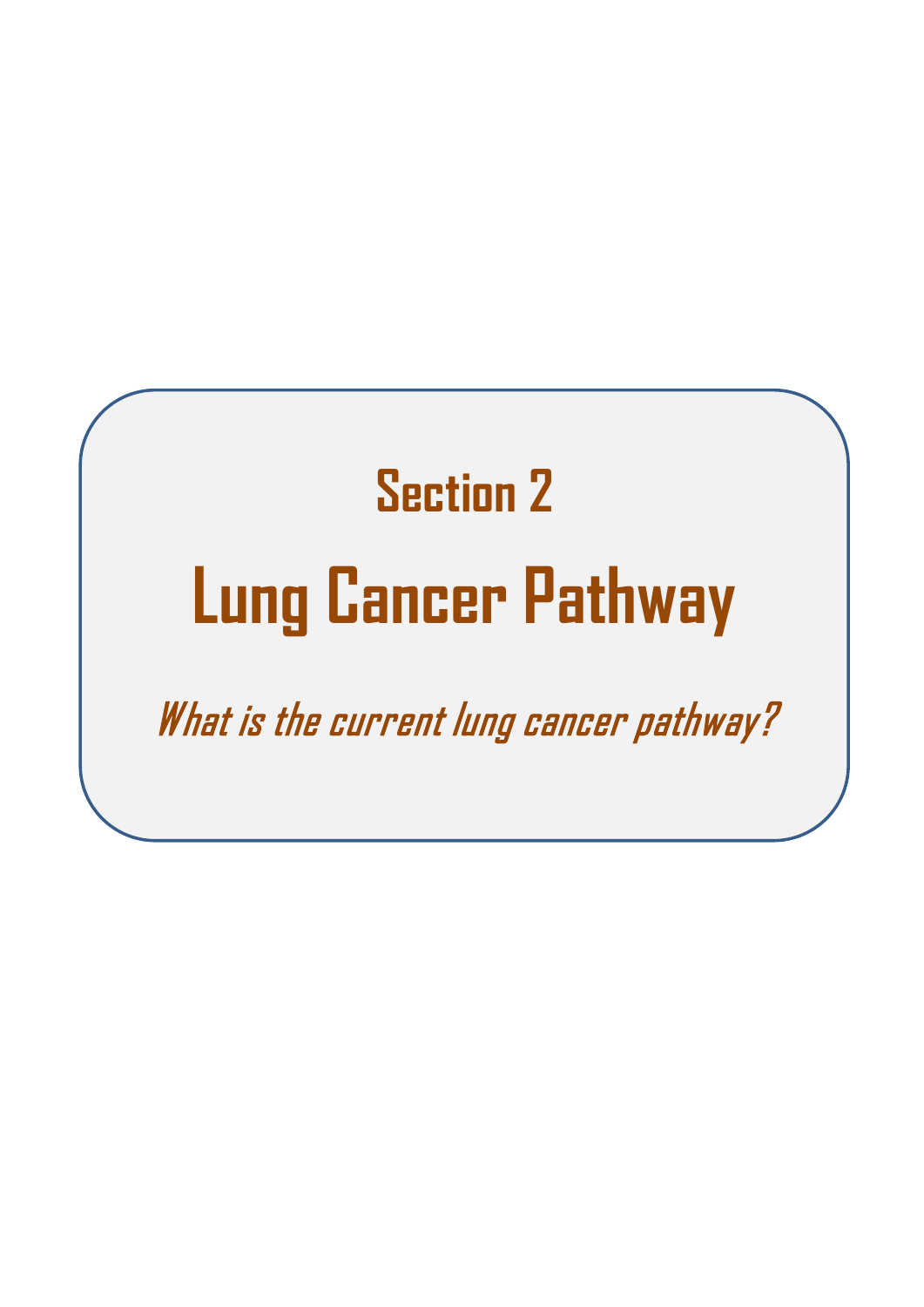## Section 2

# Lung Cancer Pathway

*What is the current lung cancer pathway?*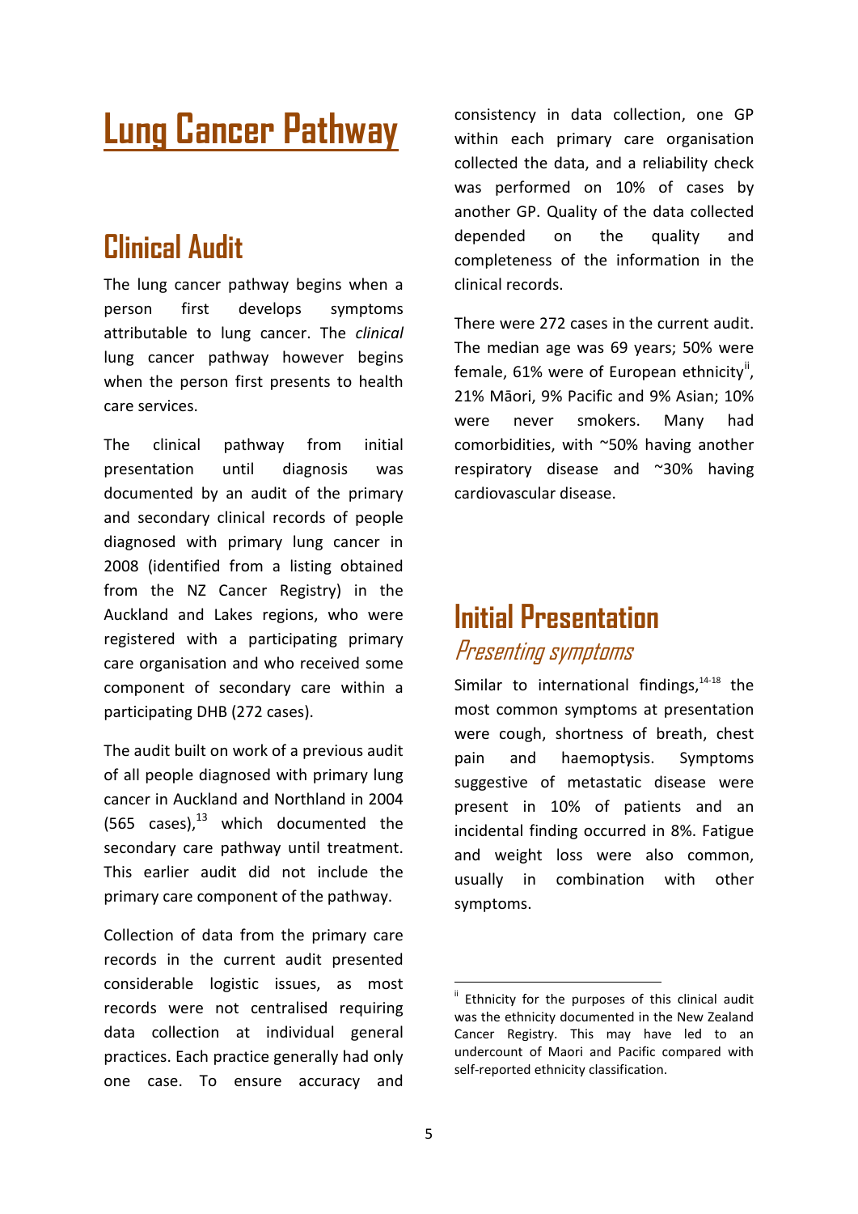# Lung Cancer Pathway

## Clinical Audit

The lung cancer pathway begins when a person first develops symptoms attributable to lung cancer. The *clinical* lung cancer pathway however begins when the person first presents to health care services.

The clinical pathway from initial presentation until diagnosis was documented by an audit of the primary and secondary clinical records of people diagnosed with primary lung cancer in 2008 (identified from a listing obtained from the NZ Cancer Registry) in the Auckland and Lakes regions, who were registered with a participating primary care organisation and who received some component of secondary care within a participating DHB (272 cases).

The audit built on work of a previous audit of all people diagnosed with primary lung cancer in Auckland and Northland in 2004 (565 cases),[13] which documented the secondary care pathway until treatment. This earlier audit did not include the primary care component of the pathway.

Collection of data from the primary care records in the current audit presented considerable logistic issues, as most records were not centralised requiring data collection at individual general practices. Each practice generally had only one case. To ensure accuracy and consistency in data collection, one GP within each primary care organisation collected the data, and a reliability check was performed on 10% of cases by another GP. Quality of the data collected depended on the quality and completeness of the information in the clinical records.

There were 272 cases in the current audit. The median age was 69 years; 50% were female, 61% were of European ethnicity[ii], 21% Māori, 9% Pacific and 9% Asian; 10% were never smokers. Many had comorbidities, with ~50% having another respiratory disease and ~30% having cardiovascular disease.

## Initial Presentation

### *Presenting symptoms*

Similar to international findings,[14-18] the most common symptoms at presentation were cough, shortness of breath, chest pain and haemoptysis. Symptoms suggestive of metastatic disease were present in 10% of patients and an incidental finding occurred in 8%. Fatigue and weight loss were also common, usually in combination with other symptoms.

[ii] Ethnicity for the purposes of this clinical audit was the ethnicity documented in the New Zealand Cancer Registry. This may have led to an undercount of Maori and Pacific compared with self-reported ethnicity classification.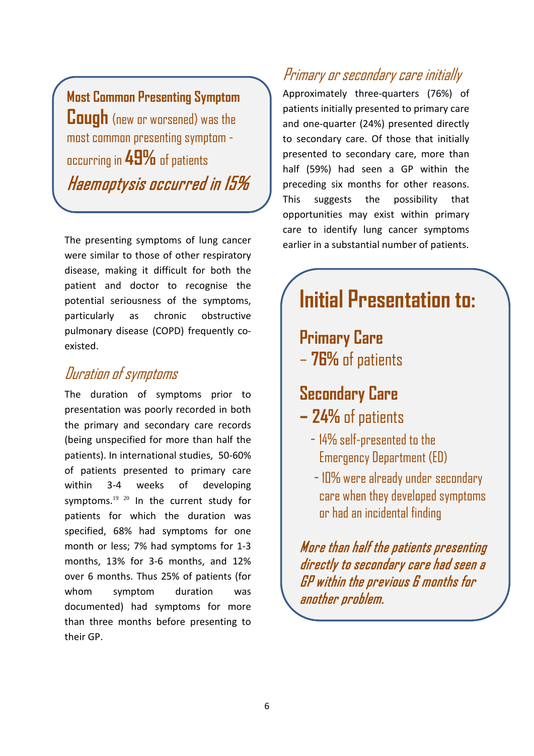**Most Common Presenting Symptom**

**Cough** (new or worsened) was the most common presenting symptom - occurring in **49%** of patients

***Haemoptysis occurred in 15%***

The presenting symptoms of lung cancer were similar to those of other respiratory disease, making it difficult for both the patient and doctor to recognise the potential seriousness of the symptoms, particularly as chronic obstructive pulmonary disease (COPD) frequently co-existed.

## *Duration of symptoms*

The duration of symptoms prior to presentation was poorly recorded in both the primary and secondary care records (being unspecified for more than half the patients). In international studies, 50-60% of patients presented to primary care within 3-4 weeks of developing symptoms.[19] [20] In the current study for patients for which the duration was specified, 68% had symptoms for one month or less; 7% had symptoms for 1-3 months, 13% for 3-6 months, and 12% over 6 months. Thus 25% of patients (for whom symptom duration was documented) had symptoms for more than three months before presenting to their GP.

## *Primary or secondary care initially*

Approximately three-quarters (76%) of patients initially presented to primary care and one-quarter (24%) presented directly to secondary care. Of those that initially presented to secondary care, more than half (59%) had seen a GP within the preceding six months for other reasons. This suggests the possibility that opportunities may exist within primary care to identify lung cancer symptoms earlier in a substantial number of patients.

# Initial Presentation to:

**Primary Care**
– **76%** of patients

**Secondary Care**
**– 24%** of patients

- 14% self-presented to the Emergency Department (ED)
- 10% were already under secondary care when they developed symptoms or had an incidental finding

***More than half the patients presenting directly to secondary care had seen a GP within the previous 6 months for another problem.***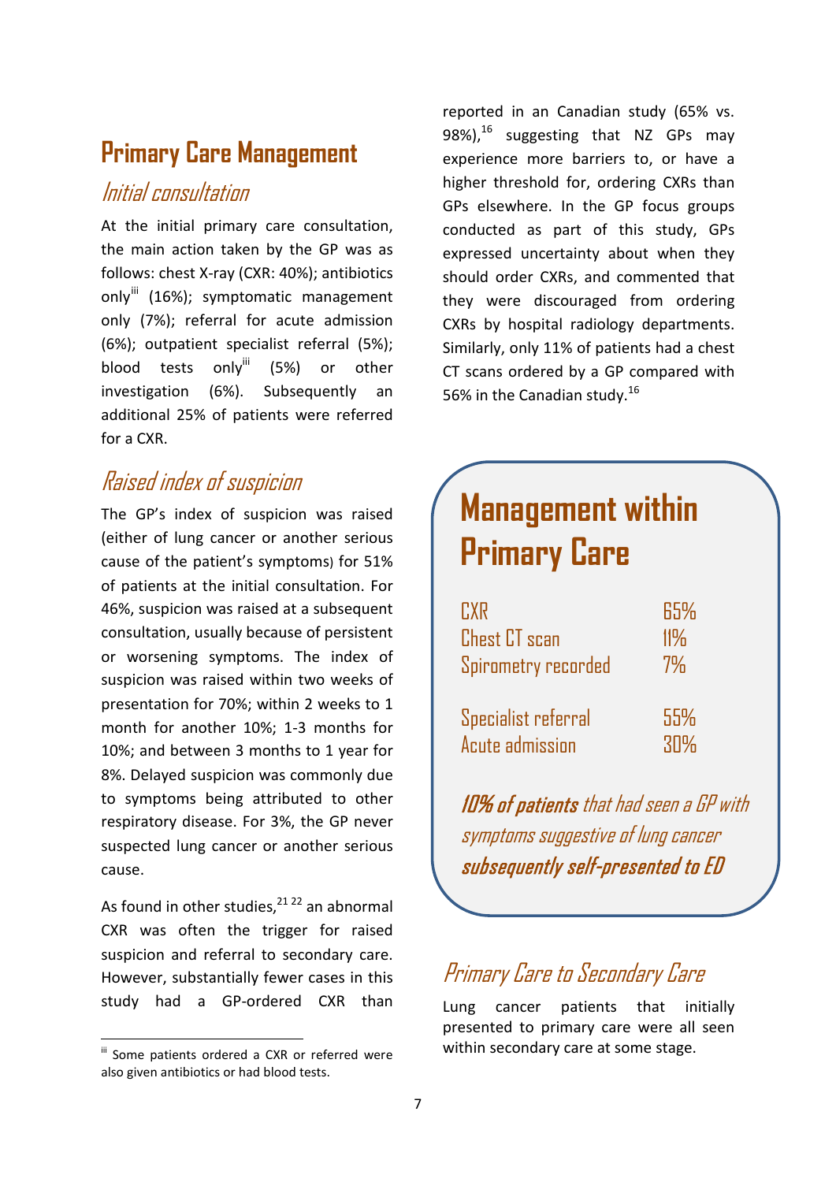## Primary Care Management

### *Initial consultation*

At the initial primary care consultation, the main action taken by the GP was as follows: chest X-ray (CXR: 40%); antibiotics only[iii] (16%); symptomatic management only (7%); referral for acute admission (6%); outpatient specialist referral (5%); blood tests only[iii] (5%) or other investigation (6%). Subsequently an additional 25% of patients were referred for a CXR.

### *Raised index of suspicion*

The GP's index of suspicion was raised (either of lung cancer or another serious cause of the patient's symptoms) for 51% of patients at the initial consultation. For 46%, suspicion was raised at a subsequent consultation, usually because of persistent or worsening symptoms. The index of suspicion was raised within two weeks of presentation for 70%; within 2 weeks to 1 month for another 10%; 1-3 months for 10%; and between 3 months to 1 year for 8%. Delayed suspicion was commonly due to symptoms being attributed to other respiratory disease. For 3%, the GP never suspected lung cancer or another serious cause.

As found in other studies,[21 22] an abnormal CXR was often the trigger for raised suspicion and referral to secondary care. However, substantially fewer cases in this study had a GP-ordered CXR than reported in an Canadian study (65% vs. 98%),[16] suggesting that NZ GPs may experience more barriers to, or have a higher threshold for, ordering CXRs than GPs elsewhere. In the GP focus groups conducted as part of this study, GPs expressed uncertainty about when they should order CXRs, and commented that they were discouraged from ordering CXRs by hospital radiology departments. Similarly, only 11% of patients had a chest CT scans ordered by a GP compared with 56% in the Canadian study.[16]

[iii] Some patients ordered a CXR or referred were also given antibiotics or had blood tests.

## Management within Primary Care

| | |
|---|---|
| CXR | 65% |
| Chest CT scan | 11% |
| Spirometry recorded | 7% |
| Specialist referral | 55% |
| Acute admission | 30% |

***10% of patients*** *that had seen a GP with symptoms suggestive of lung cancer* ***subsequently self-presented to ED***

### *Primary Care to Secondary Care*

Lung cancer patients that initially presented to primary care were all seen within secondary care at some stage.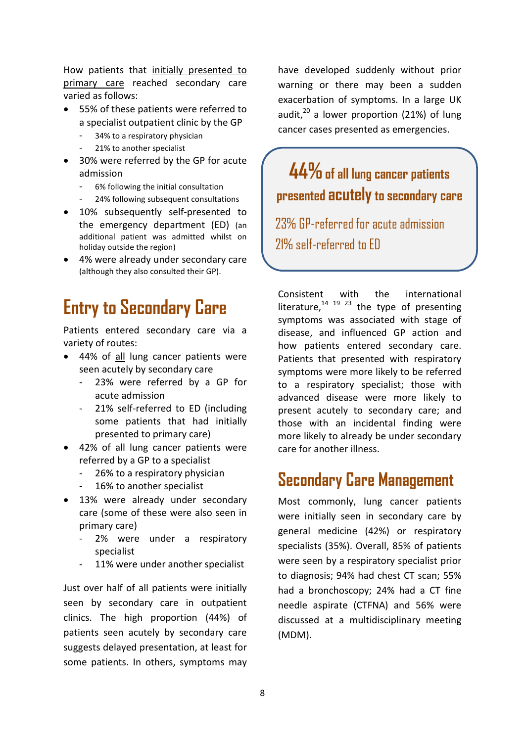How patients that initially presented to primary care reached secondary care varied as follows:

- 55% of these patients were referred to a specialist outpatient clinic by the GP
  - 34% to a respiratory physician
  - 21% to another specialist
- 30% were referred by the GP for acute admission
  - 6% following the initial consultation
  - 24% following subsequent consultations
- 10% subsequently self-presented to the emergency department (ED) (an additional patient was admitted whilst on holiday outside the region)
- 4% were already under secondary care (although they also consulted their GP).

## Entry to Secondary Care

Patients entered secondary care via a variety of routes:

- 44% of all lung cancer patients were seen acutely by secondary care
  - 23% were referred by a GP for acute admission
  - 21% self-referred to ED (including some patients that had initially presented to primary care)
- 42% of all lung cancer patients were referred by a GP to a specialist
  - 26% to a respiratory physician
  - 16% to another specialist
- 13% were already under secondary care (some of these were also seen in primary care)
  - 2% were under a respiratory specialist
  - 11% were under another specialist

Just over half of all patients were initially seen by secondary care in outpatient clinics. The high proportion (44%) of patients seen acutely by secondary care suggests delayed presentation, at least for some patients. In others, symptoms may have developed suddenly without prior warning or there may been a sudden exacerbation of symptoms. In a large UK audit,[20] a lower proportion (21%) of lung cancer cases presented as emergencies.

> **44% of all lung cancer patients presented acutely to secondary care**
>
> 23% GP-referred for acute admission
>
> 21% self-referred to ED

Consistent with the international literature,[14 19 23] the type of presenting symptoms was associated with stage of disease, and influenced GP action and how patients entered secondary care. Patients that presented with respiratory symptoms were more likely to be referred to a respiratory specialist; those with advanced disease were more likely to present acutely to secondary care; and those with an incidental finding were more likely to already be under secondary care for another illness.

## Secondary Care Management

Most commonly, lung cancer patients were initially seen in secondary care by general medicine (42%) or respiratory specialists (35%). Overall, 85% of patients were seen by a respiratory specialist prior to diagnosis; 94% had chest CT scan; 55% had a bronchoscopy; 24% had a CT fine needle aspirate (CTFNA) and 56% were discussed at a multidisciplinary meeting (MDM).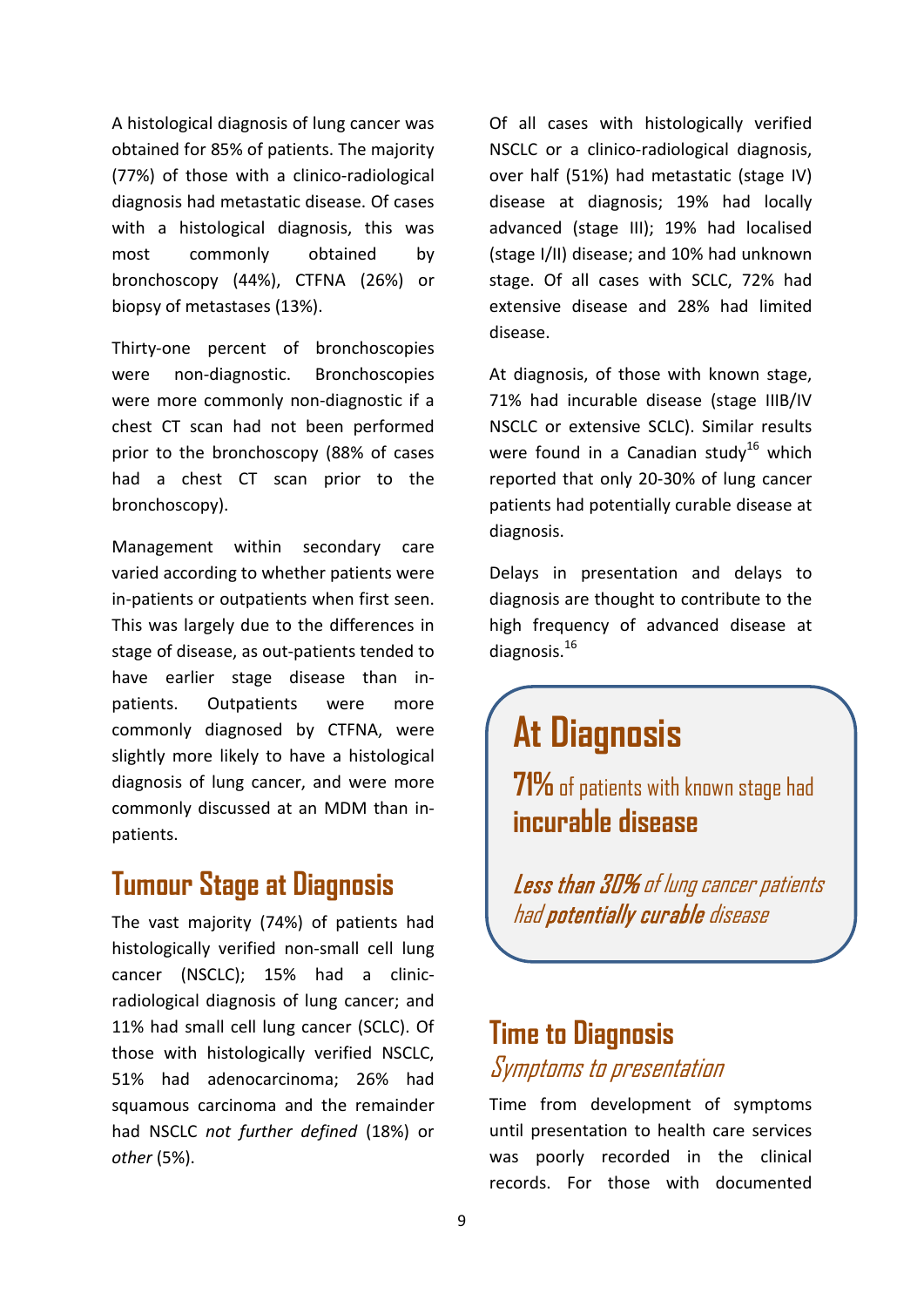A histological diagnosis of lung cancer was obtained for 85% of patients. The majority (77%) of those with a clinico-radiological diagnosis had metastatic disease. Of cases with a histological diagnosis, this was most commonly obtained by bronchoscopy (44%), CTFNA (26%) or biopsy of metastases (13%).

Thirty-one percent of bronchoscopies were non-diagnostic. Bronchoscopies were more commonly non-diagnostic if a chest CT scan had not been performed prior to the bronchoscopy (88% of cases had a chest CT scan prior to the bronchoscopy).

Management within secondary care varied according to whether patients were in-patients or outpatients when first seen. This was largely due to the differences in stage of disease, as out-patients tended to have earlier stage disease than in-patients. Outpatients were more commonly diagnosed by CTFNA, were slightly more likely to have a histological diagnosis of lung cancer, and were more commonly discussed at an MDM than in-patients.

## Tumour Stage at Diagnosis

The vast majority (74%) of patients had histologically verified non-small cell lung cancer (NSCLC); 15% had a clinic-radiological diagnosis of lung cancer; and 11% had small cell lung cancer (SCLC). Of those with histologically verified NSCLC, 51% had adenocarcinoma; 26% had squamous carcinoma and the remainder had NSCLC *not further defined* (18%) or *other* (5%).

Of all cases with histologically verified NSCLC or a clinico-radiological diagnosis, over half (51%) had metastatic (stage IV) disease at diagnosis; 19% had locally advanced (stage III); 19% had localised (stage I/II) disease; and 10% had unknown stage. Of all cases with SCLC, 72% had extensive disease and 28% had limited disease.

At diagnosis, of those with known stage, 71% had incurable disease (stage IIIB/IV NSCLC or extensive SCLC). Similar results were found in a Canadian study[16] which reported that only 20-30% of lung cancer patients had potentially curable disease at diagnosis.

Delays in presentation and delays to diagnosis are thought to contribute to the high frequency of advanced disease at diagnosis.[16]

> **At Diagnosis**
>
> **71%** of patients with known stage had **incurable disease**
>
> ***Less than 30%*** *of lung cancer patients had* ***potentially curable*** *disease*

## Time to Diagnosis

### *Symptoms to presentation*

Time from development of symptoms until presentation to health care services was poorly recorded in the clinical records. For those with documented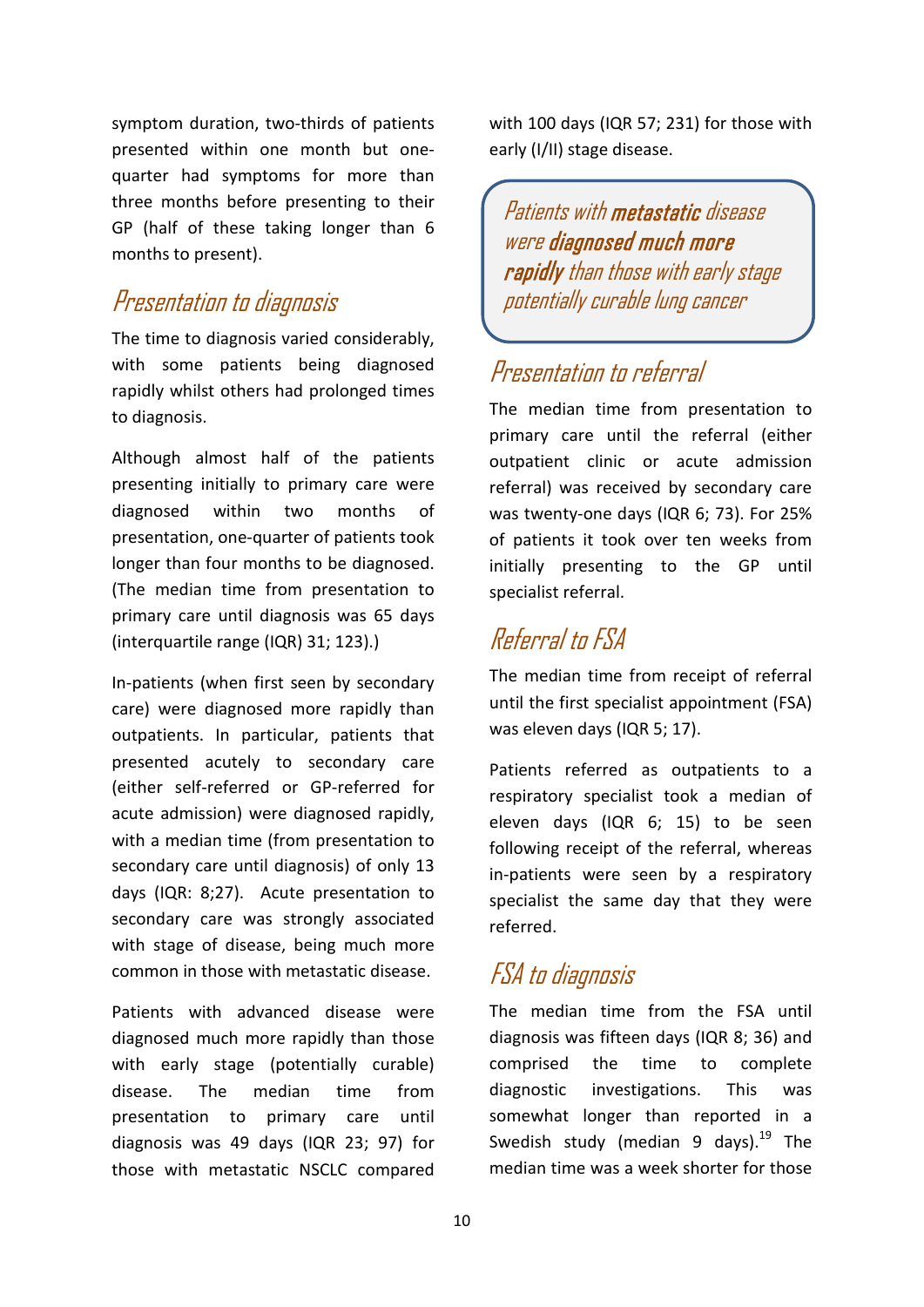symptom duration, two-thirds of patients presented within one month but one-quarter had symptoms for more than three months before presenting to their GP (half of these taking longer than 6 months to present).

## Presentation to diagnosis

The time to diagnosis varied considerably, with some patients being diagnosed rapidly whilst others had prolonged times to diagnosis.

Although almost half of the patients presenting initially to primary care were diagnosed within two months of presentation, one-quarter of patients took longer than four months to be diagnosed. (The median time from presentation to primary care until diagnosis was 65 days (interquartile range (IQR) 31; 123).)

In-patients (when first seen by secondary care) were diagnosed more rapidly than outpatients. In particular, patients that presented acutely to secondary care (either self-referred or GP-referred for acute admission) were diagnosed rapidly, with a median time (from presentation to secondary care until diagnosis) of only 13 days (IQR: 8;27). Acute presentation to secondary care was strongly associated with stage of disease, being much more common in those with metastatic disease.

Patients with advanced disease were diagnosed much more rapidly than those with early stage (potentially curable) disease. The median time from presentation to primary care until diagnosis was 49 days (IQR 23; 97) for those with metastatic NSCLC compared with 100 days (IQR 57; 231) for those with early (I/II) stage disease.

> *Patients with **metastatic** disease were **diagnosed much more rapidly** than those with early stage potentially curable lung cancer*

## Presentation to referral

The median time from presentation to primary care until the referral (either outpatient clinic or acute admission referral) was received by secondary care was twenty-one days (IQR 6; 73). For 25% of patients it took over ten weeks from initially presenting to the GP until specialist referral.

## Referral to FSA

The median time from receipt of referral until the first specialist appointment (FSA) was eleven days (IQR 5; 17).

Patients referred as outpatients to a respiratory specialist took a median of eleven days (IQR 6; 15) to be seen following receipt of the referral, whereas in-patients were seen by a respiratory specialist the same day that they were referred.

## FSA to diagnosis

The median time from the FSA until diagnosis was fifteen days (IQR 8; 36) and comprised the time to complete diagnostic investigations. This was somewhat longer than reported in a Swedish study (median 9 days).[19] The median time was a week shorter for those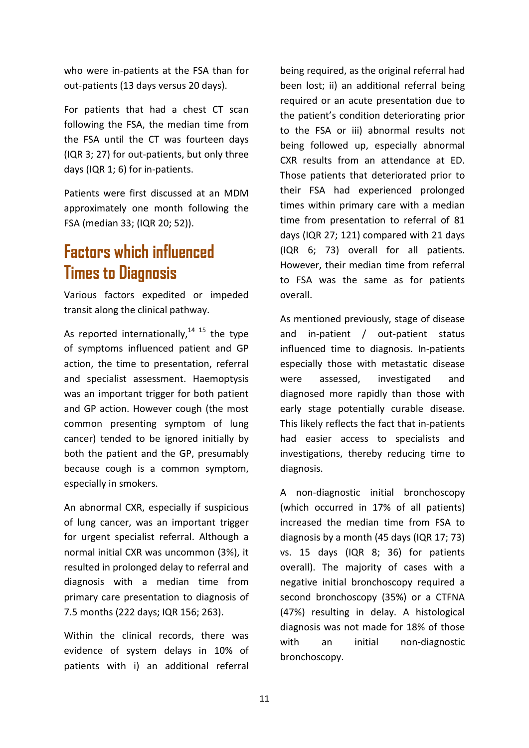who were in-patients at the FSA than for out-patients (13 days versus 20 days).

For patients that had a chest CT scan following the FSA, the median time from the FSA until the CT was fourteen days (IQR 3; 27) for out-patients, but only three days (IQR 1; 6) for in-patients.

Patients were first discussed at an MDM approximately one month following the FSA (median 33; (IQR 20; 52)).

## Factors which influenced Times to Diagnosis

Various factors expedited or impeded transit along the clinical pathway.

As reported internationally,[14 15] the type of symptoms influenced patient and GP action, the time to presentation, referral and specialist assessment. Haemoptysis was an important trigger for both patient and GP action. However cough (the most common presenting symptom of lung cancer) tended to be ignored initially by both the patient and the GP, presumably because cough is a common symptom, especially in smokers.

An abnormal CXR, especially if suspicious of lung cancer, was an important trigger for urgent specialist referral. Although a normal initial CXR was uncommon (3%), it resulted in prolonged delay to referral and diagnosis with a median time from primary care presentation to diagnosis of 7.5 months (222 days; IQR 156; 263).

Within the clinical records, there was evidence of system delays in 10% of patients with i) an additional referral being required, as the original referral had been lost; ii) an additional referral being required or an acute presentation due to the patient's condition deteriorating prior to the FSA or iii) abnormal results not being followed up, especially abnormal CXR results from an attendance at ED. Those patients that deteriorated prior to their FSA had experienced prolonged times within primary care with a median time from presentation to referral of 81 days (IQR 27; 121) compared with 21 days (IQR 6; 73) overall for all patients. However, their median time from referral to FSA was the same as for patients overall.

As mentioned previously, stage of disease and in-patient / out-patient status influenced time to diagnosis. In-patients especially those with metastatic disease were assessed, investigated and diagnosed more rapidly than those with early stage potentially curable disease. This likely reflects the fact that in-patients had easier access to specialists and investigations, thereby reducing time to diagnosis.

A non-diagnostic initial bronchoscopy (which occurred in 17% of all patients) increased the median time from FSA to diagnosis by a month (45 days (IQR 17; 73) vs. 15 days (IQR 8; 36) for patients overall). The majority of cases with a negative initial bronchoscopy required a second bronchoscopy (35%) or a CTFNA (47%) resulting in delay. A histological diagnosis was not made for 18% of those with an initial non-diagnostic bronchoscopy.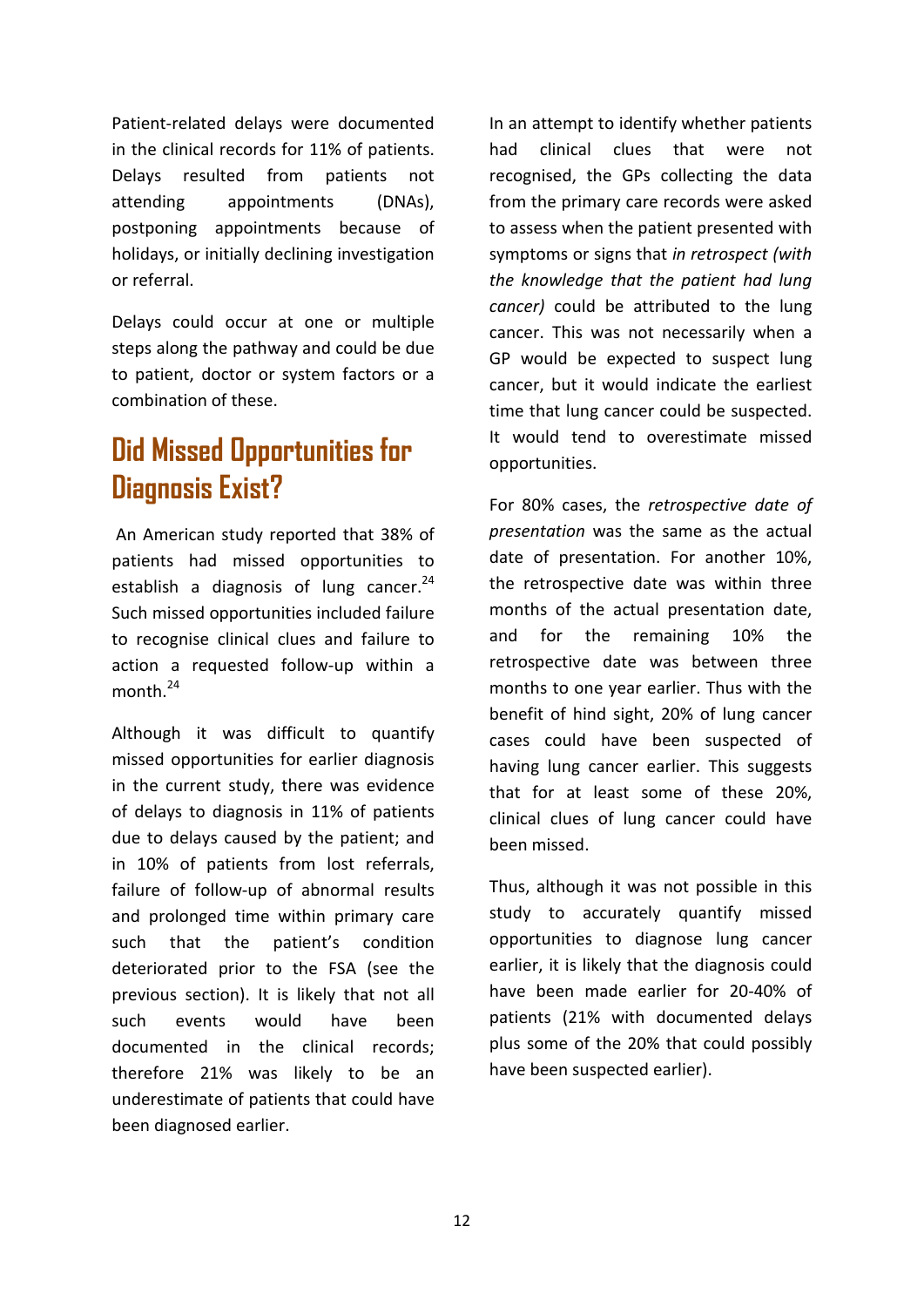Patient-related delays were documented in the clinical records for 11% of patients. Delays resulted from patients not attending appointments (DNAs), postponing appointments because of holidays, or initially declining investigation or referral.

Delays could occur at one or multiple steps along the pathway and could be due to patient, doctor or system factors or a combination of these.

## Did Missed Opportunities for Diagnosis Exist?

An American study reported that 38% of patients had missed opportunities to establish a diagnosis of lung cancer.[24] Such missed opportunities included failure to recognise clinical clues and failure to action a requested follow-up within a month.[24]

Although it was difficult to quantify missed opportunities for earlier diagnosis in the current study, there was evidence of delays to diagnosis in 11% of patients due to delays caused by the patient; and in 10% of patients from lost referrals, failure of follow-up of abnormal results and prolonged time within primary care such that the patient's condition deteriorated prior to the FSA (see the previous section). It is likely that not all such events would have been documented in the clinical records; therefore 21% was likely to be an underestimate of patients that could have been diagnosed earlier.

In an attempt to identify whether patients had clinical clues that were not recognised, the GPs collecting the data from the primary care records were asked to assess when the patient presented with symptoms or signs that *in retrospect (with the knowledge that the patient had lung cancer)* could be attributed to the lung cancer. This was not necessarily when a GP would be expected to suspect lung cancer, but it would indicate the earliest time that lung cancer could be suspected. It would tend to overestimate missed opportunities.

For 80% cases, the *retrospective date of presentation* was the same as the actual date of presentation. For another 10%, the retrospective date was within three months of the actual presentation date, and for the remaining 10% the retrospective date was between three months to one year earlier. Thus with the benefit of hind sight, 20% of lung cancer cases could have been suspected of having lung cancer earlier. This suggests that for at least some of these 20%, clinical clues of lung cancer could have been missed.

Thus, although it was not possible in this study to accurately quantify missed opportunities to diagnose lung cancer earlier, it is likely that the diagnosis could have been made earlier for 20-40% of patients (21% with documented delays plus some of the 20% that could possibly have been suspected earlier).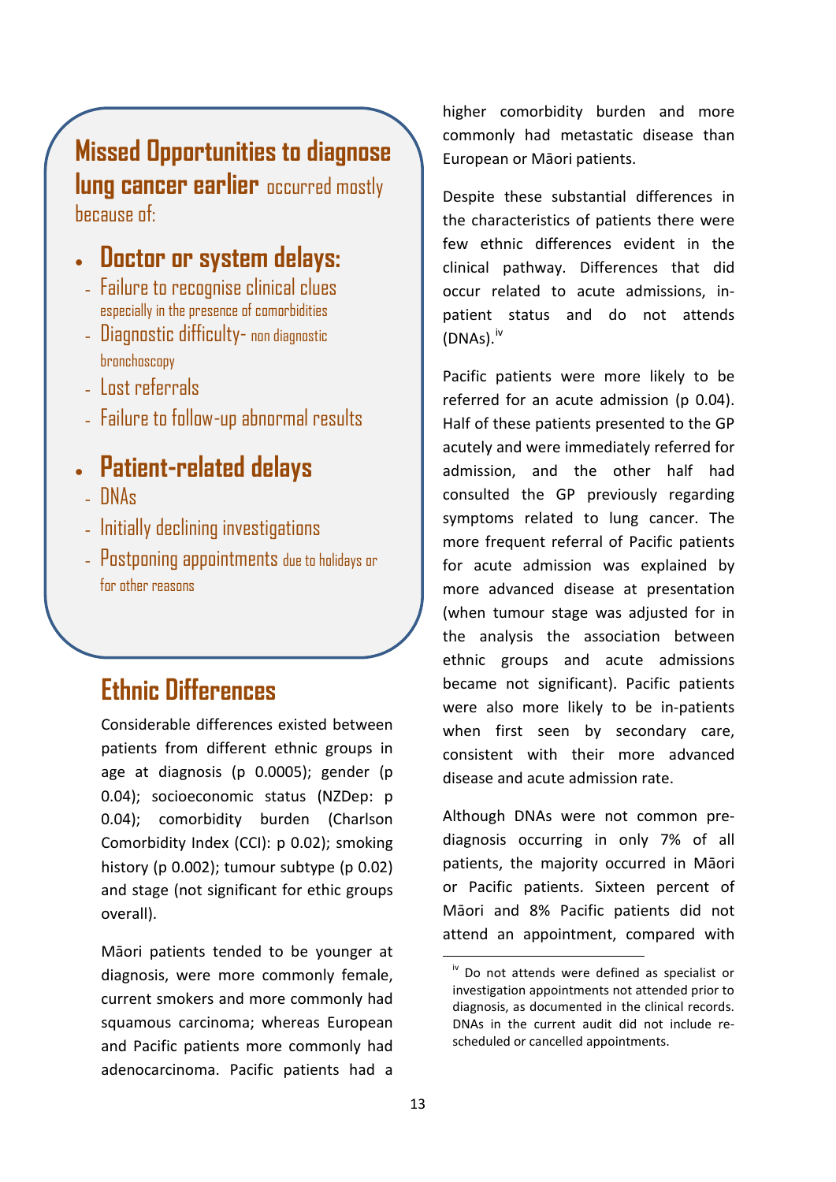## Missed Opportunities to diagnose lung cancer earlier occurred mostly because of:

- **Doctor or system delays:**
  - Failure to recognise clinical clues especially in the presence of comorbidities
  - Diagnostic difficulty- non diagnostic bronchoscopy
  - Lost referrals
  - Failure to follow-up abnormal results
- **Patient-related delays**
  - DNAs
  - Initially declining investigations
  - Postponing appointments due to holidays or for other reasons

## Ethnic Differences

Considerable differences existed between patients from different ethnic groups in age at diagnosis (p 0.0005); gender (p 0.04); socioeconomic status (NZDep: p 0.04); comorbidity burden (Charlson Comorbidity Index (CCI): p 0.02); smoking history (p 0.002); tumour subtype (p 0.02) and stage (not significant for ethic groups overall).

Māori patients tended to be younger at diagnosis, were more commonly female, current smokers and more commonly had squamous carcinoma; whereas European and Pacific patients more commonly had adenocarcinoma. Pacific patients had a higher comorbidity burden and more commonly had metastatic disease than European or Māori patients.

Despite these substantial differences in the characteristics of patients there were few ethnic differences evident in the clinical pathway. Differences that did occur related to acute admissions, in-patient status and do not attends (DNAs).[iv]

Pacific patients were more likely to be referred for an acute admission (p 0.04). Half of these patients presented to the GP acutely and were immediately referred for admission, and the other half had consulted the GP previously regarding symptoms related to lung cancer. The more frequent referral of Pacific patients for acute admission was explained by more advanced disease at presentation (when tumour stage was adjusted for in the analysis the association between ethnic groups and acute admissions became not significant). Pacific patients were also more likely to be in-patients when first seen by secondary care, consistent with their more advanced disease and acute admission rate.

Although DNAs were not common pre-diagnosis occurring in only 7% of all patients, the majority occurred in Māori or Pacific patients. Sixteen percent of Māori and 8% Pacific patients did not attend an appointment, compared with

[iv] Do not attends were defined as specialist or investigation appointments not attended prior to diagnosis, as documented in the clinical records. DNAs in the current audit did not include re-scheduled or cancelled appointments.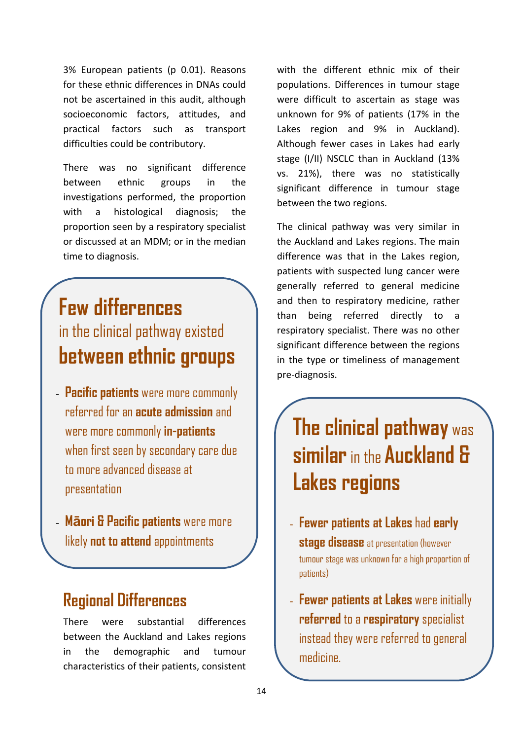3% European patients (p 0.01). Reasons for these ethnic differences in DNAs could not be ascertained in this audit, although socioeconomic factors, attitudes, and practical factors such as transport difficulties could be contributory.

There was no significant difference between ethnic groups in the investigations performed, the proportion with a histological diagnosis; the proportion seen by a respiratory specialist or discussed at an MDM; or in the median time to diagnosis.

> **Few differences** in the clinical pathway existed **between ethnic groups**
>
> - **Pacific patients** were more commonly referred for an **acute admission** and were more commonly **in-patients** when first seen by secondary care due to more advanced disease at presentation
> - **Māori & Pacific patients** were more likely **not to attend** appointments

## Regional Differences

There were substantial differences between the Auckland and Lakes regions in the demographic and tumour characteristics of their patients, consistent with the different ethnic mix of their populations. Differences in tumour stage were difficult to ascertain as stage was unknown for 9% of patients (17% in the Lakes region and 9% in Auckland). Although fewer cases in Lakes had early stage (I/II) NSCLC than in Auckland (13% vs. 21%), there was no statistically significant difference in tumour stage between the two regions.

The clinical pathway was very similar in the Auckland and Lakes regions. The main difference was that in the Lakes region, patients with suspected lung cancer were generally referred to general medicine and then to respiratory medicine, rather than being referred directly to a respiratory specialist. There was no other significant difference between the regions in the type or timeliness of management pre-diagnosis.

> **The clinical pathway** was **similar** in the **Auckland & Lakes regions**
>
> - **Fewer patients at Lakes** had **early stage disease** at presentation (however tumour stage was unknown for a high proportion of patients)
> - **Fewer patients at Lakes** were initially **referred** to a **respiratory** specialist instead they were referred to general medicine.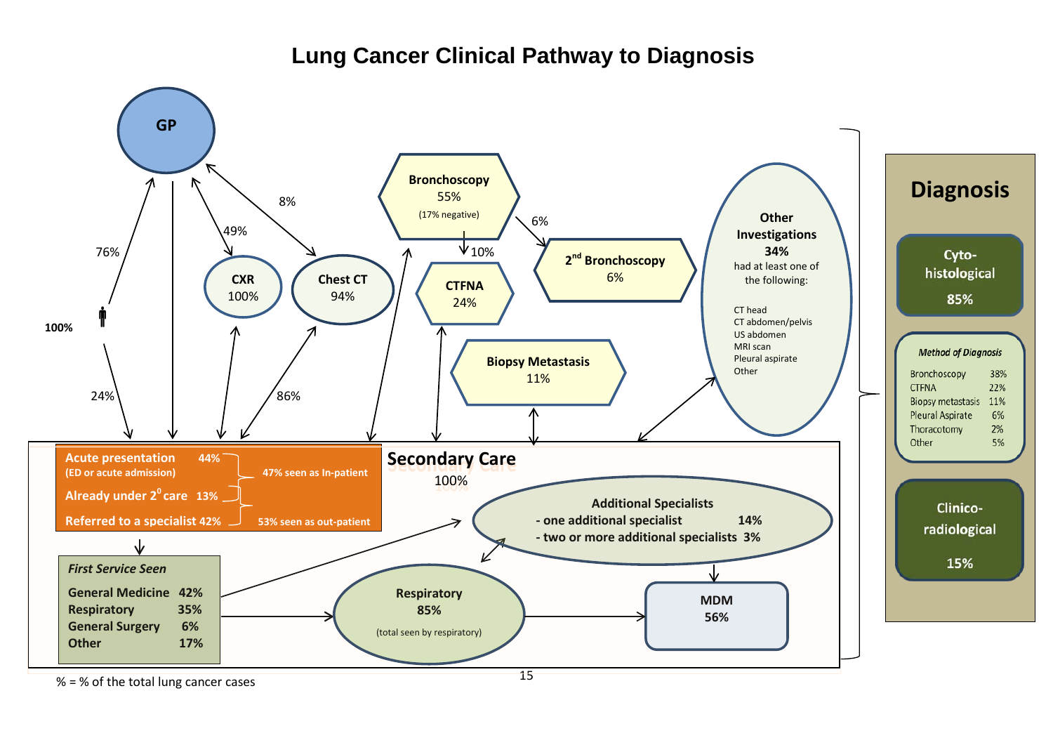# Lung Cancer Clinical Pathway to Diagnosis

**GP**

- 100% (patient)
- 76% → GP
- 24% → Secondary Care
- 49% ↔ CXR
- 8% ↔ Chest CT
- 86% ↔ Chest CT (from Secondary Care)

**CXR** 100%

**Chest CT** 94%

**Bronchoscopy** 55% (17% negative)

- 10% → CTFNA
- 6% → 2nd Bronchoscopy

**CTFNA** 24%

**2nd Bronchoscopy** 6%

**Biopsy Metastasis** 11%

**Other Investigations 34%** had at least one of the following:

- CT head
- CT abdomen/pelvis
- US abdomen
- MRI scan
- Pleural aspirate
- Other

## Secondary Care

100%

| | | |
|---|---|---|
| **Acute presentation** (ED or acute admission) | 44% | 47% seen as In-patient |
| **Already under 2° care** | 13% | |
| **Referred to a specialist** | 42% | 53% seen as out-patient |

***First Service Seen***

| | |
|---|---|
| General Medicine | 42% |
| Respiratory | 35% |
| General Surgery | 6% |
| Other | 17% |

**Respiratory** 85% (total seen by respiratory)

**Additional Specialists**

- one additional specialist 14%
- two or more additional specialists 3%

**MDM** 56%

## Diagnosis

**Cyto-histological** 85%

*Method of Diagnosis*

| | |
|---|---|
| Bronchoscopy | 38% |
| CTFNA | 22% |
| Biopsy metastasis | 11% |
| Pleural Aspirate | 6% |
| Thoracotomy | 2% |
| Other | 5% |

**Clinico-radiological** 15%

% = % of the total lung cancer cases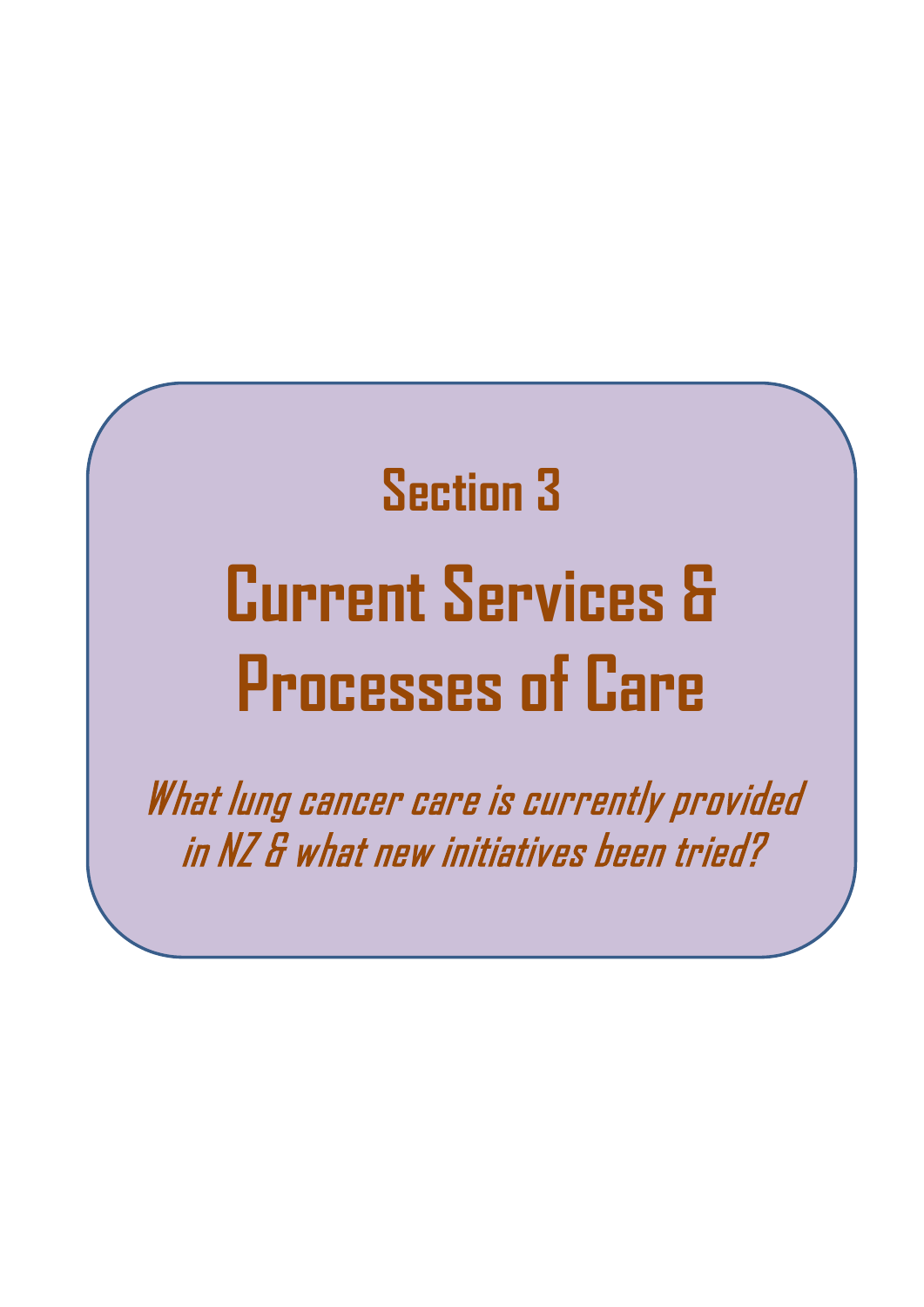## Section 3

# Current Services & Processes of Care

*What lung cancer care is currently provided in NZ & what new initiatives been tried?*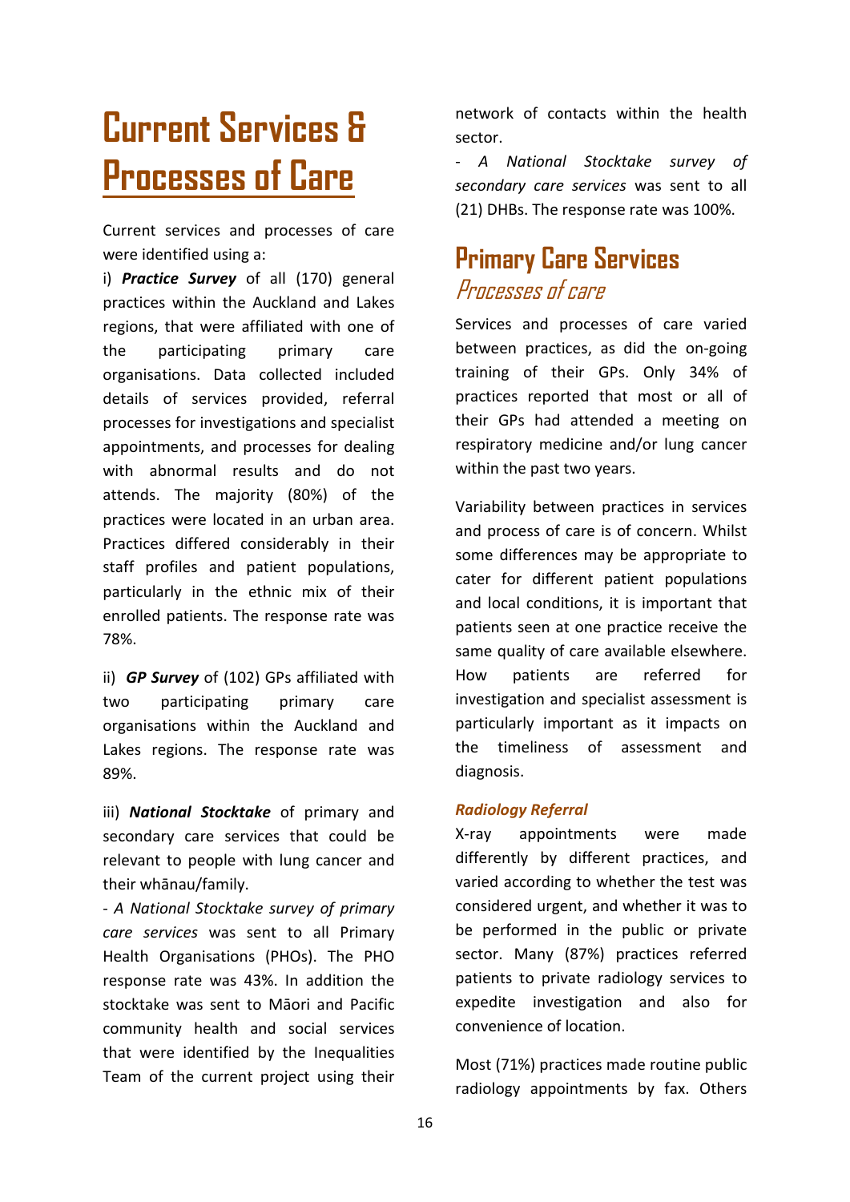# Current Services & Processes of Care

Current services and processes of care were identified using a:

i) ***Practice Survey*** of all (170) general practices within the Auckland and Lakes regions, that were affiliated with one of the participating primary care organisations. Data collected included details of services provided, referral processes for investigations and specialist appointments, and processes for dealing with abnormal results and do not attends. The majority (80%) of the practices were located in an urban area. Practices differed considerably in their staff profiles and patient populations, particularly in the ethnic mix of their enrolled patients. The response rate was 78%.

ii) ***GP Survey*** of (102) GPs affiliated with two participating primary care organisations within the Auckland and Lakes regions. The response rate was 89%.

iii) ***National Stocktake*** of primary and secondary care services that could be relevant to people with lung cancer and their whānau/family.

- *A National Stocktake survey of primary care services* was sent to all Primary Health Organisations (PHOs). The PHO response rate was 43%. In addition the stocktake was sent to Māori and Pacific community health and social services that were identified by the Inequalities Team of the current project using their network of contacts within the health sector.
- *A National Stocktake survey of secondary care services* was sent to all (21) DHBs. The response rate was 100%.

## Primary Care Services

### *Processes of care*

Services and processes of care varied between practices, as did the on-going training of their GPs. Only 34% of practices reported that most or all of their GPs had attended a meeting on respiratory medicine and/or lung cancer within the past two years.

Variability between practices in services and process of care is of concern. Whilst some differences may be appropriate to cater for different patient populations and local conditions, it is important that patients seen at one practice receive the same quality of care available elsewhere. How patients are referred for investigation and specialist assessment is particularly important as it impacts on the timeliness of assessment and diagnosis.

#### *Radiology Referral*

X-ray appointments were made differently by different practices, and varied according to whether the test was considered urgent, and whether it was to be performed in the public or private sector. Many (87%) practices referred patients to private radiology services to expedite investigation and also for convenience of location.

Most (71%) practices made routine public radiology appointments by fax. Others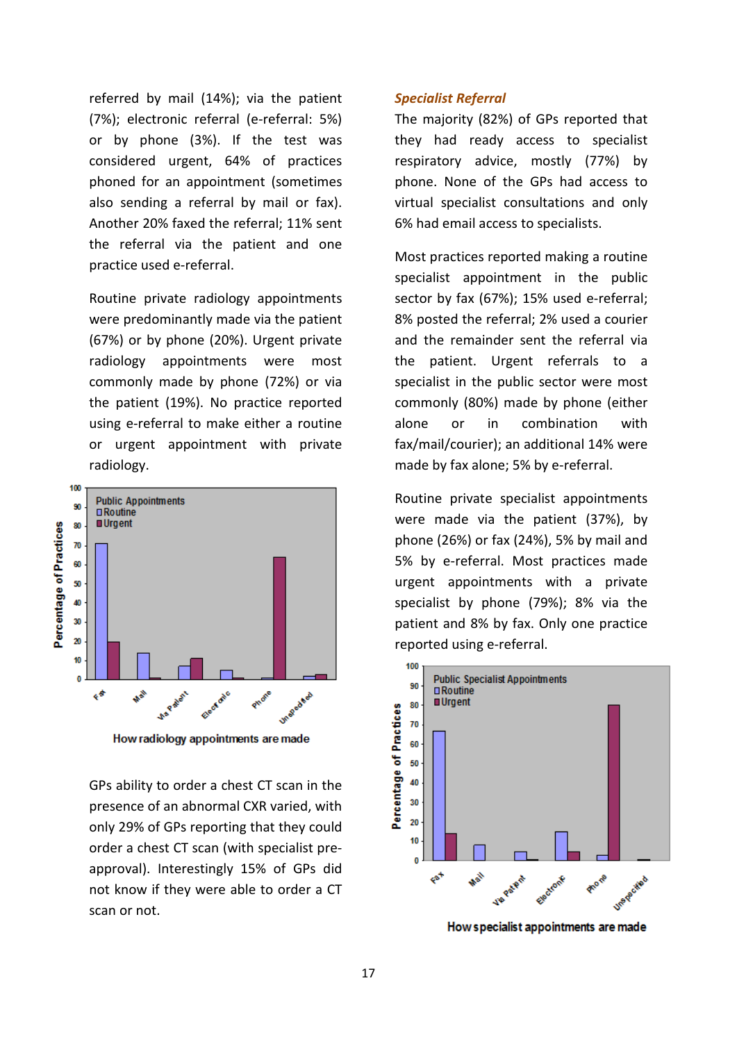referred by mail (14%); via the patient (7%); electronic referral (e-referral: 5%) or by phone (3%). If the test was considered urgent, 64% of practices phoned for an appointment (sometimes also sending a referral by mail or fax). Another 20% faxed the referral; 11% sent the referral via the patient and one practice used e-referral.

Routine private radiology appointments were predominantly made via the patient (67%) or by phone (20%). Urgent private radiology appointments were most commonly made by phone (72%) or via the patient (19%). No practice reported using e-referral to make either a routine or urgent appointment with private radiology.

How radiology appointments are made

GPs ability to order a chest CT scan in the presence of an abnormal CXR varied, with only 29% of GPs reporting that they could order a chest CT scan (with specialist pre-approval). Interestingly 15% of GPs did not know if they were able to order a CT scan or not.

### *Specialist Referral*

The majority (82%) of GPs reported that they had ready access to specialist respiratory advice, mostly (77%) by phone. None of the GPs had access to virtual specialist consultations and only 6% had email access to specialists.

Most practices reported making a routine specialist appointment in the public sector by fax (67%); 15% used e-referral; 8% posted the referral; 2% used a courier and the remainder sent the referral via the patient. Urgent referrals to a specialist in the public sector were most commonly (80%) made by phone (either alone or in combination with fax/mail/courier); an additional 14% were made by fax alone; 5% by e-referral.

Routine private specialist appointments were made via the patient (37%), by phone (26%) or fax (24%), 5% by mail and 5% by e-referral. Most practices made urgent appointments with a private specialist by phone (79%); 8% via the patient and 8% by fax. Only one practice reported using e-referral.

How specialist appointments are made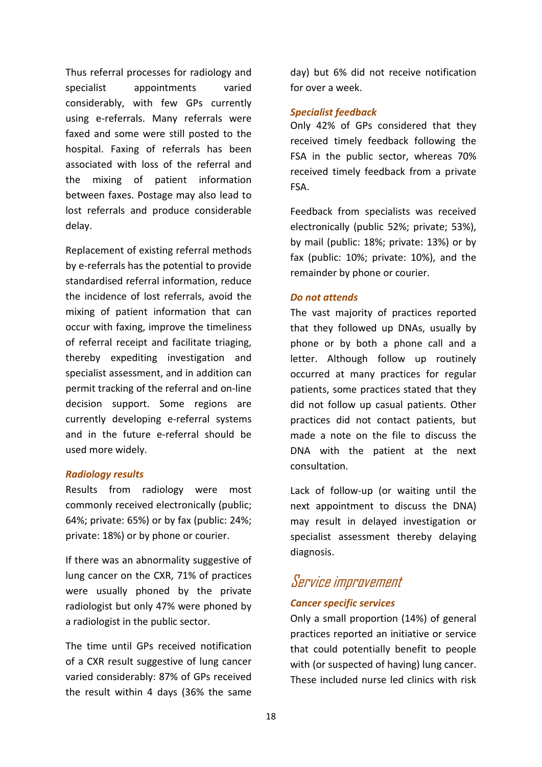Thus referral processes for radiology and specialist appointments varied considerably, with few GPs currently using e-referrals. Many referrals were faxed and some were still posted to the hospital. Faxing of referrals has been associated with loss of the referral and the mixing of patient information between faxes. Postage may also lead to lost referrals and produce considerable delay.

Replacement of existing referral methods by e-referrals has the potential to provide standardised referral information, reduce the incidence of lost referrals, avoid the mixing of patient information that can occur with faxing, improve the timeliness of referral receipt and facilitate triaging, thereby expediting investigation and specialist assessment, and in addition can permit tracking of the referral and on-line decision support. Some regions are currently developing e-referral systems and in the future e-referral should be used more widely.

### *Radiology results*

Results from radiology were most commonly received electronically (public; 64%; private: 65%) or by fax (public: 24%; private: 18%) or by phone or courier.

If there was an abnormality suggestive of lung cancer on the CXR, 71% of practices were usually phoned by the private radiologist but only 47% were phoned by a radiologist in the public sector.

The time until GPs received notification of a CXR result suggestive of lung cancer varied considerably: 87% of GPs received the result within 4 days (36% the same day) but 6% did not receive notification for over a week.

### *Specialist feedback*

Only 42% of GPs considered that they received timely feedback following the FSA in the public sector, whereas 70% received timely feedback from a private FSA.

Feedback from specialists was received electronically (public 52%; private; 53%), by mail (public: 18%; private: 13%) or by fax (public: 10%; private: 10%), and the remainder by phone or courier.

### *Do not attends*

The vast majority of practices reported that they followed up DNAs, usually by phone or by both a phone call and a letter. Although follow up routinely occurred at many practices for regular patients, some practices stated that they did not follow up casual patients. Other practices did not contact patients, but made a note on the file to discuss the DNA with the patient at the next consultation.

Lack of follow-up (or waiting until the next appointment to discuss the DNA) may result in delayed investigation or specialist assessment thereby delaying diagnosis.

## Service improvement

### *Cancer specific services*

Only a small proportion (14%) of general practices reported an initiative or service that could potentially benefit to people with (or suspected of having) lung cancer. These included nurse led clinics with risk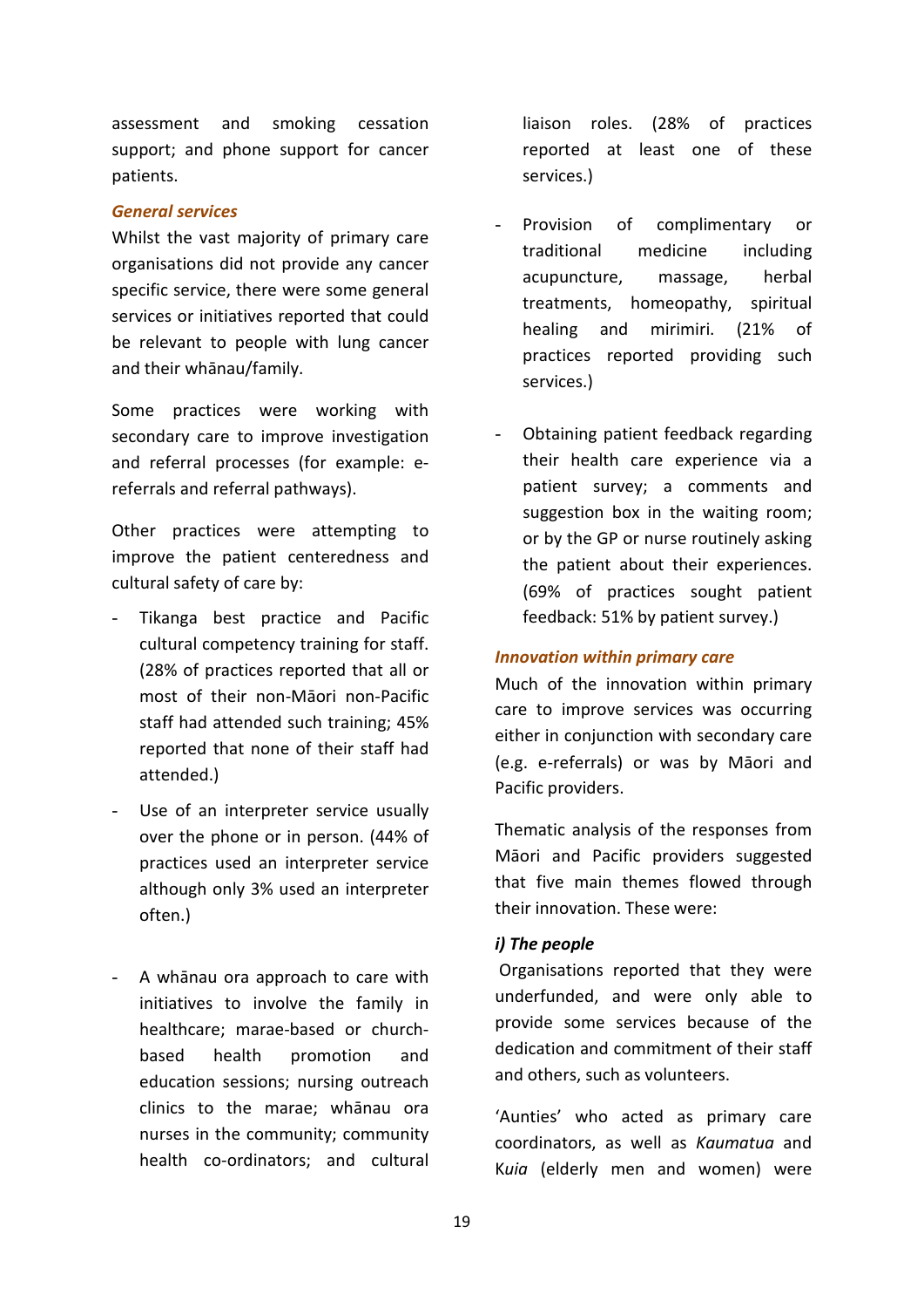assessment and smoking cessation support; and phone support for cancer patients.

***General services***

Whilst the vast majority of primary care organisations did not provide any cancer specific service, there were some general services or initiatives reported that could be relevant to people with lung cancer and their whānau/family.

Some practices were working with secondary care to improve investigation and referral processes (for example: e-referrals and referral pathways).

Other practices were attempting to improve the patient centeredness and cultural safety of care by:

- Tikanga best practice and Pacific cultural competency training for staff. (28% of practices reported that all or most of their non-Māori non-Pacific staff had attended such training; 45% reported that none of their staff had attended.)
- Use of an interpreter service usually over the phone or in person. (44% of practices used an interpreter service although only 3% used an interpreter often.)
- A whānau ora approach to care with initiatives to involve the family in healthcare; marae-based or church-based health promotion and education sessions; nursing outreach clinics to the marae; whānau ora nurses in the community; community health co-ordinators; and cultural liaison roles. (28% of practices reported at least one of these services.)
- Provision of complimentary or traditional medicine including acupuncture, massage, herbal treatments, homeopathy, spiritual healing and mirimiri. (21% of practices reported providing such services.)
- Obtaining patient feedback regarding their health care experience via a patient survey; a comments and suggestion box in the waiting room; or by the GP or nurse routinely asking the patient about their experiences. (69% of practices sought patient feedback: 51% by patient survey.)

***Innovation within primary care***

Much of the innovation within primary care to improve services was occurring either in conjunction with secondary care (e.g. e-referrals) or was by Māori and Pacific providers.

Thematic analysis of the responses from Māori and Pacific providers suggested that five main themes flowed through their innovation. These were:

***i) The people***

Organisations reported that they were underfunded, and were only able to provide some services because of the dedication and commitment of their staff and others, such as volunteers.

'Aunties' who acted as primary care coordinators, as well as *Kaumatua* and *Kuia* (elderly men and women) were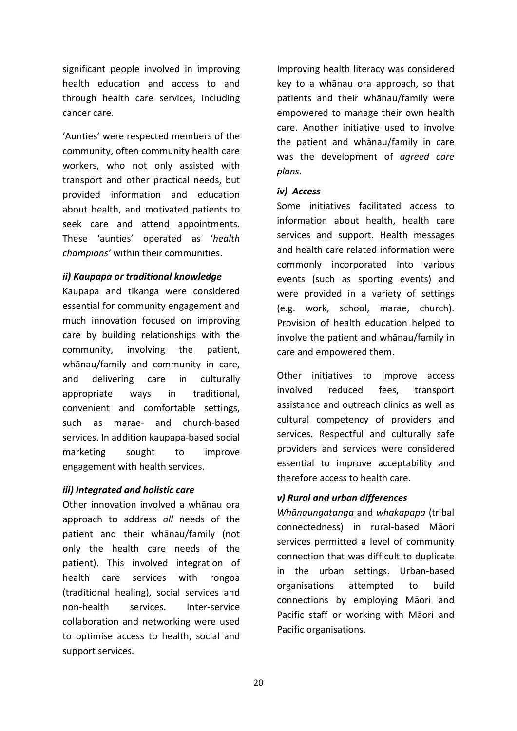significant people involved in improving health education and access to and through health care services, including cancer care.

'Aunties' were respected members of the community, often community health care workers, who not only assisted with transport and other practical needs, but provided information and education about health, and motivated patients to seek care and attend appointments. These 'aunties' operated as '*health champions'* within their communities.

#### *ii) Kaupapa or traditional knowledge*

Kaupapa and tikanga were considered essential for community engagement and much innovation focused on improving care by building relationships with the community, involving the patient, whānau/family and community in care, and delivering care in culturally appropriate ways in traditional, convenient and comfortable settings, such as marae- and church-based services. In addition kaupapa-based social marketing sought to improve engagement with health services.

#### *iii) Integrated and holistic care*

Other innovation involved a whānau ora approach to address *all* needs of the patient and their whānau/family (not only the health care needs of the patient). This involved integration of health care services with rongoa (traditional healing), social services and non-health services. Inter-service collaboration and networking were used to optimise access to health, social and support services.

Improving health literacy was considered key to a whānau ora approach, so that patients and their whānau/family were empowered to manage their own health care. Another initiative used to involve the patient and whānau/family in care was the development of *agreed care plans.*

#### *iv) Access*

Some initiatives facilitated access to information about health, health care services and support. Health messages and health care related information were commonly incorporated into various events (such as sporting events) and were provided in a variety of settings (e.g. work, school, marae, church). Provision of health education helped to involve the patient and whānau/family in care and empowered them.

Other initiatives to improve access involved reduced fees, transport assistance and outreach clinics as well as cultural competency of providers and services. Respectful and culturally safe providers and services were considered essential to improve acceptability and therefore access to health care.

#### *v) Rural and urban differences*

*Whānaungatanga* and *whakapapa* (tribal connectedness) in rural-based Māori services permitted a level of community connection that was difficult to duplicate in the urban settings. Urban-based organisations attempted to build connections by employing Māori and Pacific staff or working with Māori and Pacific organisations.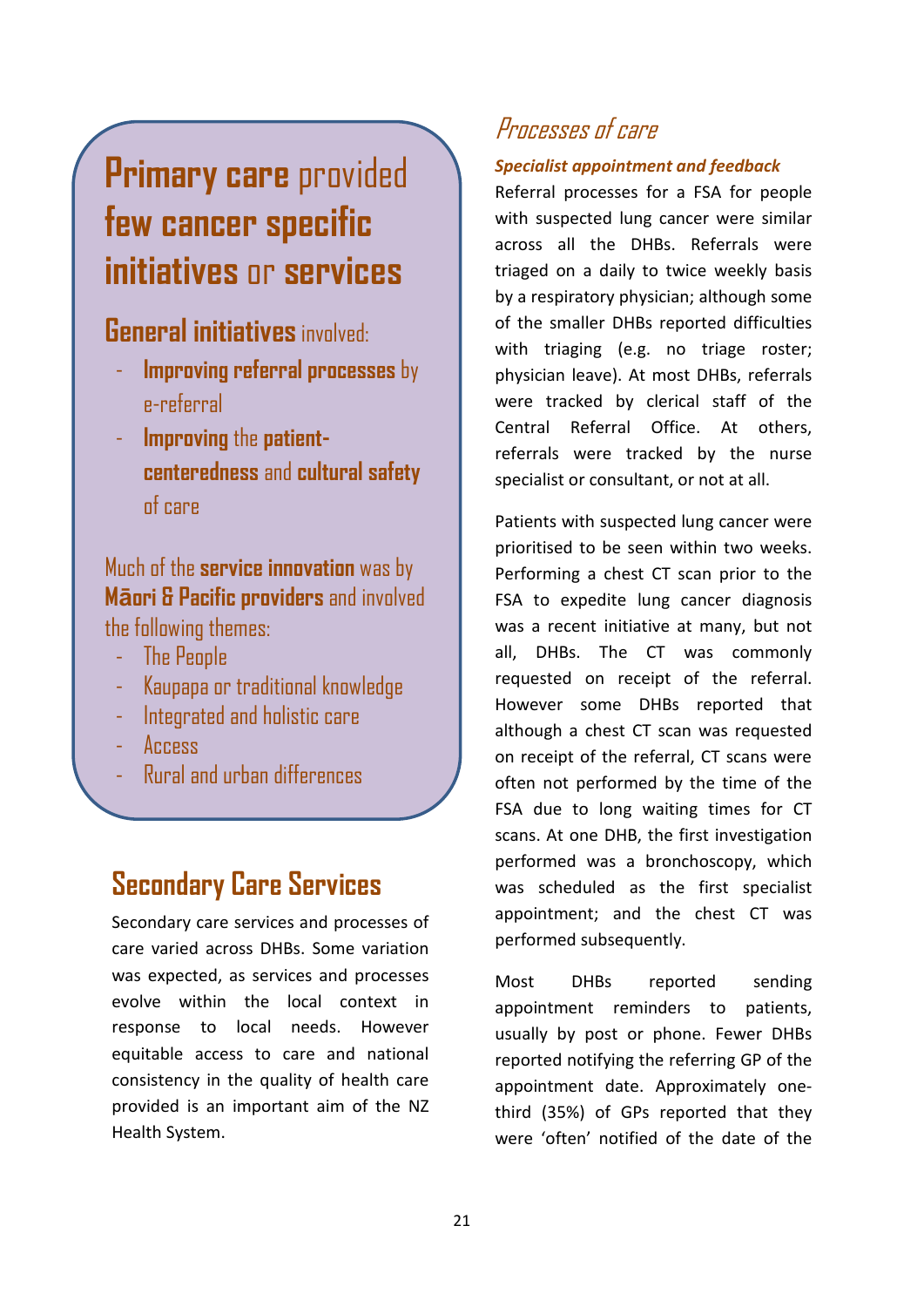**Primary care** provided **few cancer specific initiatives** or **services**

**General initiatives** involved:

- **Improving referral processes** by e-referral
- **Improving** the **patient-centeredness** and **cultural safety** of care

Much of the **service innovation** was by **Māori & Pacific providers** and involved the following themes:

- The People
- Kaupapa or traditional knowledge
- Integrated and holistic care
- Access
- Rural and urban differences

## Secondary Care Services

Secondary care services and processes of care varied across DHBs. Some variation was expected, as services and processes evolve within the local context in response to local needs. However equitable access to care and national consistency in the quality of health care provided is an important aim of the NZ Health System.

### Processes of care

***Specialist appointment and feedback***

Referral processes for a FSA for people with suspected lung cancer were similar across all the DHBs. Referrals were triaged on a daily to twice weekly basis by a respiratory physician; although some of the smaller DHBs reported difficulties with triaging (e.g. no triage roster; physician leave). At most DHBs, referrals were tracked by clerical staff of the Central Referral Office. At others, referrals were tracked by the nurse specialist or consultant, or not at all.

Patients with suspected lung cancer were prioritised to be seen within two weeks. Performing a chest CT scan prior to the FSA to expedite lung cancer diagnosis was a recent initiative at many, but not all, DHBs. The CT was commonly requested on receipt of the referral. However some DHBs reported that although a chest CT scan was requested on receipt of the referral, CT scans were often not performed by the time of the FSA due to long waiting times for CT scans. At one DHB, the first investigation performed was a bronchoscopy, which was scheduled as the first specialist appointment; and the chest CT was performed subsequently.

Most DHBs reported sending appointment reminders to patients, usually by post or phone. Fewer DHBs reported notifying the referring GP of the appointment date. Approximately one-third (35%) of GPs reported that they were 'often' notified of the date of the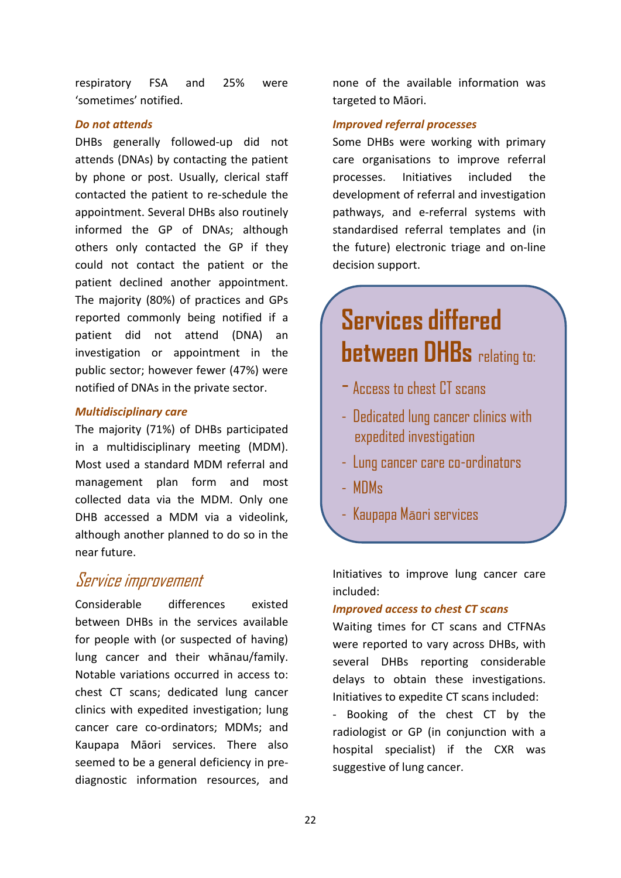respiratory FSA and 25% were 'sometimes' notified.

#### *Do not attends*

DHBs generally followed-up did not attends (DNAs) by contacting the patient by phone or post. Usually, clerical staff contacted the patient to re-schedule the appointment. Several DHBs also routinely informed the GP of DNAs; although others only contacted the GP if they could not contact the patient or the patient declined another appointment. The majority (80%) of practices and GPs reported commonly being notified if a patient did not attend (DNA) an investigation or appointment in the public sector; however fewer (47%) were notified of DNAs in the private sector.

#### *Multidisciplinary care*

The majority (71%) of DHBs participated in a multidisciplinary meeting (MDM). Most used a standard MDM referral and management plan form and most collected data via the MDM. Only one DHB accessed a MDM via a videolink, although another planned to do so in the near future.

## *Service improvement*

Considerable differences existed between DHBs in the services available for people with (or suspected of having) lung cancer and their whānau/family. Notable variations occurred in access to: chest CT scans; dedicated lung cancer clinics with expedited investigation; lung cancer care co-ordinators; MDMs; and Kaupapa Māori services. There also seemed to be a general deficiency in pre-diagnostic information resources, and none of the available information was targeted to Māori.

#### *Improved referral processes*

Some DHBs were working with primary care organisations to improve referral processes. Initiatives included the development of referral and investigation pathways, and e-referral systems with standardised referral templates and (in the future) electronic triage and on-line decision support.

> **Services differed between DHBs** relating to:
>
> - Access to chest CT scans
> - Dedicated lung cancer clinics with expedited investigation
> - Lung cancer care co-ordinators
> - MDMs
> - Kaupapa Māori services

Initiatives to improve lung cancer care included:

#### *Improved access to chest CT scans*

Waiting times for CT scans and CTFNAs were reported to vary across DHBs, with several DHBs reporting considerable delays to obtain these investigations. Initiatives to expedite CT scans included:

- Booking of the chest CT by the radiologist or GP (in conjunction with a hospital specialist) if the CXR was suggestive of lung cancer.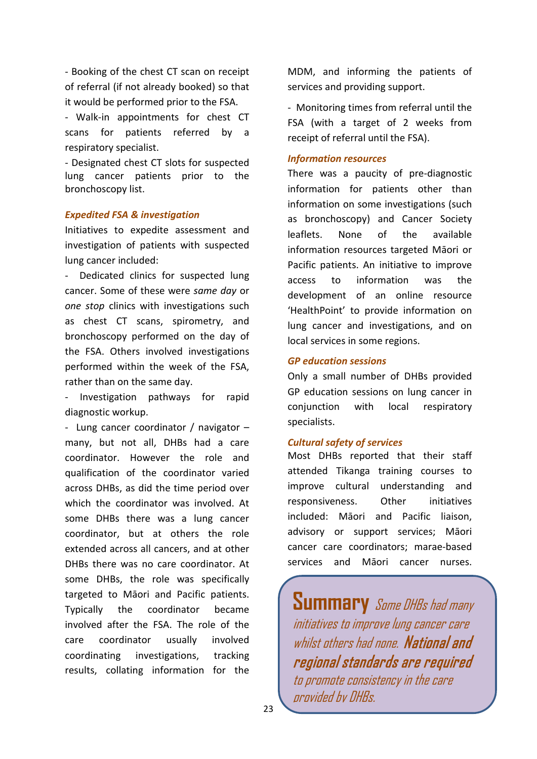- Booking of the chest CT scan on receipt of referral (if not already booked) so that it would be performed prior to the FSA.

- Walk-in appointments for chest CT scans for patients referred by a respiratory specialist.

- Designated chest CT slots for suspected lung cancer patients prior to the bronchoscopy list.

### *Expedited FSA & investigation*

Initiatives to expedite assessment and investigation of patients with suspected lung cancer included:

- Dedicated clinics for suspected lung cancer. Some of these were *same day* or *one stop* clinics with investigations such as chest CT scans, spirometry, and bronchoscopy performed on the day of the FSA. Others involved investigations performed within the week of the FSA, rather than on the same day.

- Investigation pathways for rapid diagnostic workup.

- Lung cancer coordinator / navigator – many, but not all, DHBs had a care coordinator. However the role and qualification of the coordinator varied across DHBs, as did the time period over which the coordinator was involved. At some DHBs there was a lung cancer coordinator, but at others the role extended across all cancers, and at other DHBs there was no care coordinator. At some DHBs, the role was specifically targeted to Māori and Pacific patients. Typically the coordinator became involved after the FSA. The role of the care coordinator usually involved coordinating investigations, tracking results, collating information for the MDM, and informing the patients of services and providing support.

- Monitoring times from referral until the FSA (with a target of 2 weeks from receipt of referral until the FSA).

### *Information resources*

There was a paucity of pre-diagnostic information for patients other than information on some investigations (such as bronchoscopy) and Cancer Society leaflets. None of the available information resources targeted Māori or Pacific patients. An initiative to improve access to information was the development of an online resource 'HealthPoint' to provide information on lung cancer and investigations, and on local services in some regions.

### *GP education sessions*

Only a small number of DHBs provided GP education sessions on lung cancer in conjunction with local respiratory specialists.

### *Cultural safety of services*

Most DHBs reported that their staff attended Tikanga training courses to improve cultural understanding and responsiveness. Other initiatives included: Māori and Pacific liaison, advisory or support services; Māori cancer care coordinators; marae-based services and Māori cancer nurses.

> **Summary** *Some DHBs had many initiatives to improve lung cancer care whilst others had none.* ***National and regional standards are required*** *to promote consistency in the care provided by DHBs.*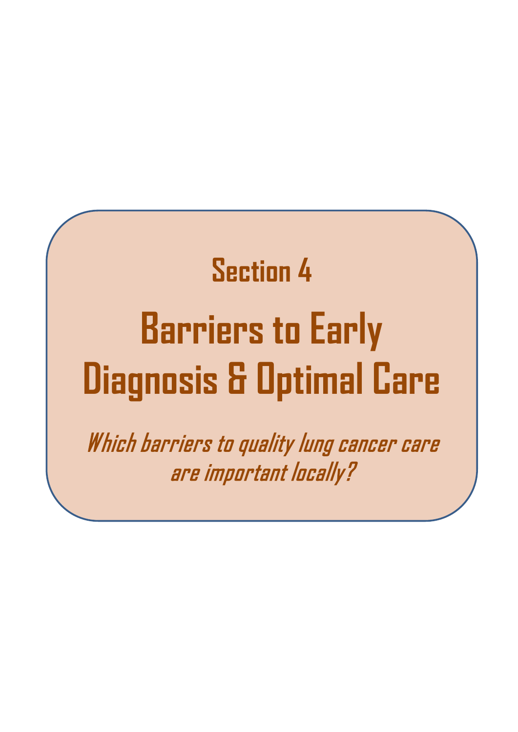## Section 4

# Barriers to Early Diagnosis & Optimal Care

*Which barriers to quality lung cancer care are important locally?*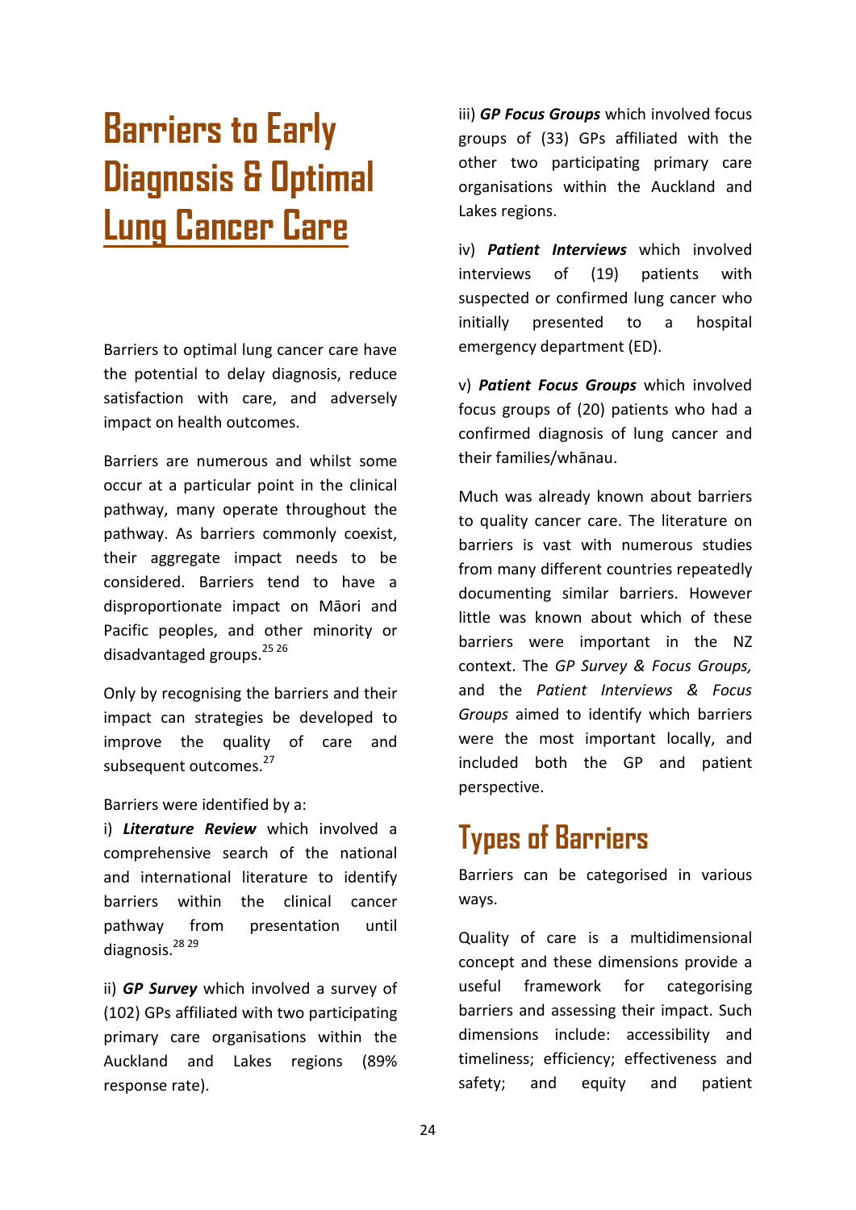# Barriers to Early Diagnosis & Optimal Lung Cancer Care

Barriers to optimal lung cancer care have the potential to delay diagnosis, reduce satisfaction with care, and adversely impact on health outcomes.

Barriers are numerous and whilst some occur at a particular point in the clinical pathway, many operate throughout the pathway. As barriers commonly coexist, their aggregate impact needs to be considered. Barriers tend to have a disproportionate impact on Māori and Pacific peoples, and other minority or disadvantaged groups.[25 26]

Only by recognising the barriers and their impact can strategies be developed to improve the quality of care and subsequent outcomes.[27]

Barriers were identified by a:

i) ***Literature Review*** which involved a comprehensive search of the national and international literature to identify barriers within the clinical cancer pathway from presentation until diagnosis.[28 29]

ii) ***GP Survey*** which involved a survey of (102) GPs affiliated with two participating primary care organisations within the Auckland and Lakes regions (89% response rate).

iii) ***GP Focus Groups*** which involved focus groups of (33) GPs affiliated with the other two participating primary care organisations within the Auckland and Lakes regions.

iv) ***Patient Interviews*** which involved interviews of (19) patients with suspected or confirmed lung cancer who initially presented to a hospital emergency department (ED).

v) ***Patient Focus Groups*** which involved focus groups of (20) patients who had a confirmed diagnosis of lung cancer and their families/whānau.

Much was already known about barriers to quality cancer care. The literature on barriers is vast with numerous studies from many different countries repeatedly documenting similar barriers. However little was known about which of these barriers were important in the NZ context. The *GP Survey & Focus Groups,* and the *Patient Interviews & Focus Groups* aimed to identify which barriers were the most important locally, and included both the GP and patient perspective.

## Types of Barriers

Barriers can be categorised in various ways.

Quality of care is a multidimensional concept and these dimensions provide a useful framework for categorising barriers and assessing their impact. Such dimensions include: accessibility and timeliness; efficiency; effectiveness and safety; and equity and patient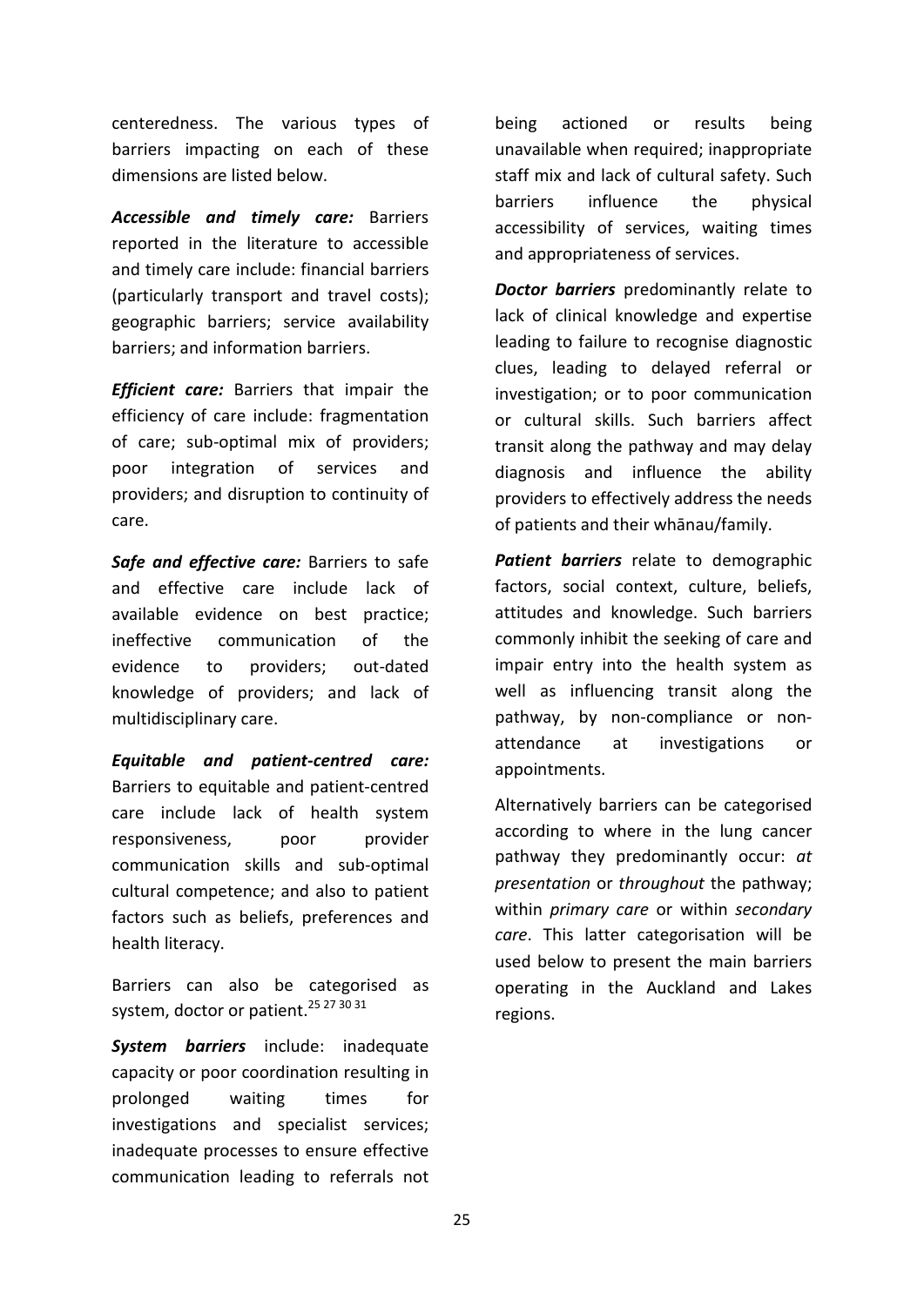centeredness. The various types of barriers impacting on each of these dimensions are listed below.

***Accessible and timely care:*** Barriers reported in the literature to accessible and timely care include: financial barriers (particularly transport and travel costs); geographic barriers; service availability barriers; and information barriers.

***Efficient care:*** Barriers that impair the efficiency of care include: fragmentation of care; sub-optimal mix of providers; poor integration of services and providers; and disruption to continuity of care.

***Safe and effective care:*** Barriers to safe and effective care include lack of available evidence on best practice; ineffective communication of the evidence to providers; out-dated knowledge of providers; and lack of multidisciplinary care.

***Equitable and patient-centred care:*** Barriers to equitable and patient-centred care include lack of health system responsiveness, poor provider communication skills and sub-optimal cultural competence; and also to patient factors such as beliefs, preferences and health literacy.

Barriers can also be categorised as system, doctor or patient.[25 27 30 31]

***System barriers*** include: inadequate capacity or poor coordination resulting in prolonged waiting times for investigations and specialist services; inadequate processes to ensure effective communication leading to referrals not being actioned or results being unavailable when required; inappropriate staff mix and lack of cultural safety. Such barriers influence the physical accessibility of services, waiting times and appropriateness of services.

***Doctor barriers*** predominantly relate to lack of clinical knowledge and expertise leading to failure to recognise diagnostic clues, leading to delayed referral or investigation; or to poor communication or cultural skills. Such barriers affect transit along the pathway and may delay diagnosis and influence the ability providers to effectively address the needs of patients and their whānau/family.

***Patient barriers*** relate to demographic factors, social context, culture, beliefs, attitudes and knowledge. Such barriers commonly inhibit the seeking of care and impair entry into the health system as well as influencing transit along the pathway, by non-compliance or non-attendance at investigations or appointments.

Alternatively barriers can be categorised according to where in the lung cancer pathway they predominantly occur: *at presentation* or *throughout* the pathway; within *primary care* or within *secondary care*. This latter categorisation will be used below to present the main barriers operating in the Auckland and Lakes regions.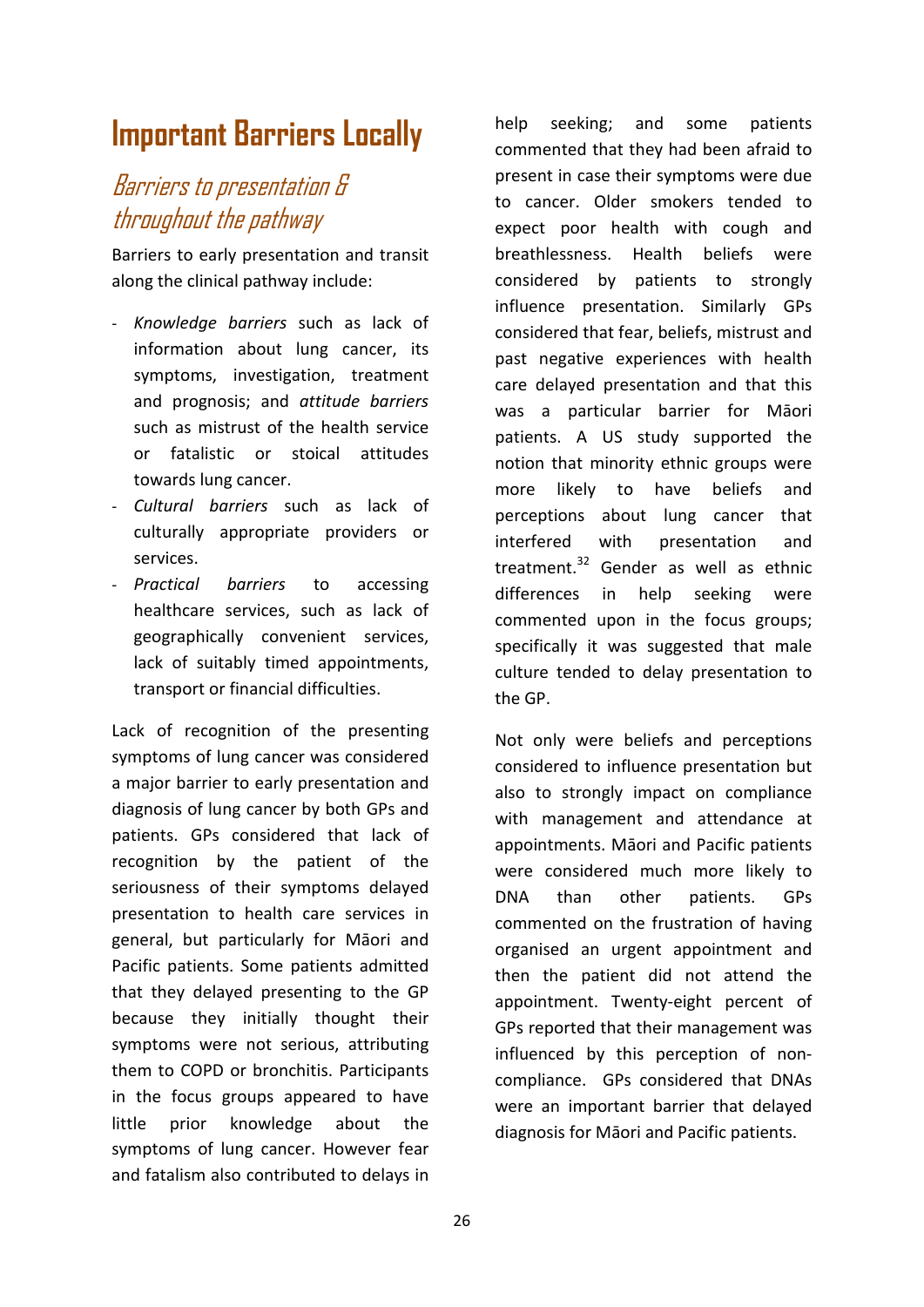# Important Barriers Locally

## *Barriers to presentation & throughout the pathway*

Barriers to early presentation and transit along the clinical pathway include:

- *Knowledge barriers* such as lack of information about lung cancer, its symptoms, investigation, treatment and prognosis; and *attitude barriers* such as mistrust of the health service or fatalistic or stoical attitudes towards lung cancer.
- *Cultural barriers* such as lack of culturally appropriate providers or services.
- *Practical barriers* to accessing healthcare services, such as lack of geographically convenient services, lack of suitably timed appointments, transport or financial difficulties.

Lack of recognition of the presenting symptoms of lung cancer was considered a major barrier to early presentation and diagnosis of lung cancer by both GPs and patients. GPs considered that lack of recognition by the patient of the seriousness of their symptoms delayed presentation to health care services in general, but particularly for Māori and Pacific patients. Some patients admitted that they delayed presenting to the GP because they initially thought their symptoms were not serious, attributing them to COPD or bronchitis. Participants in the focus groups appeared to have little prior knowledge about the symptoms of lung cancer. However fear and fatalism also contributed to delays in help seeking; and some patients commented that they had been afraid to present in case their symptoms were due to cancer. Older smokers tended to expect poor health with cough and breathlessness. Health beliefs were considered by patients to strongly influence presentation. Similarly GPs considered that fear, beliefs, mistrust and past negative experiences with health care delayed presentation and that this was a particular barrier for Māori patients. A US study supported the notion that minority ethnic groups were more likely to have beliefs and perceptions about lung cancer that interfered with presentation and treatment.[32] Gender as well as ethnic differences in help seeking were commented upon in the focus groups; specifically it was suggested that male culture tended to delay presentation to the GP.

Not only were beliefs and perceptions considered to influence presentation but also to strongly impact on compliance with management and attendance at appointments. Māori and Pacific patients were considered much more likely to DNA than other patients. GPs commented on the frustration of having organised an urgent appointment and then the patient did not attend the appointment. Twenty-eight percent of GPs reported that their management was influenced by this perception of non-compliance. GPs considered that DNAs were an important barrier that delayed diagnosis for Māori and Pacific patients.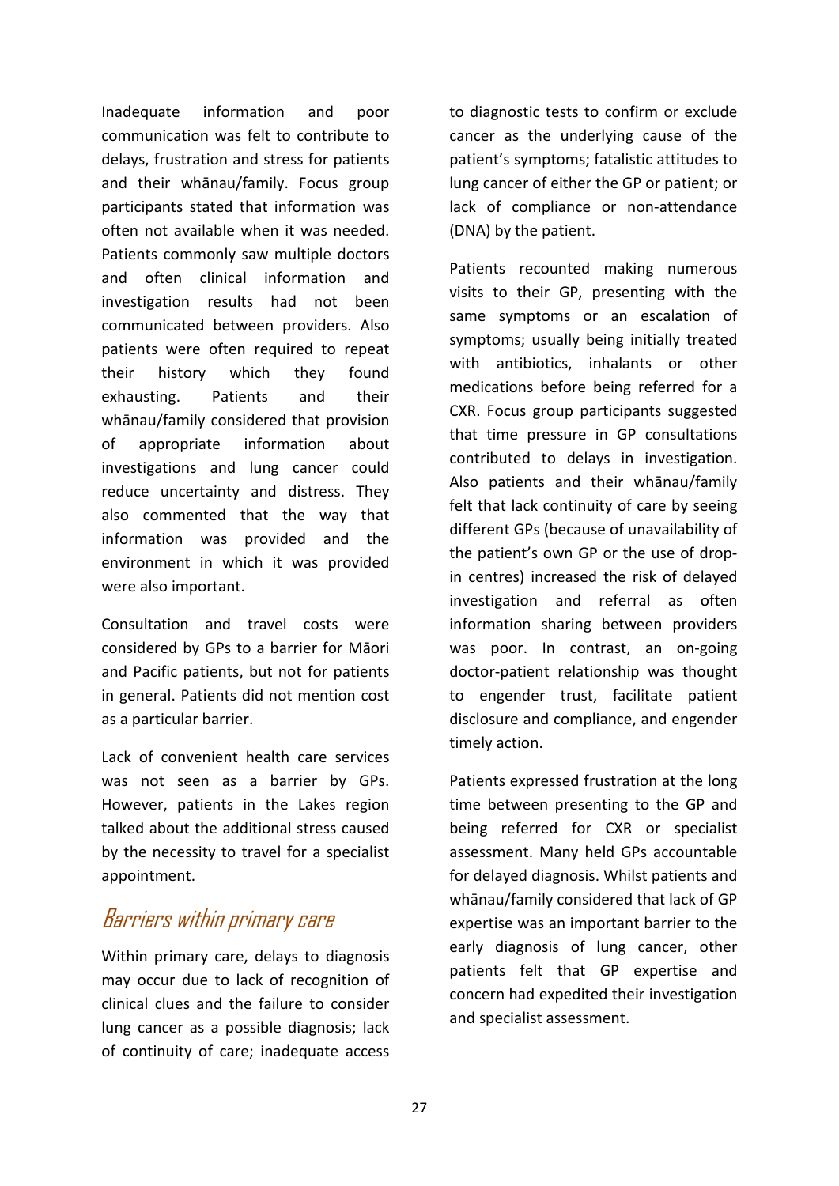Inadequate information and poor communication was felt to contribute to delays, frustration and stress for patients and their whānau/family. Focus group participants stated that information was often not available when it was needed. Patients commonly saw multiple doctors and often clinical information and investigation results had not been communicated between providers. Also patients were often required to repeat their history which they found exhausting. Patients and their whānau/family considered that provision of appropriate information about investigations and lung cancer could reduce uncertainty and distress. They also commented that the way that information was provided and the environment in which it was provided were also important.

Consultation and travel costs were considered by GPs to a barrier for Māori and Pacific patients, but not for patients in general. Patients did not mention cost as a particular barrier.

Lack of convenient health care services was not seen as a barrier by GPs. However, patients in the Lakes region talked about the additional stress caused by the necessity to travel for a specialist appointment.

## Barriers within primary care

Within primary care, delays to diagnosis may occur due to lack of recognition of clinical clues and the failure to consider lung cancer as a possible diagnosis; lack of continuity of care; inadequate access to diagnostic tests to confirm or exclude cancer as the underlying cause of the patient's symptoms; fatalistic attitudes to lung cancer of either the GP or patient; or lack of compliance or non-attendance (DNA) by the patient.

Patients recounted making numerous visits to their GP, presenting with the same symptoms or an escalation of symptoms; usually being initially treated with antibiotics, inhalants or other medications before being referred for a CXR. Focus group participants suggested that time pressure in GP consultations contributed to delays in investigation. Also patients and their whānau/family felt that lack continuity of care by seeing different GPs (because of unavailability of the patient's own GP or the use of drop-in centres) increased the risk of delayed investigation and referral as often information sharing between providers was poor. In contrast, an on-going doctor-patient relationship was thought to engender trust, facilitate patient disclosure and compliance, and engender timely action.

Patients expressed frustration at the long time between presenting to the GP and being referred for CXR or specialist assessment. Many held GPs accountable for delayed diagnosis. Whilst patients and whānau/family considered that lack of GP expertise was an important barrier to the early diagnosis of lung cancer, other patients felt that GP expertise and concern had expedited their investigation and specialist assessment.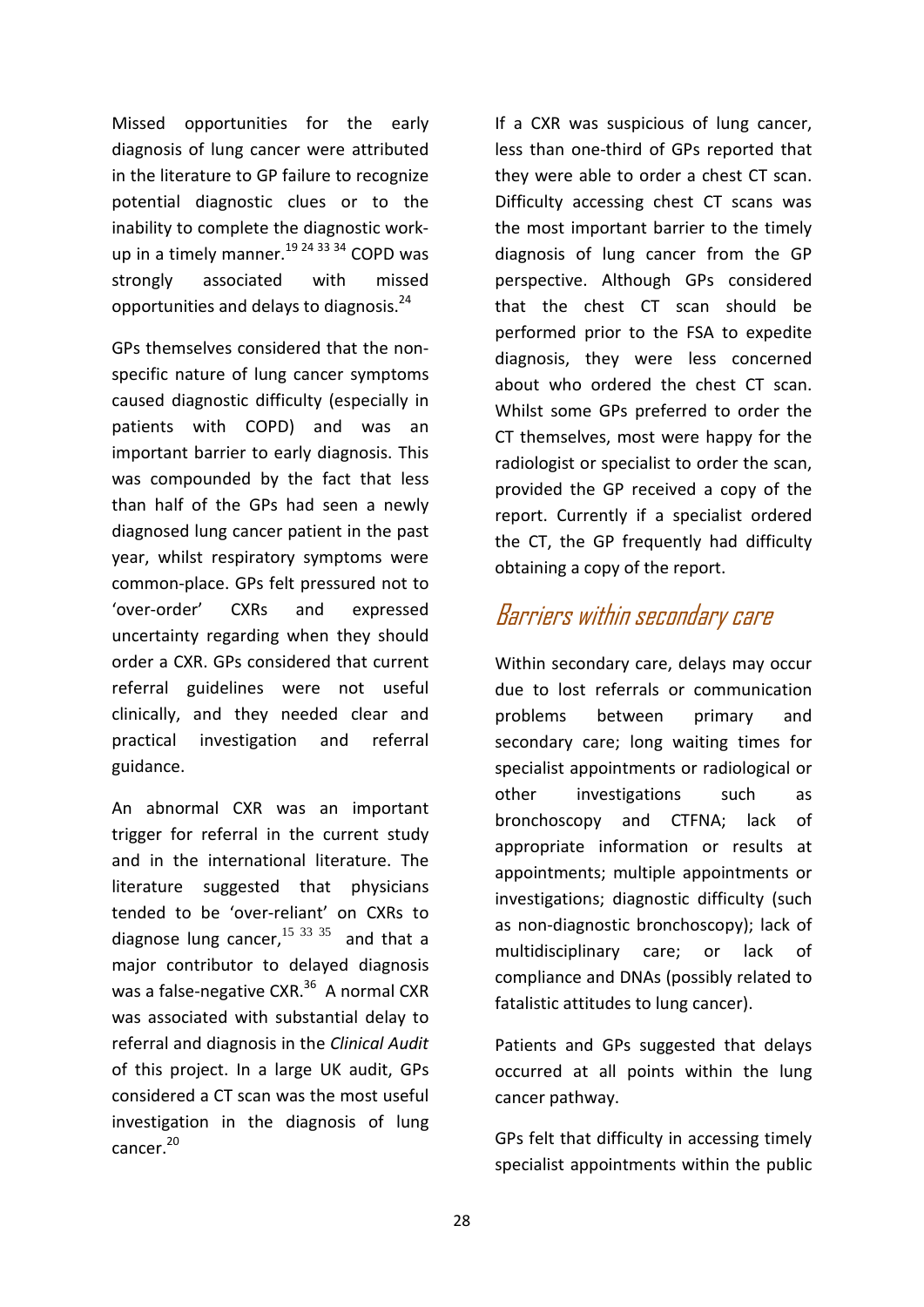Missed opportunities for the early diagnosis of lung cancer were attributed in the literature to GP failure to recognize potential diagnostic clues or to the inability to complete the diagnostic work-up in a timely manner.[19 24 33 34] COPD was strongly associated with missed opportunities and delays to diagnosis.[24]

GPs themselves considered that the non-specific nature of lung cancer symptoms caused diagnostic difficulty (especially in patients with COPD) and was an important barrier to early diagnosis. This was compounded by the fact that less than half of the GPs had seen a newly diagnosed lung cancer patient in the past year, whilst respiratory symptoms were common-place. GPs felt pressured not to 'over-order' CXRs and expressed uncertainty regarding when they should order a CXR. GPs considered that current referral guidelines were not useful clinically, and they needed clear and practical investigation and referral guidance.

An abnormal CXR was an important trigger for referral in the current study and in the international literature. The literature suggested that physicians tended to be 'over-reliant' on CXRs to diagnose lung cancer,[15 33 35] and that a major contributor to delayed diagnosis was a false-negative CXR.[36] A normal CXR was associated with substantial delay to referral and diagnosis in the *Clinical Audit* of this project. In a large UK audit, GPs considered a CT scan was the most useful investigation in the diagnosis of lung cancer.[20]

If a CXR was suspicious of lung cancer, less than one-third of GPs reported that they were able to order a chest CT scan. Difficulty accessing chest CT scans was the most important barrier to the timely diagnosis of lung cancer from the GP perspective. Although GPs considered that the chest CT scan should be performed prior to the FSA to expedite diagnosis, they were less concerned about who ordered the chest CT scan. Whilst some GPs preferred to order the CT themselves, most were happy for the radiologist or specialist to order the scan, provided the GP received a copy of the report. Currently if a specialist ordered the CT, the GP frequently had difficulty obtaining a copy of the report.

## Barriers within secondary care

Within secondary care, delays may occur due to lost referrals or communication problems between primary and secondary care; long waiting times for specialist appointments or radiological or other investigations such as bronchoscopy and CTFNA; lack of appropriate information or results at appointments; multiple appointments or investigations; diagnostic difficulty (such as non-diagnostic bronchoscopy); lack of multidisciplinary care; or lack of compliance and DNAs (possibly related to fatalistic attitudes to lung cancer).

Patients and GPs suggested that delays occurred at all points within the lung cancer pathway.

GPs felt that difficulty in accessing timely specialist appointments within the public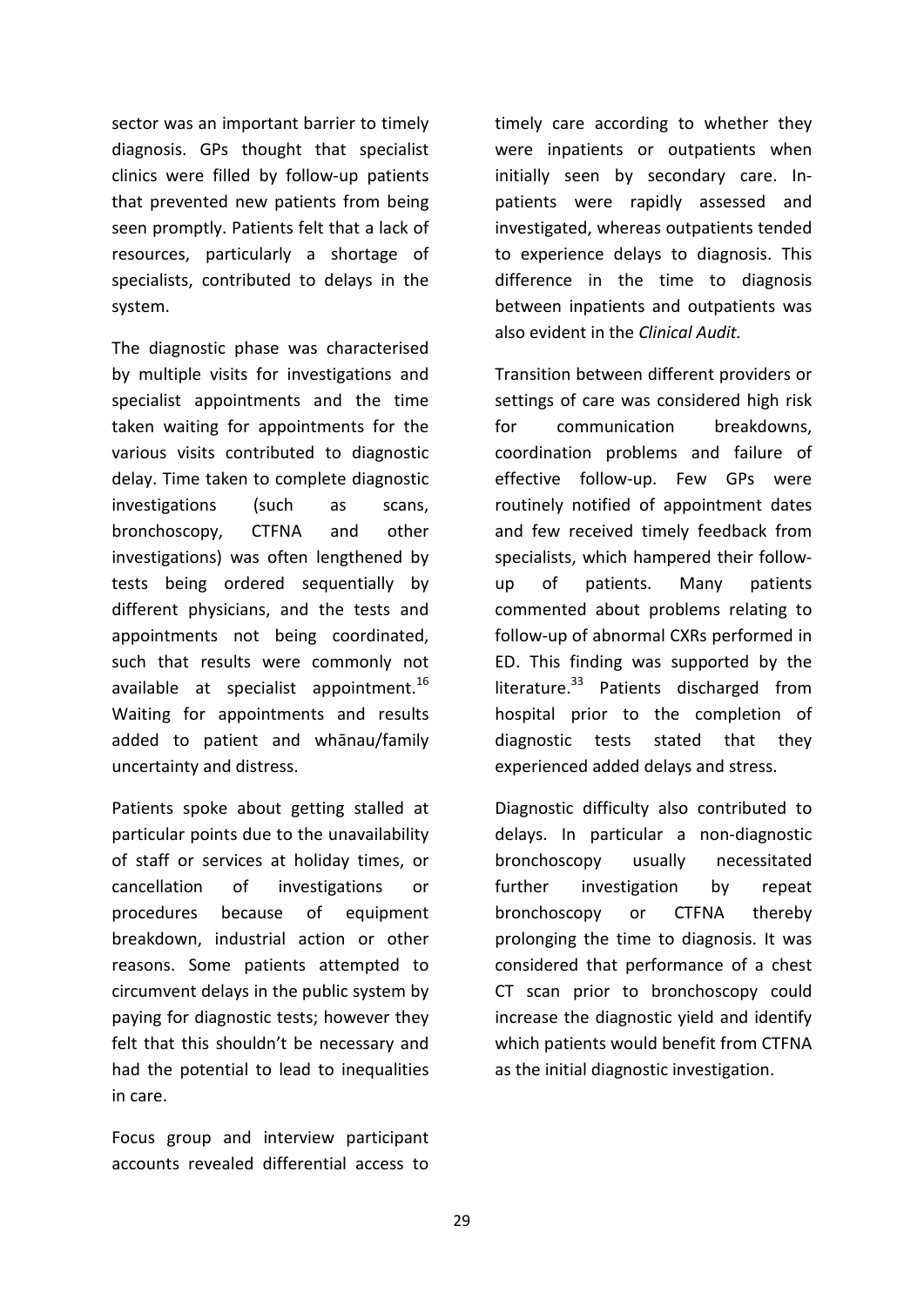sector was an important barrier to timely diagnosis. GPs thought that specialist clinics were filled by follow-up patients that prevented new patients from being seen promptly. Patients felt that a lack of resources, particularly a shortage of specialists, contributed to delays in the system.

The diagnostic phase was characterised by multiple visits for investigations and specialist appointments and the time taken waiting for appointments for the various visits contributed to diagnostic delay. Time taken to complete diagnostic investigations (such as scans, bronchoscopy, CTFNA and other investigations) was often lengthened by tests being ordered sequentially by different physicians, and the tests and appointments not being coordinated, such that results were commonly not available at specialist appointment.[16] Waiting for appointments and results added to patient and whānau/family uncertainty and distress.

Patients spoke about getting stalled at particular points due to the unavailability of staff or services at holiday times, or cancellation of investigations or procedures because of equipment breakdown, industrial action or other reasons. Some patients attempted to circumvent delays in the public system by paying for diagnostic tests; however they felt that this shouldn't be necessary and had the potential to lead to inequalities in care.

Focus group and interview participant accounts revealed differential access to timely care according to whether they were inpatients or outpatients when initially seen by secondary care. In-patients were rapidly assessed and investigated, whereas outpatients tended to experience delays to diagnosis. This difference in the time to diagnosis between inpatients and outpatients was also evident in the *Clinical Audit.*

Transition between different providers or settings of care was considered high risk for communication breakdowns, coordination problems and failure of effective follow-up. Few GPs were routinely notified of appointment dates and few received timely feedback from specialists, which hampered their follow-up of patients. Many patients commented about problems relating to follow-up of abnormal CXRs performed in ED. This finding was supported by the literature.[33] Patients discharged from hospital prior to the completion of diagnostic tests stated that they experienced added delays and stress.

Diagnostic difficulty also contributed to delays. In particular a non-diagnostic bronchoscopy usually necessitated further investigation by repeat bronchoscopy or CTFNA thereby prolonging the time to diagnosis. It was considered that performance of a chest CT scan prior to bronchoscopy could increase the diagnostic yield and identify which patients would benefit from CTFNA as the initial diagnostic investigation.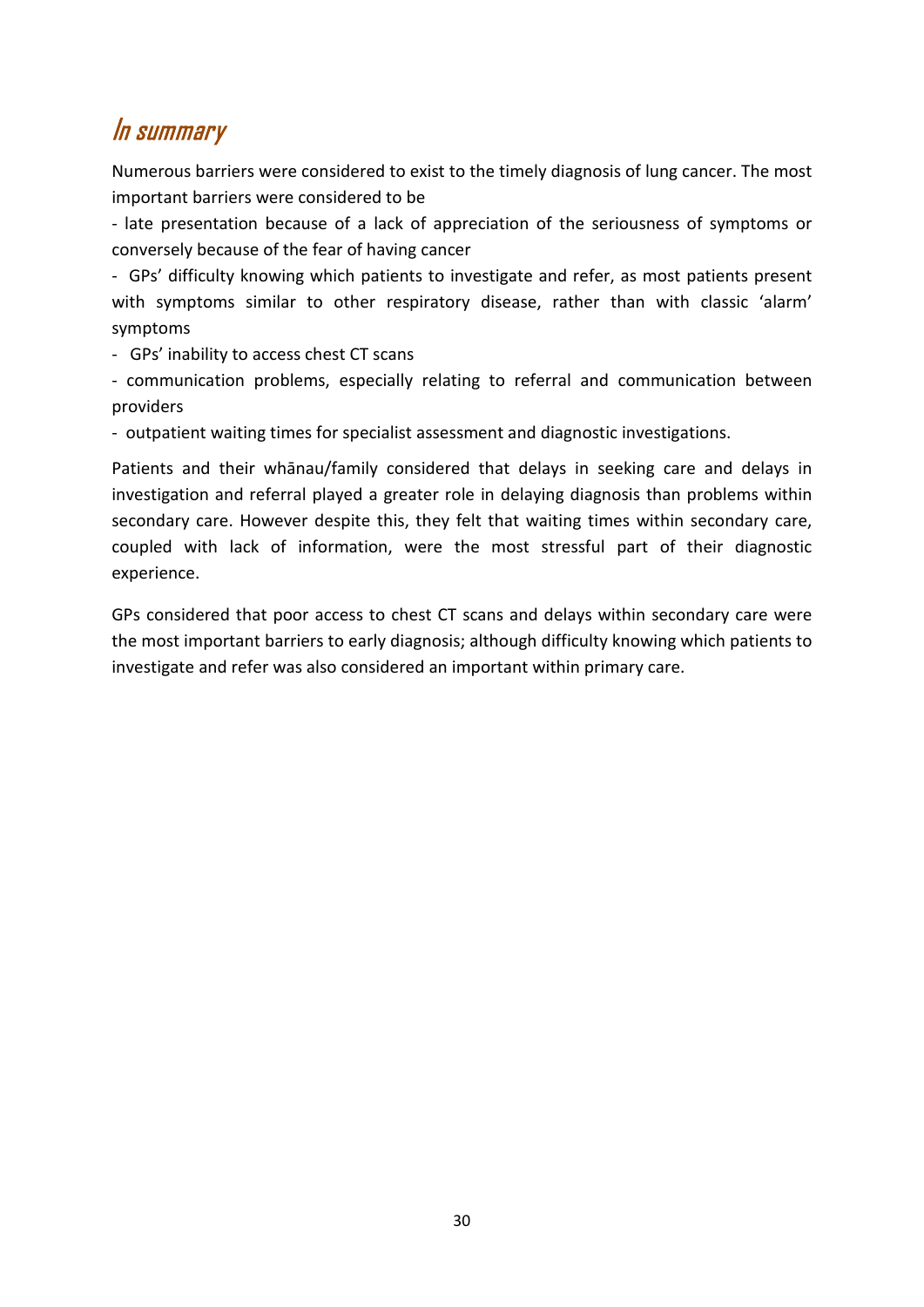## In summary

Numerous barriers were considered to exist to the timely diagnosis of lung cancer. The most important barriers were considered to be

- late presentation because of a lack of appreciation of the seriousness of symptoms or conversely because of the fear of having cancer
- GPs' difficulty knowing which patients to investigate and refer, as most patients present with symptoms similar to other respiratory disease, rather than with classic 'alarm' symptoms
- GPs' inability to access chest CT scans
- communication problems, especially relating to referral and communication between providers
- outpatient waiting times for specialist assessment and diagnostic investigations.

Patients and their whānau/family considered that delays in seeking care and delays in investigation and referral played a greater role in delaying diagnosis than problems within secondary care. However despite this, they felt that waiting times within secondary care, coupled with lack of information, were the most stressful part of their diagnostic experience.

GPs considered that poor access to chest CT scans and delays within secondary care were the most important barriers to early diagnosis; although difficulty knowing which patients to investigate and refer was also considered an important within primary care.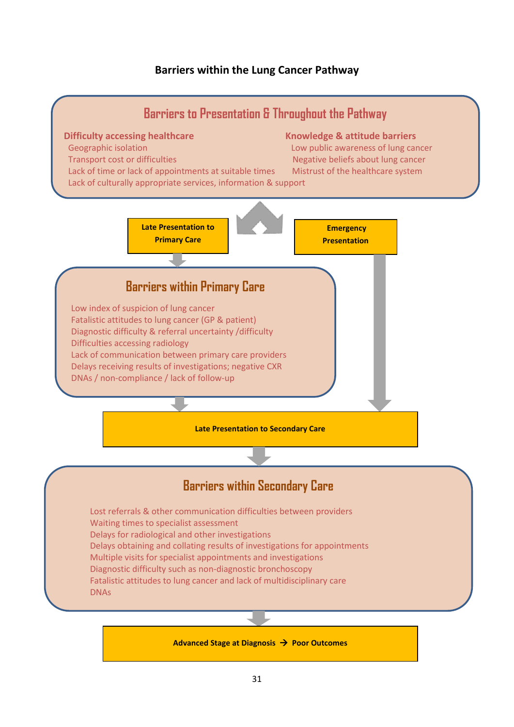# Barriers within the Lung Cancer Pathway

## Barriers to Presentation & Throughout the Pathway

**Difficulty accessing healthcare**

- Geographic isolation
- Transport cost or difficulties
- Lack of time or lack of appointments at suitable times
- Lack of culturally appropriate services, information & support

**Knowledge & attitude barriers**

- Low public awareness of lung cancer
- Negative beliefs about lung cancer
- Mistrust of the healthcare system

**Late Presentation to Primary Care**

**Emergency Presentation**

## Barriers within Primary Care

- Low index of suspicion of lung cancer
- Fatalistic attitudes to lung cancer (GP & patient)
- Diagnostic difficulty & referral uncertainty /difficulty
- Difficulties accessing radiology
- Lack of communication between primary care providers
- Delays receiving results of investigations; negative CXR
- DNAs / non-compliance / lack of follow-up

**Late Presentation to Secondary Care**

## Barriers within Secondary Care

- Lost referrals & other communication difficulties between providers
- Waiting times to specialist assessment
- Delays for radiological and other investigations
- Delays obtaining and collating results of investigations for appointments
- Multiple visits for specialist appointments and investigations
- Diagnostic difficulty such as non-diagnostic bronchoscopy
- Fatalistic attitudes to lung cancer and lack of multidisciplinary care
- DNAs

**Advanced Stage at Diagnosis → Poor Outcomes**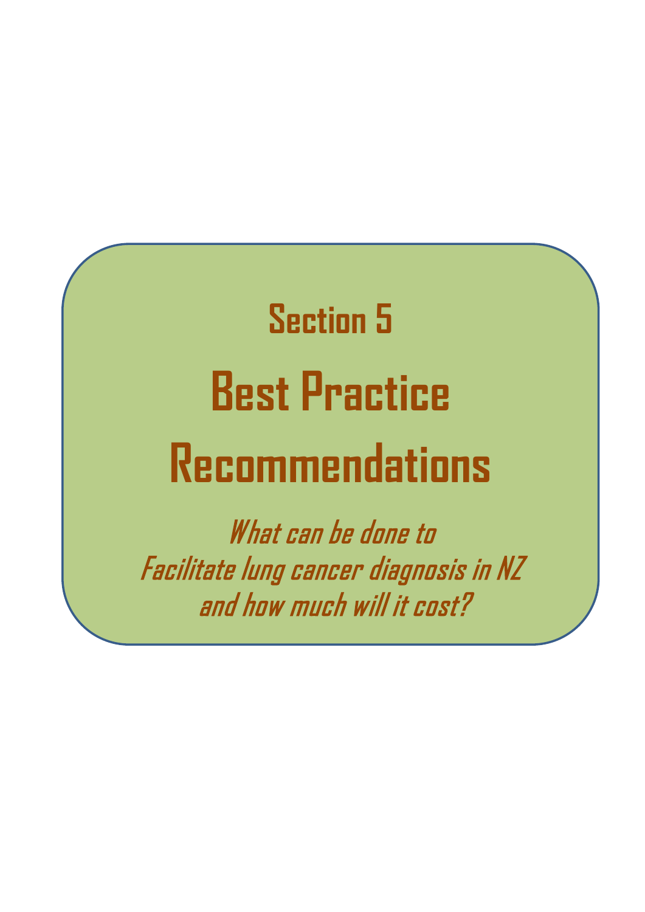# Section 5

# Best Practice Recommendations

*What can be done to*
*Facilitate lung cancer diagnosis in NZ*
*and how much will it cost?*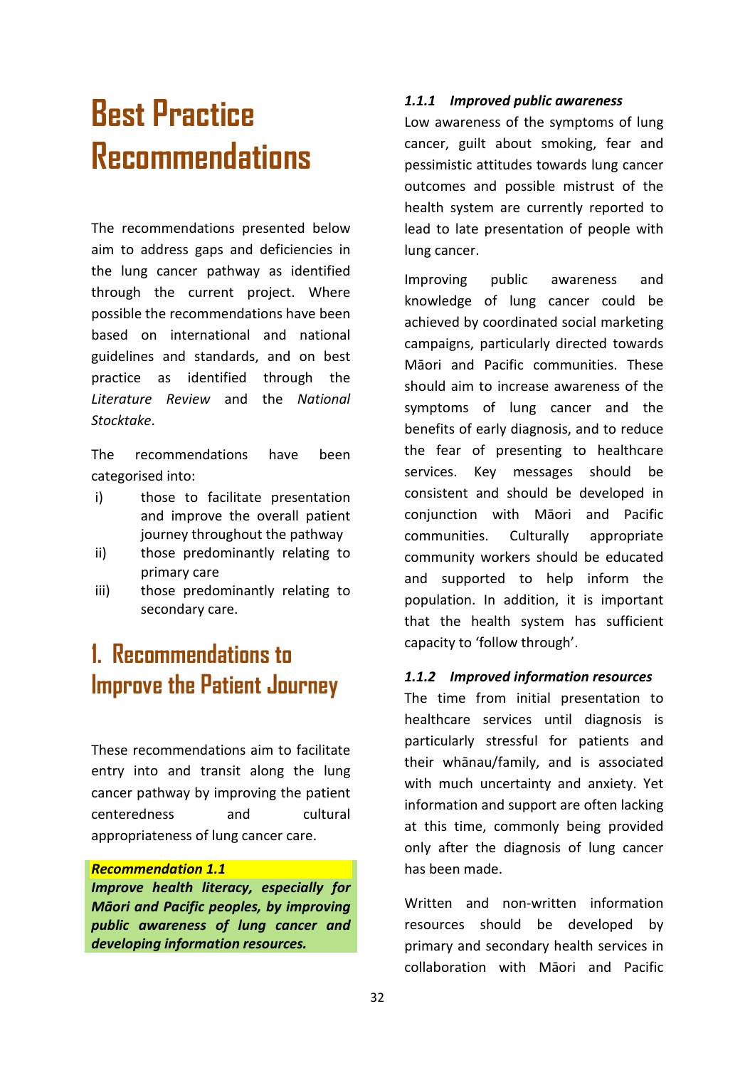# Best Practice Recommendations

The recommendations presented below aim to address gaps and deficiencies in the lung cancer pathway as identified through the current project. Where possible the recommendations have been based on international and national guidelines and standards, and on best practice as identified through the *Literature Review* and the *National Stocktake*.

The recommendations have been categorised into:

i) those to facilitate presentation and improve the overall patient journey throughout the pathway
ii) those predominantly relating to primary care
iii) those predominantly relating to secondary care.

## 1. Recommendations to Improve the Patient Journey

These recommendations aim to facilitate entry into and transit along the lung cancer pathway by improving the patient centeredness and cultural appropriateness of lung cancer care.

***Recommendation 1.1***
***Improve health literacy, especially for Māori and Pacific peoples, by improving public awareness of lung cancer and developing information resources.***

### *1.1.1 Improved public awareness*

Low awareness of the symptoms of lung cancer, guilt about smoking, fear and pessimistic attitudes towards lung cancer outcomes and possible mistrust of the health system are currently reported to lead to late presentation of people with lung cancer.

Improving public awareness and knowledge of lung cancer could be achieved by coordinated social marketing campaigns, particularly directed towards Māori and Pacific communities. These should aim to increase awareness of the symptoms of lung cancer and the benefits of early diagnosis, and to reduce the fear of presenting to healthcare services. Key messages should be consistent and should be developed in conjunction with Māori and Pacific communities. Culturally appropriate community workers should be educated and supported to help inform the population. In addition, it is important that the health system has sufficient capacity to 'follow through'.

### *1.1.2 Improved information resources*

The time from initial presentation to healthcare services until diagnosis is particularly stressful for patients and their whānau/family, and is associated with much uncertainty and anxiety. Yet information and support are often lacking at this time, commonly being provided only after the diagnosis of lung cancer has been made.

Written and non-written information resources should be developed by primary and secondary health services in collaboration with Māori and Pacific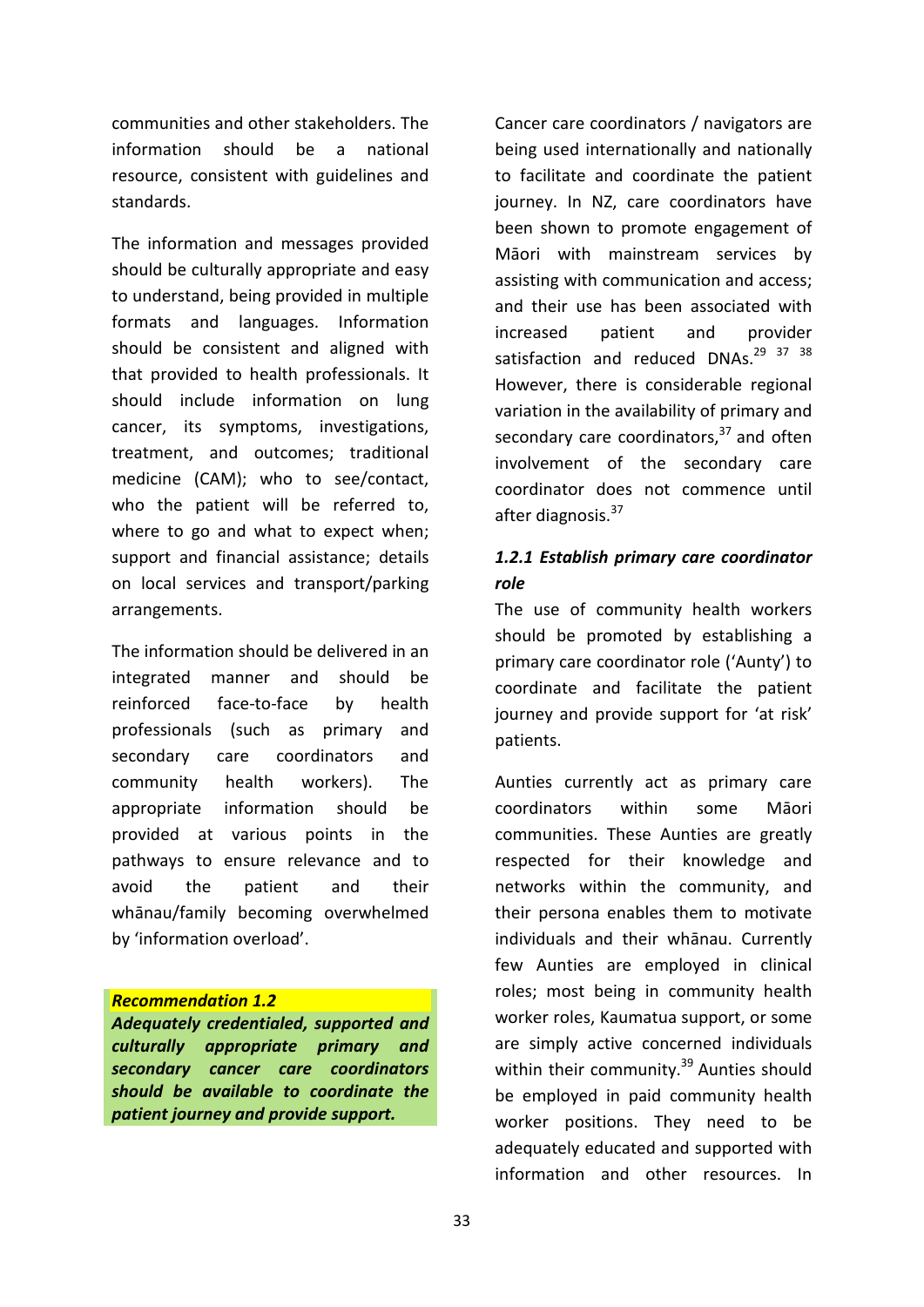communities and other stakeholders. The information should be a national resource, consistent with guidelines and standards.

The information and messages provided should be culturally appropriate and easy to understand, being provided in multiple formats and languages. Information should be consistent and aligned with that provided to health professionals. It should include information on lung cancer, its symptoms, investigations, treatment, and outcomes; traditional medicine (CAM); who to see/contact, who the patient will be referred to, where to go and what to expect when; support and financial assistance; details on local services and transport/parking arrangements.

The information should be delivered in an integrated manner and should be reinforced face-to-face by health professionals (such as primary and secondary care coordinators and community health workers). The appropriate information should be provided at various points in the pathways to ensure relevance and to avoid the patient and their whānau/family becoming overwhelmed by 'information overload'.

***Recommendation 1.2***

***Adequately credentialed, supported and culturally appropriate primary and secondary cancer care coordinators should be available to coordinate the patient journey and provide support.***

Cancer care coordinators / navigators are being used internationally and nationally to facilitate and coordinate the patient journey. In NZ, care coordinators have been shown to promote engagement of Māori with mainstream services by assisting with communication and access; and their use has been associated with increased patient and provider satisfaction and reduced DNAs.[29 37 38] However, there is considerable regional variation in the availability of primary and secondary care coordinators,[37] and often involvement of the secondary care coordinator does not commence until after diagnosis.[37]

### *1.2.1 Establish primary care coordinator role*

The use of community health workers should be promoted by establishing a primary care coordinator role ('Aunty') to coordinate and facilitate the patient journey and provide support for 'at risk' patients.

Aunties currently act as primary care coordinators within some Māori communities. These Aunties are greatly respected for their knowledge and networks within the community, and their persona enables them to motivate individuals and their whānau. Currently few Aunties are employed in clinical roles; most being in community health worker roles, Kaumatua support, or some are simply active concerned individuals within their community.[39] Aunties should be employed in paid community health worker positions. They need to be adequately educated and supported with information and other resources. In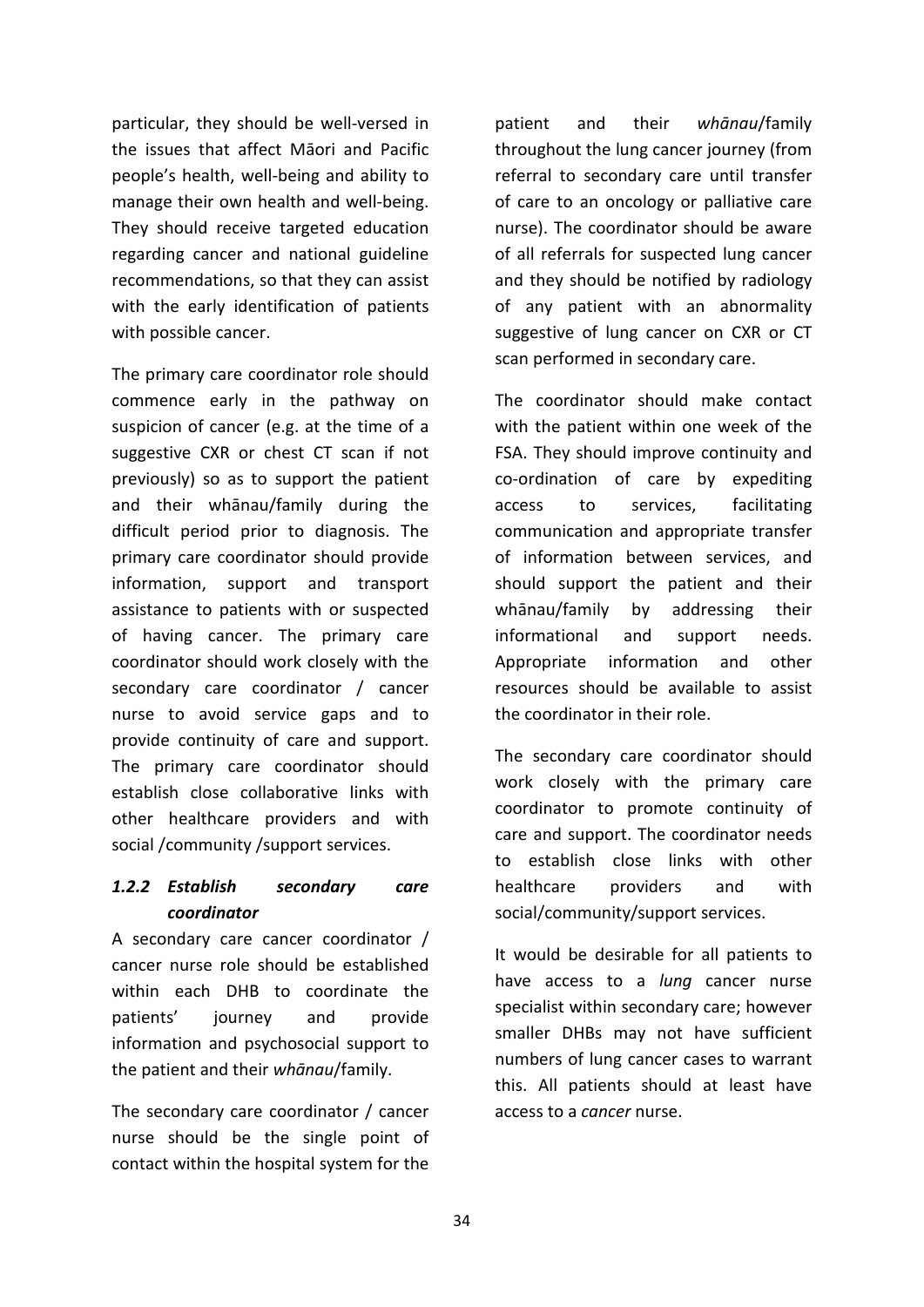particular, they should be well-versed in the issues that affect Māori and Pacific people's health, well-being and ability to manage their own health and well-being. They should receive targeted education regarding cancer and national guideline recommendations, so that they can assist with the early identification of patients with possible cancer.

The primary care coordinator role should commence early in the pathway on suspicion of cancer (e.g. at the time of a suggestive CXR or chest CT scan if not previously) so as to support the patient and their whānau/family during the difficult period prior to diagnosis. The primary care coordinator should provide information, support and transport assistance to patients with or suspected of having cancer. The primary care coordinator should work closely with the secondary care coordinator / cancer nurse to avoid service gaps and to provide continuity of care and support. The primary care coordinator should establish close collaborative links with other healthcare providers and with social /community /support services.

### *1.2.2 Establish secondary care coordinator*

A secondary care cancer coordinator / cancer nurse role should be established within each DHB to coordinate the patients' journey and provide information and psychosocial support to the patient and their *whānau*/family.

The secondary care coordinator / cancer nurse should be the single point of contact within the hospital system for the patient and their *whānau*/family throughout the lung cancer journey (from referral to secondary care until transfer of care to an oncology or palliative care nurse). The coordinator should be aware of all referrals for suspected lung cancer and they should be notified by radiology of any patient with an abnormality suggestive of lung cancer on CXR or CT scan performed in secondary care.

The coordinator should make contact with the patient within one week of the FSA. They should improve continuity and co-ordination of care by expediting access to services, facilitating communication and appropriate transfer of information between services, and should support the patient and their whānau/family by addressing their informational and support needs. Appropriate information and other resources should be available to assist the coordinator in their role.

The secondary care coordinator should work closely with the primary care coordinator to promote continuity of care and support. The coordinator needs to establish close links with other healthcare providers and with social/community/support services.

It would be desirable for all patients to have access to a *lung* cancer nurse specialist within secondary care; however smaller DHBs may not have sufficient numbers of lung cancer cases to warrant this. All patients should at least have access to a *cancer* nurse.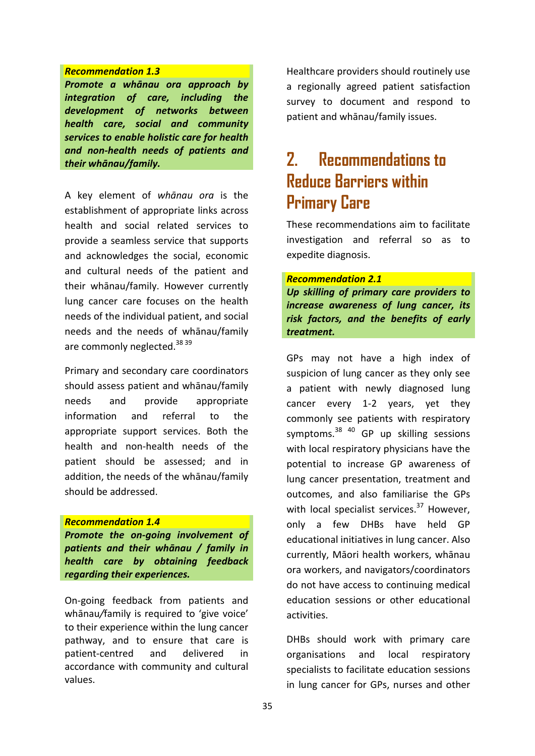**_Recommendation 1.3_**

***Promote a whānau ora approach by integration of care, including the development of networks between health care, social and community services to enable holistic care for health and non-health needs of patients and their whānau/family.***

A key element of *whānau ora* is the establishment of appropriate links across health and social related services to provide a seamless service that supports and acknowledges the social, economic and cultural needs of the patient and their whānau/family. However currently lung cancer care focuses on the health needs of the individual patient, and social needs and the needs of whānau/family are commonly neglected.[38 39]

Primary and secondary care coordinators should assess patient and whānau/family needs and provide appropriate information and referral to the appropriate support services. Both the health and non-health needs of the patient should be assessed; and in addition, the needs of the whānau/family should be addressed.

**_Recommendation 1.4_**

***Promote the on-going involvement of patients and their whānau / family in health care by obtaining feedback regarding their experiences.***

On-going feedback from patients and whānau/family is required to 'give voice' to their experience within the lung cancer pathway, and to ensure that care is patient-centred and delivered in accordance with community and cultural values.

Healthcare providers should routinely use a regionally agreed patient satisfaction survey to document and respond to patient and whānau/family issues.

# 2. Recommendations to Reduce Barriers within Primary Care

These recommendations aim to facilitate investigation and referral so as to expedite diagnosis.

**_Recommendation 2.1_**

***Up skilling of primary care providers to increase awareness of lung cancer, its risk factors, and the benefits of early treatment.***

GPs may not have a high index of suspicion of lung cancer as they only see a patient with newly diagnosed lung cancer every 1-2 years, yet they commonly see patients with respiratory symptoms.[38 40] GP up skilling sessions with local respiratory physicians have the potential to increase GP awareness of lung cancer presentation, treatment and outcomes, and also familiarise the GPs with local specialist services.[37] However, only a few DHBs have held GP educational initiatives in lung cancer. Also currently, Māori health workers, whānau ora workers, and navigators/coordinators do not have access to continuing medical education sessions or other educational activities.

DHBs should work with primary care organisations and local respiratory specialists to facilitate education sessions in lung cancer for GPs, nurses and other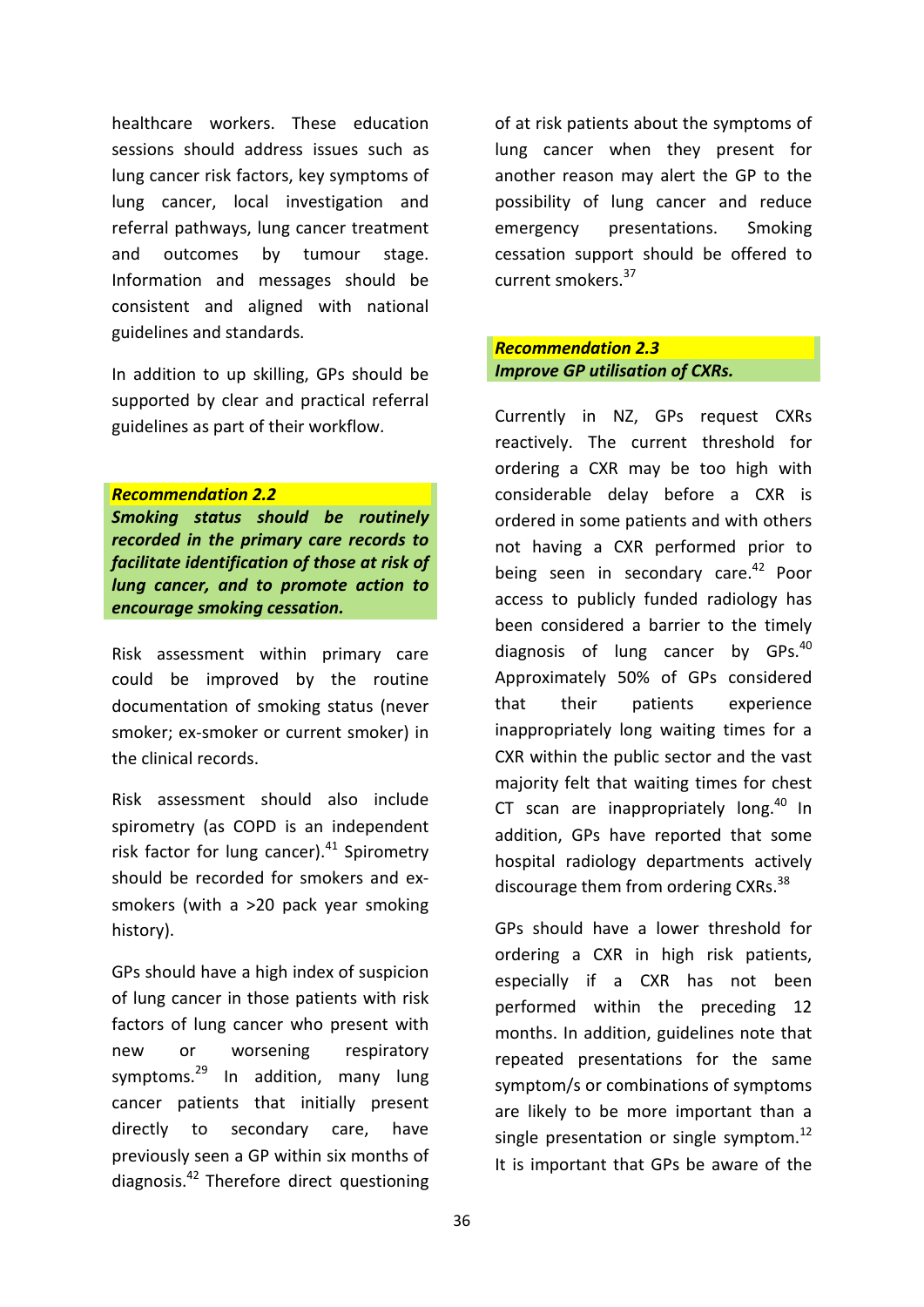healthcare workers. These education sessions should address issues such as lung cancer risk factors, key symptoms of lung cancer, local investigation and referral pathways, lung cancer treatment and outcomes by tumour stage. Information and messages should be consistent and aligned with national guidelines and standards.

In addition to up skilling, GPs should be supported by clear and practical referral guidelines as part of their workflow.

***Recommendation 2.2***

***Smoking status should be routinely recorded in the primary care records to facilitate identification of those at risk of lung cancer, and to promote action to encourage smoking cessation.***

Risk assessment within primary care could be improved by the routine documentation of smoking status (never smoker; ex-smoker or current smoker) in the clinical records.

Risk assessment should also include spirometry (as COPD is an independent risk factor for lung cancer).[41] Spirometry should be recorded for smokers and ex-smokers (with a >20 pack year smoking history).

GPs should have a high index of suspicion of lung cancer in those patients with risk factors of lung cancer who present with new or worsening respiratory symptoms.[29] In addition, many lung cancer patients that initially present directly to secondary care, have previously seen a GP within six months of diagnosis.[42] Therefore direct questioning of at risk patients about the symptoms of lung cancer when they present for another reason may alert the GP to the possibility of lung cancer and reduce emergency presentations. Smoking cessation support should be offered to current smokers.[37]

***Recommendation 2.3***

***Improve GP utilisation of CXRs.***

Currently in NZ, GPs request CXRs reactively. The current threshold for ordering a CXR may be too high with considerable delay before a CXR is ordered in some patients and with others not having a CXR performed prior to being seen in secondary care.[42] Poor access to publicly funded radiology has been considered a barrier to the timely diagnosis of lung cancer by GPs.[40] Approximately 50% of GPs considered that their patients experience inappropriately long waiting times for a CXR within the public sector and the vast majority felt that waiting times for chest CT scan are inappropriately long.[40] In addition, GPs have reported that some hospital radiology departments actively discourage them from ordering CXRs.[38]

GPs should have a lower threshold for ordering a CXR in high risk patients, especially if a CXR has not been performed within the preceding 12 months. In addition, guidelines note that repeated presentations for the same symptom/s or combinations of symptoms are likely to be more important than a single presentation or single symptom.[12] It is important that GPs be aware of the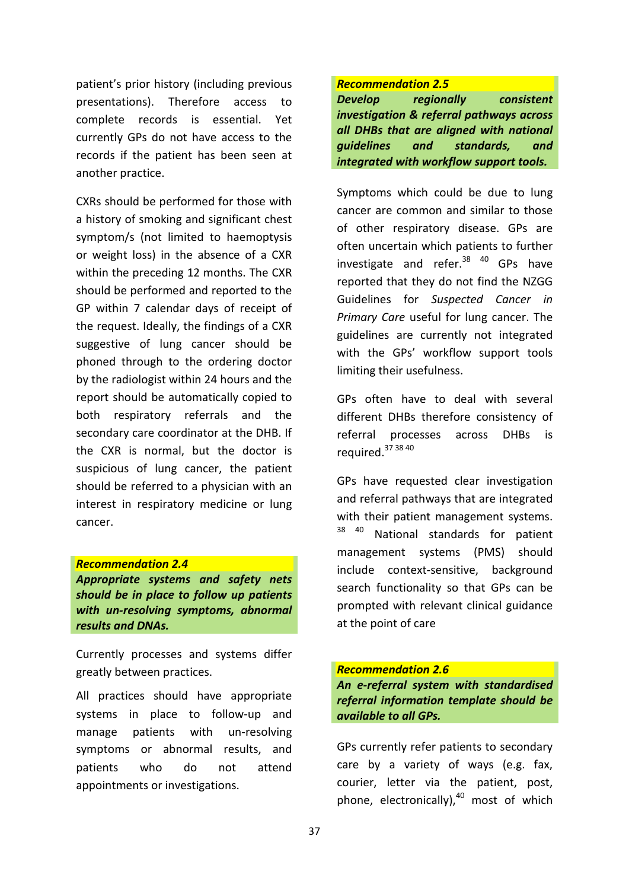patient's prior history (including previous presentations). Therefore access to complete records is essential. Yet currently GPs do not have access to the records if the patient has been seen at another practice.

CXRs should be performed for those with a history of smoking and significant chest symptom/s (not limited to haemoptysis or weight loss) in the absence of a CXR within the preceding 12 months. The CXR should be performed and reported to the GP within 7 calendar days of receipt of the request. Ideally, the findings of a CXR suggestive of lung cancer should be phoned through to the ordering doctor by the radiologist within 24 hours and the report should be automatically copied to both respiratory referrals and the secondary care coordinator at the DHB. If the CXR is normal, but the doctor is suspicious of lung cancer, the patient should be referred to a physician with an interest in respiratory medicine or lung cancer.

***Recommendation 2.4***

***Appropriate systems and safety nets should be in place to follow up patients with un-resolving symptoms, abnormal results and DNAs.***

Currently processes and systems differ greatly between practices.

All practices should have appropriate systems in place to follow-up and manage patients with un-resolving symptoms or abnormal results, and patients who do not attend appointments or investigations.

***Recommendation 2.5***

***Develop regionally consistent investigation & referral pathways across all DHBs that are aligned with national guidelines and standards, and integrated with workflow support tools.***

Symptoms which could be due to lung cancer are common and similar to those of other respiratory disease. GPs are often uncertain which patients to further investigate and refer.[38 40] GPs have reported that they do not find the NZGG Guidelines for *Suspected Cancer in Primary Care* useful for lung cancer. The guidelines are currently not integrated with the GPs' workflow support tools limiting their usefulness.

GPs often have to deal with several different DHBs therefore consistency of referral processes across DHBs is required.[37 38 40]

GPs have requested clear investigation and referral pathways that are integrated with their patient management systems.[38 40] National standards for patient management systems (PMS) should include context-sensitive, background search functionality so that GPs can be prompted with relevant clinical guidance at the point of care

***Recommendation 2.6***

***An e-referral system with standardised referral information template should be available to all GPs.***

GPs currently refer patients to secondary care by a variety of ways (e.g. fax, courier, letter via the patient, post, phone, electronically),[40] most of which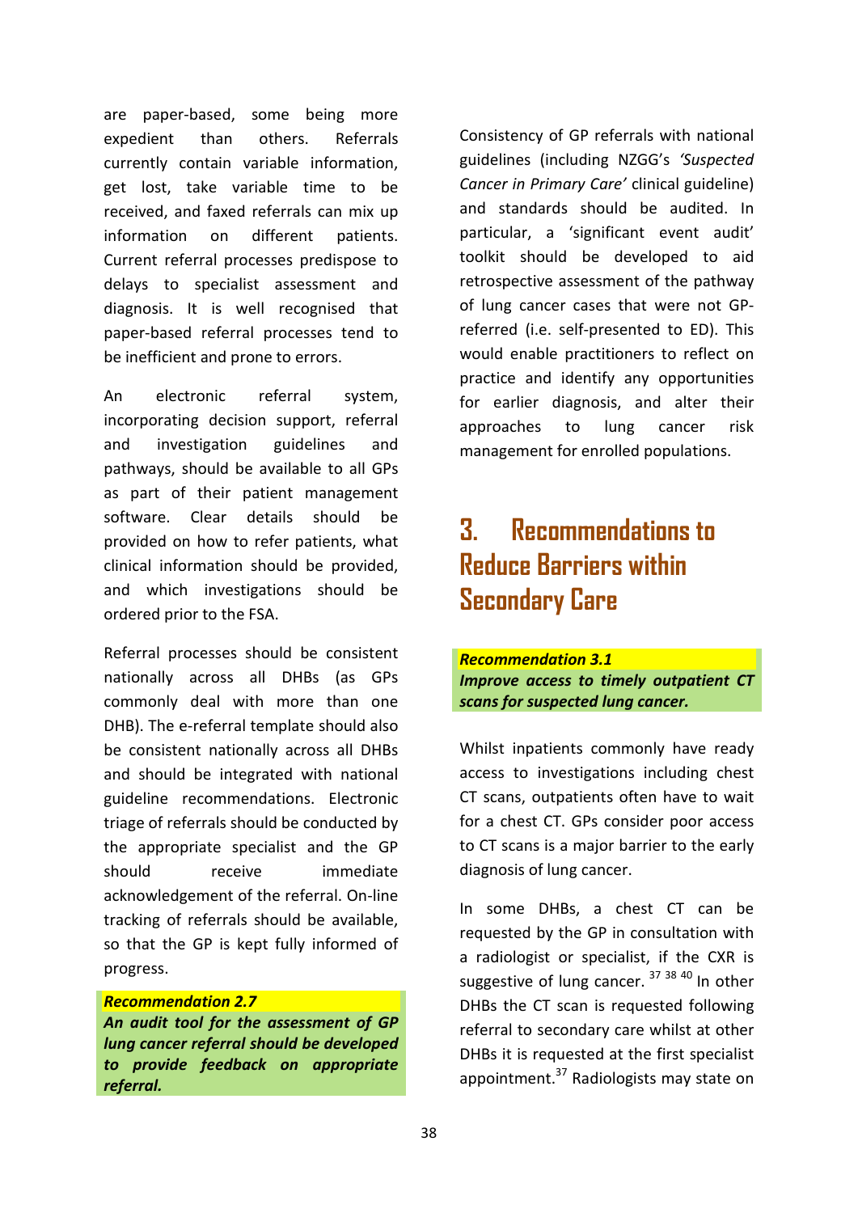are paper-based, some being more expedient than others. Referrals currently contain variable information, get lost, take variable time to be received, and faxed referrals can mix up information on different patients. Current referral processes predispose to delays to specialist assessment and diagnosis. It is well recognised that paper-based referral processes tend to be inefficient and prone to errors.

An electronic referral system, incorporating decision support, referral and investigation guidelines and pathways, should be available to all GPs as part of their patient management software. Clear details should be provided on how to refer patients, what clinical information should be provided, and which investigations should be ordered prior to the FSA.

Referral processes should be consistent nationally across all DHBs (as GPs commonly deal with more than one DHB). The e-referral template should also be consistent nationally across all DHBs and should be integrated with national guideline recommendations. Electronic triage of referrals should be conducted by the appropriate specialist and the GP should receive immediate acknowledgement of the referral. On-line tracking of referrals should be available, so that the GP is kept fully informed of progress.

***Recommendation 2.7***
***An audit tool for the assessment of GP lung cancer referral should be developed to provide feedback on appropriate referral.***

Consistency of GP referrals with national guidelines (including NZGG's *'Suspected Cancer in Primary Care'* clinical guideline) and standards should be audited. In particular, a 'significant event audit' toolkit should be developed to aid retrospective assessment of the pathway of lung cancer cases that were not GP-referred (i.e. self-presented to ED). This would enable practitioners to reflect on practice and identify any opportunities for earlier diagnosis, and alter their approaches to lung cancer risk management for enrolled populations.

# 3. Recommendations to Reduce Barriers within Secondary Care

***Recommendation 3.1***
***Improve access to timely outpatient CT scans for suspected lung cancer.***

Whilst inpatients commonly have ready access to investigations including chest CT scans, outpatients often have to wait for a chest CT. GPs consider poor access to CT scans is a major barrier to the early diagnosis of lung cancer.

In some DHBs, a chest CT can be requested by the GP in consultation with a radiologist or specialist, if the CXR is suggestive of lung cancer. [37 38 40] In other DHBs the CT scan is requested following referral to secondary care whilst at other DHBs it is requested at the first specialist appointment.[37] Radiologists may state on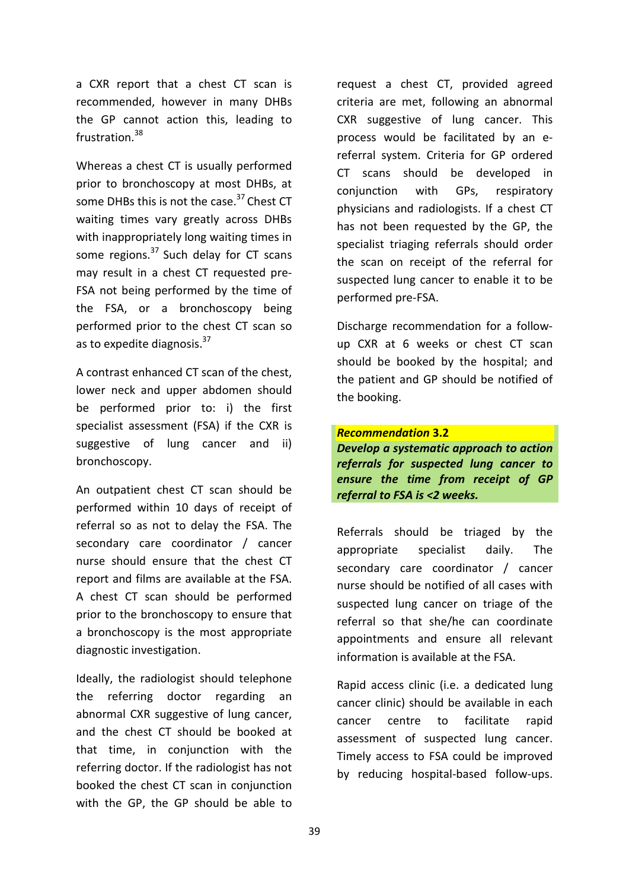a CXR report that a chest CT scan is recommended, however in many DHBs the GP cannot action this, leading to frustration.[38]

Whereas a chest CT is usually performed prior to bronchoscopy at most DHBs, at some DHBs this is not the case.[37] Chest CT waiting times vary greatly across DHBs with inappropriately long waiting times in some regions.[37] Such delay for CT scans may result in a chest CT requested pre-FSA not being performed by the time of the FSA, or a bronchoscopy being performed prior to the chest CT scan so as to expedite diagnosis.[37]

A contrast enhanced CT scan of the chest, lower neck and upper abdomen should be performed prior to: i) the first specialist assessment (FSA) if the CXR is suggestive of lung cancer and ii) bronchoscopy.

An outpatient chest CT scan should be performed within 10 days of receipt of referral so as not to delay the FSA. The secondary care coordinator / cancer nurse should ensure that the chest CT report and films are available at the FSA. A chest CT scan should be performed prior to the bronchoscopy to ensure that a bronchoscopy is the most appropriate diagnostic investigation.

Ideally, the radiologist should telephone the referring doctor regarding an abnormal CXR suggestive of lung cancer, and the chest CT should be booked at that time, in conjunction with the referring doctor. If the radiologist has not booked the chest CT scan in conjunction with the GP, the GP should be able to request a chest CT, provided agreed criteria are met, following an abnormal CXR suggestive of lung cancer. This process would be facilitated by an e-referral system. Criteria for GP ordered CT scans should be developed in conjunction with GPs, respiratory physicians and radiologists. If a chest CT has not been requested by the GP, the specialist triaging referrals should order the scan on receipt of the referral for suspected lung cancer to enable it to be performed pre-FSA.

Discharge recommendation for a follow-up CXR at 6 weeks or chest CT scan should be booked by the hospital; and the patient and GP should be notified of the booking.

***Recommendation* 3.2**

***Develop a systematic approach to action referrals for suspected lung cancer to ensure the time from receipt of GP referral to FSA is <2 weeks.***

Referrals should be triaged by the appropriate specialist daily. The secondary care coordinator / cancer nurse should be notified of all cases with suspected lung cancer on triage of the referral so that she/he can coordinate appointments and ensure all relevant information is available at the FSA.

Rapid access clinic (i.e. a dedicated lung cancer clinic) should be available in each cancer centre to facilitate rapid assessment of suspected lung cancer. Timely access to FSA could be improved by reducing hospital-based follow-ups.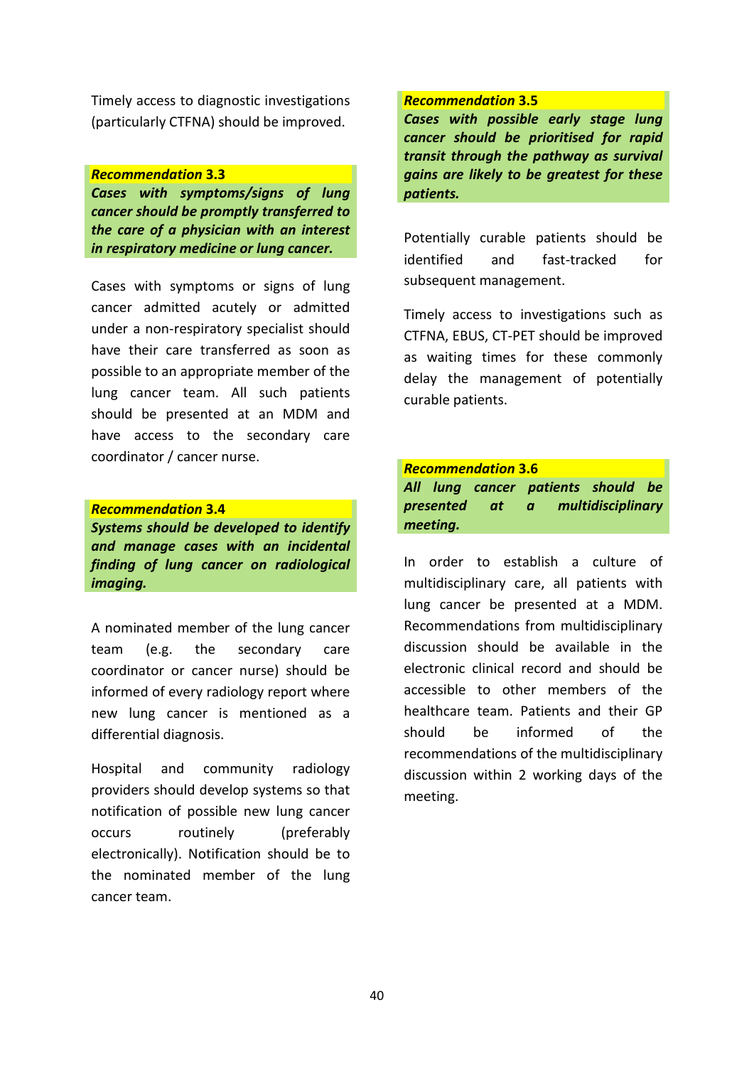Timely access to diagnostic investigations (particularly CTFNA) should be improved.

***Recommendation* 3.3**
***Cases with symptoms/signs of lung cancer should be promptly transferred to the care of a physician with an interest in respiratory medicine or lung cancer.***

Cases with symptoms or signs of lung cancer admitted acutely or admitted under a non-respiratory specialist should have their care transferred as soon as possible to an appropriate member of the lung cancer team. All such patients should be presented at an MDM and have access to the secondary care coordinator / cancer nurse.

***Recommendation* 3.4**
***Systems should be developed to identify and manage cases with an incidental finding of lung cancer on radiological imaging.***

A nominated member of the lung cancer team (e.g. the secondary care coordinator or cancer nurse) should be informed of every radiology report where new lung cancer is mentioned as a differential diagnosis.

Hospital and community radiology providers should develop systems so that notification of possible new lung cancer occurs routinely (preferably electronically). Notification should be to the nominated member of the lung cancer team.

***Recommendation* 3.5**
***Cases with possible early stage lung cancer should be prioritised for rapid transit through the pathway as survival gains are likely to be greatest for these patients.***

Potentially curable patients should be identified and fast-tracked for subsequent management.

Timely access to investigations such as CTFNA, EBUS, CT-PET should be improved as waiting times for these commonly delay the management of potentially curable patients.

***Recommendation* 3.6**
***All lung cancer patients should be presented at a multidisciplinary meeting.***

In order to establish a culture of multidisciplinary care, all patients with lung cancer be presented at a MDM. Recommendations from multidisciplinary discussion should be available in the electronic clinical record and should be accessible to other members of the healthcare team. Patients and their GP should be informed of the recommendations of the multidisciplinary discussion within 2 working days of the meeting.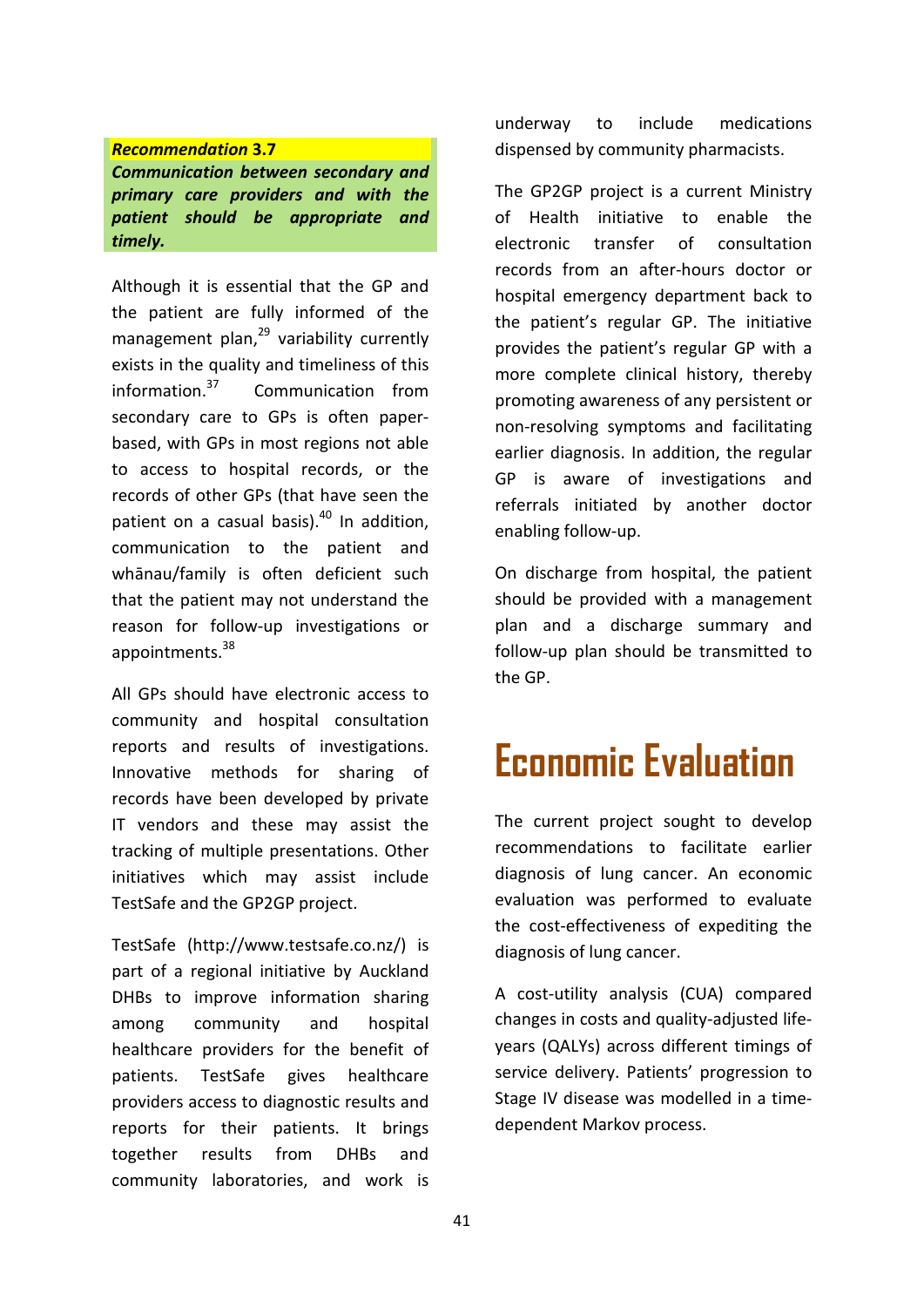***Recommendation* 3.7**

***Communication between secondary and primary care providers and with the patient should be appropriate and timely.***

Although it is essential that the GP and the patient are fully informed of the management plan,[29] variability currently exists in the quality and timeliness of this information.[37] Communication from secondary care to GPs is often paper-based, with GPs in most regions not able to access to hospital records, or the records of other GPs (that have seen the patient on a casual basis).[40] In addition, communication to the patient and whānau/family is often deficient such that the patient may not understand the reason for follow-up investigations or appointments.[38]

All GPs should have electronic access to community and hospital consultation reports and results of investigations. Innovative methods for sharing of records have been developed by private IT vendors and these may assist the tracking of multiple presentations. Other initiatives which may assist include TestSafe and the GP2GP project.

TestSafe (http://www.testsafe.co.nz/) is part of a regional initiative by Auckland DHBs to improve information sharing among community and hospital healthcare providers for the benefit of patients. TestSafe gives healthcare providers access to diagnostic results and reports for their patients. It brings together results from DHBs and community laboratories, and work is underway to include medications dispensed by community pharmacists.

The GP2GP project is a current Ministry of Health initiative to enable the electronic transfer of consultation records from an after-hours doctor or hospital emergency department back to the patient's regular GP. The initiative provides the patient's regular GP with a more complete clinical history, thereby promoting awareness of any persistent or non-resolving symptoms and facilitating earlier diagnosis. In addition, the regular GP is aware of investigations and referrals initiated by another doctor enabling follow-up.

On discharge from hospital, the patient should be provided with a management plan and a discharge summary and follow-up plan should be transmitted to the GP.

# Economic Evaluation

The current project sought to develop recommendations to facilitate earlier diagnosis of lung cancer. An economic evaluation was performed to evaluate the cost-effectiveness of expediting the diagnosis of lung cancer.

A cost-utility analysis (CUA) compared changes in costs and quality-adjusted life-years (QALYs) across different timings of service delivery. Patients' progression to Stage IV disease was modelled in a time-dependent Markov process.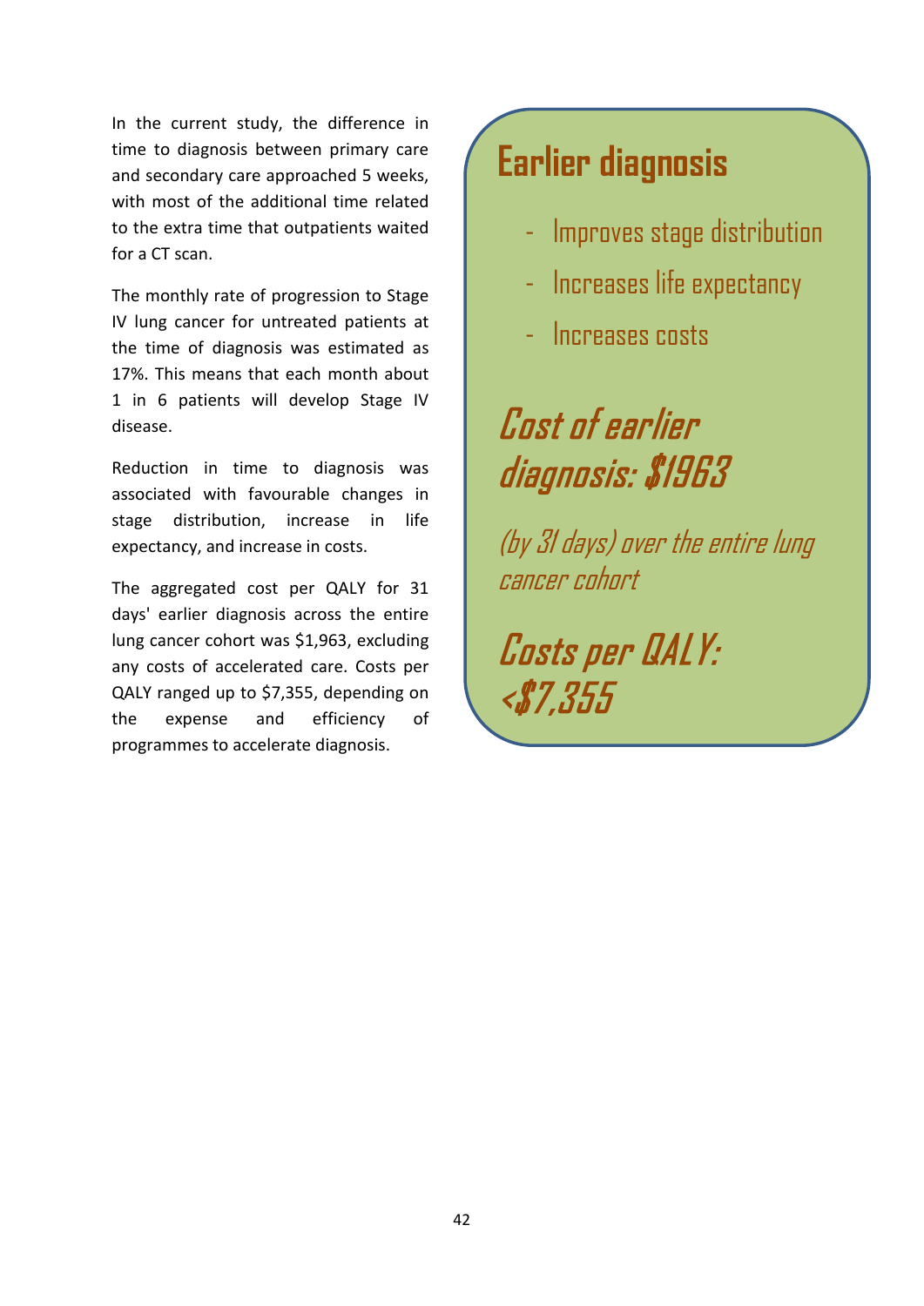In the current study, the difference in time to diagnosis between primary care and secondary care approached 5 weeks, with most of the additional time related to the extra time that outpatients waited for a CT scan.

The monthly rate of progression to Stage IV lung cancer for untreated patients at the time of diagnosis was estimated as 17%. This means that each month about 1 in 6 patients will develop Stage IV disease.

Reduction in time to diagnosis was associated with favourable changes in stage distribution, increase in life expectancy, and increase in costs.

The aggregated cost per QALY for 31 days' earlier diagnosis across the entire lung cancer cohort was $1,963, excluding any costs of accelerated care. Costs per QALY ranged up to $7,355, depending on the expense and efficiency of programmes to accelerate diagnosis.

## Earlier diagnosis

- Improves stage distribution
- Increases life expectancy
- Increases costs

***Cost of earlier diagnosis: $1963***

*(by 31 days) over the entire lung cancer cohort*

***Costs per QALY: <$7,355***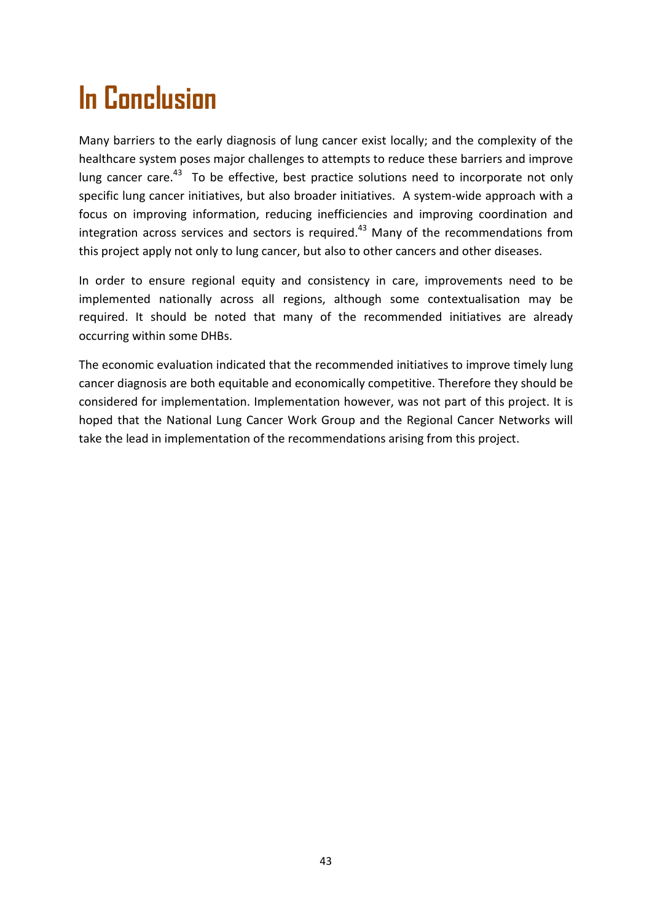# In Conclusion

Many barriers to the early diagnosis of lung cancer exist locally; and the complexity of the healthcare system poses major challenges to attempts to reduce these barriers and improve lung cancer care.[43] To be effective, best practice solutions need to incorporate not only specific lung cancer initiatives, but also broader initiatives. A system-wide approach with a focus on improving information, reducing inefficiencies and improving coordination and integration across services and sectors is required.[43] Many of the recommendations from this project apply not only to lung cancer, but also to other cancers and other diseases.

In order to ensure regional equity and consistency in care, improvements need to be implemented nationally across all regions, although some contextualisation may be required. It should be noted that many of the recommended initiatives are already occurring within some DHBs.

The economic evaluation indicated that the recommended initiatives to improve timely lung cancer diagnosis are both equitable and economically competitive. Therefore they should be considered for implementation. Implementation however, was not part of this project. It is hoped that the National Lung Cancer Work Group and the Regional Cancer Networks will take the lead in implementation of the recommendations arising from this project.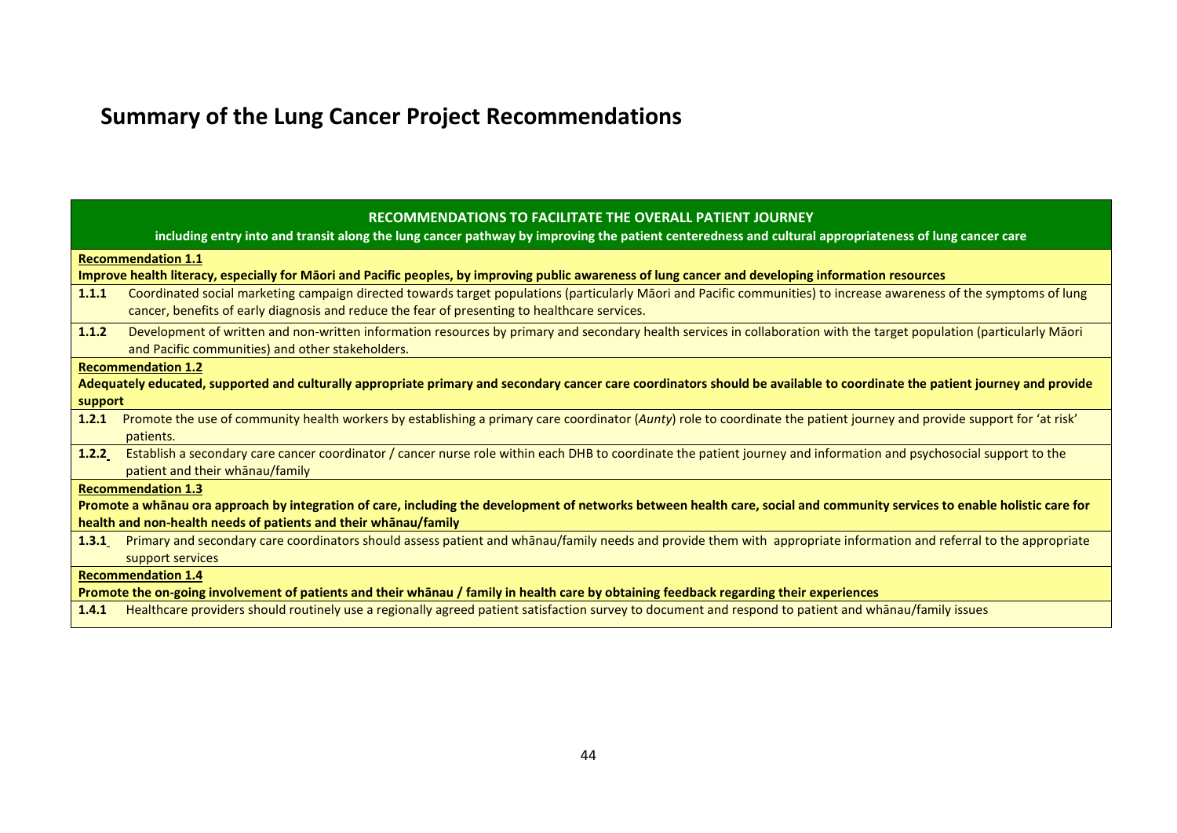# Summary of the Lung Cancer Project Recommendations

| RECOMMENDATIONS TO FACILITATE THE OVERALL PATIENT JOURNEY including entry into and transit along the lung cancer pathway by improving the patient centeredness and cultural appropriateness of lung cancer care | |
|---|---|
| **Recommendation 1.1** Improve health literacy, especially for Māori and Pacific peoples, by improving public awareness of lung cancer and developing information resources | |
| **1.1.1** | Coordinated social marketing campaign directed towards target populations (particularly Māori and Pacific communities) to increase awareness of the symptoms of lung cancer, benefits of early diagnosis and reduce the fear of presenting to healthcare services. |
| **1.1.2** | Development of written and non-written information resources by primary and secondary health services in collaboration with the target population (particularly Māori and Pacific communities) and other stakeholders. |
| **Recommendation 1.2** Adequately educated, supported and culturally appropriate primary and secondary cancer care coordinators should be available to coordinate the patient journey and provide support | |
| **1.2.1** | Promote the use of community health workers by establishing a primary care coordinator (*Aunty*) role to coordinate the patient journey and provide support for 'at risk' patients. |
| **1.2.2** | Establish a secondary care cancer coordinator / cancer nurse role within each DHB to coordinate the patient journey and information and psychosocial support to the patient and their whānau/family |
| **Recommendation 1.3** Promote a whānau ora approach by integration of care, including the development of networks between health care, social and community services to enable holistic care for health and non-health needs of patients and their whānau/family | |
| **1.3.1** | Primary and secondary care coordinators should assess patient and whānau/family needs and provide them with appropriate information and referral to the appropriate support services |
| **Recommendation 1.4** Promote the on-going involvement of patients and their whānau / family in health care by obtaining feedback regarding their experiences | |
| **1.4.1** | Healthcare providers should routinely use a regionally agreed patient satisfaction survey to document and respond to patient and whānau/family issues |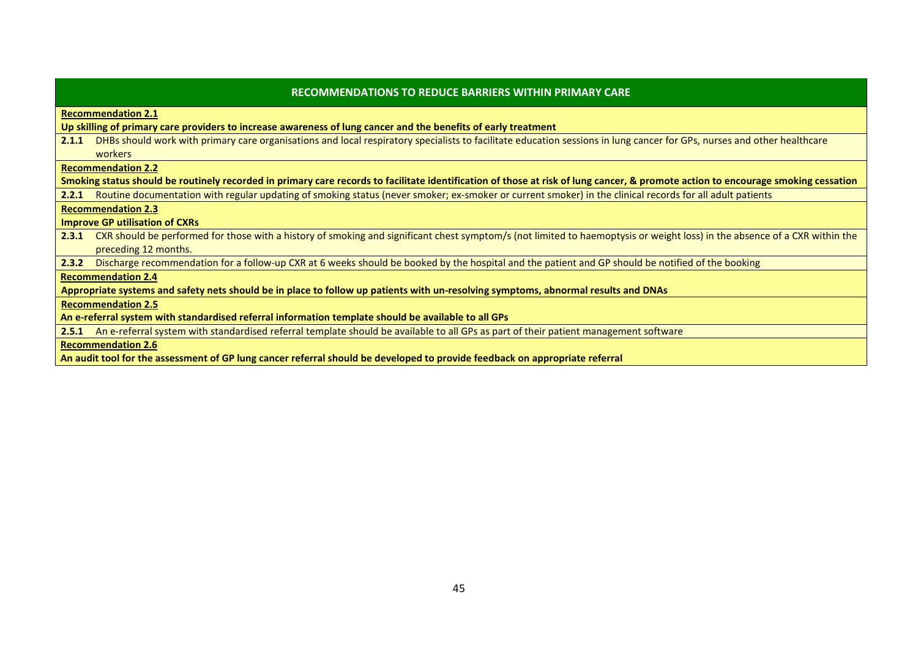| RECOMMENDATIONS TO REDUCE BARRIERS WITHIN PRIMARY CARE |
|---|
| **Recommendation 2.1** |
| **Up skilling of primary care providers to increase awareness of lung cancer and the benefits of early treatment** |
| **2.1.1** DHBs should work with primary care organisations and local respiratory specialists to facilitate education sessions in lung cancer for GPs, nurses and other healthcare workers |
| **Recommendation 2.2** |
| **Smoking status should be routinely recorded in primary care records to facilitate identification of those at risk of lung cancer, & promote action to encourage smoking cessation** |
| **2.2.1** Routine documentation with regular updating of smoking status (never smoker; ex-smoker or current smoker) in the clinical records for all adult patients |
| **Recommendation 2.3** |
| **Improve GP utilisation of CXRs** |
| **2.3.1** CXR should be performed for those with a history of smoking and significant chest symptom/s (not limited to haemoptysis or weight loss) in the absence of a CXR within the preceding 12 months. |
| **2.3.2** Discharge recommendation for a follow-up CXR at 6 weeks should be booked by the hospital and the patient and GP should be notified of the booking |
| **Recommendation 2.4** |
| **Appropriate systems and safety nets should be in place to follow up patients with un-resolving symptoms, abnormal results and DNAs** |
| **Recommendation 2.5** |
| **An e-referral system with standardised referral information template should be available to all GPs** |
| **2.5.1** An e-referral system with standardised referral template should be available to all GPs as part of their patient management software |
| **Recommendation 2.6** |
| **An audit tool for the assessment of GP lung cancer referral should be developed to provide feedback on appropriate referral** |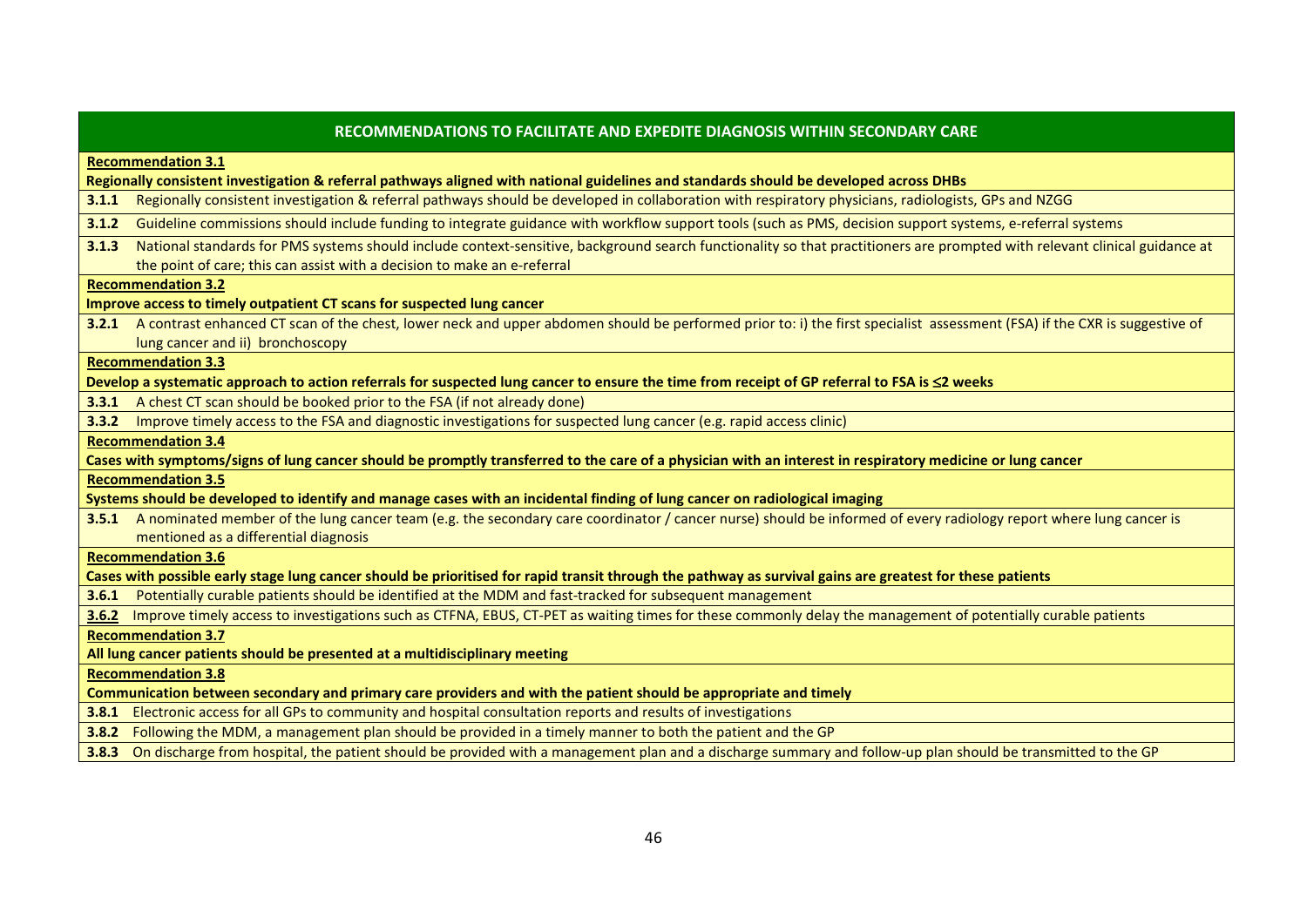| RECOMMENDATIONS TO FACILITATE AND EXPEDITE DIAGNOSIS WITHIN SECONDARY CARE | |
|---|---|
| **Recommendation 3.1** | |
| **Regionally consistent investigation & referral pathways aligned with national guidelines and standards should be developed across DHBs** | |
| **3.1.1** | Regionally consistent investigation & referral pathways should be developed in collaboration with respiratory physicians, radiologists, GPs and NZGG |
| **3.1.2** | Guideline commissions should include funding to integrate guidance with workflow support tools (such as PMS, decision support systems, e-referral systems |
| **3.1.3** | National standards for PMS systems should include context-sensitive, background search functionality so that practitioners are prompted with relevant clinical guidance at the point of care; this can assist with a decision to make an e-referral |
| **Recommendation 3.2** | |
| **Improve access to timely outpatient CT scans for suspected lung cancer** | |
| **3.2.1** | A contrast enhanced CT scan of the chest, lower neck and upper abdomen should be performed prior to: i) the first specialist assessment (FSA) if the CXR is suggestive of lung cancer and ii) bronchoscopy |
| **Recommendation 3.3** | |
| **Develop a systematic approach to action referrals for suspected lung cancer to ensure the time from receipt of GP referral to FSA is ≤2 weeks** | |
| **3.3.1** | A chest CT scan should be booked prior to the FSA (if not already done) |
| **3.3.2** | Improve timely access to the FSA and diagnostic investigations for suspected lung cancer (e.g. rapid access clinic) |
| **Recommendation 3.4** | |
| **Cases with symptoms/signs of lung cancer should be promptly transferred to the care of a physician with an interest in respiratory medicine or lung cancer** | |
| **Recommendation 3.5** | |
| **Systems should be developed to identify and manage cases with an incidental finding of lung cancer on radiological imaging** | |
| **3.5.1** | A nominated member of the lung cancer team (e.g. the secondary care coordinator / cancer nurse) should be informed of every radiology report where lung cancer is mentioned as a differential diagnosis |
| **Recommendation 3.6** | |
| **Cases with possible early stage lung cancer should be prioritised for rapid transit through the pathway as survival gains are greatest for these patients** | |
| **3.6.1** | Potentially curable patients should be identified at the MDM and fast-tracked for subsequent management |
| **3.6.2** | Improve timely access to investigations such as CTFNA, EBUS, CT-PET as waiting times for these commonly delay the management of potentially curable patients |
| **Recommendation 3.7** | |
| **All lung cancer patients should be presented at a multidisciplinary meeting** | |
| **Recommendation 3.8** | |
| **Communication between secondary and primary care providers and with the patient should be appropriate and timely** | |
| **3.8.1** | Electronic access for all GPs to community and hospital consultation reports and results of investigations |
| **3.8.2** | Following the MDM, a management plan should be provided in a timely manner to both the patient and the GP |
| **3.8.3** | On discharge from hospital, the patient should be provided with a management plan and a discharge summary and follow-up plan should be transmitted to the GP |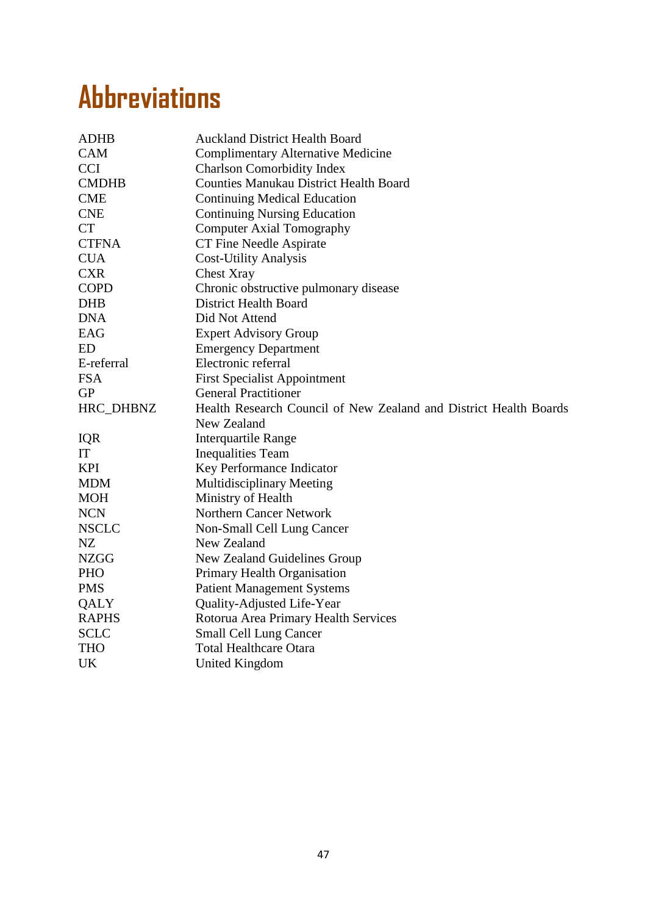# Abbreviations

| | |
|---|---|
| ADHB | Auckland District Health Board |
| CAM | Complimentary Alternative Medicine |
| CCI | Charlson Comorbidity Index |
| CMDHB | Counties Manukau District Health Board |
| CME | Continuing Medical Education |
| CNE | Continuing Nursing Education |
| CT | Computer Axial Tomography |
| CTFNA | CT Fine Needle Aspirate |
| CUA | Cost-Utility Analysis |
| CXR | Chest Xray |
| COPD | Chronic obstructive pulmonary disease |
| DHB | District Health Board |
| DNA | Did Not Attend |
| EAG | Expert Advisory Group |
| ED | Emergency Department |
| E-referral | Electronic referral |
| FSA | First Specialist Appointment |
| GP | General Practitioner |
| HRC_DHBNZ | Health Research Council of New Zealand and District Health Boards New Zealand |
| IQR | Interquartile Range |
| IT | Inequalities Team |
| KPI | Key Performance Indicator |
| MDM | Multidisciplinary Meeting |
| MOH | Ministry of Health |
| NCN | Northern Cancer Network |
| NSCLC | Non-Small Cell Lung Cancer |
| NZ | New Zealand |
| NZGG | New Zealand Guidelines Group |
| PHO | Primary Health Organisation |
| PMS | Patient Management Systems |
| QALY | Quality-Adjusted Life-Year |
| RAPHS | Rotorua Area Primary Health Services |
| SCLC | Small Cell Lung Cancer |
| THO | Total Healthcare Otara |
| UK | United Kingdom |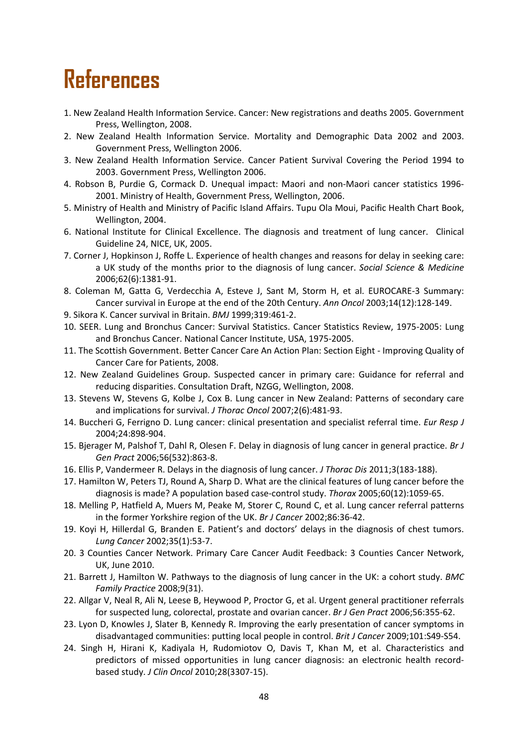# References

1. New Zealand Health Information Service. Cancer: New registrations and deaths 2005. Government Press, Wellington, 2008.
2. New Zealand Health Information Service. Mortality and Demographic Data 2002 and 2003. Government Press, Wellington 2006.
3. New Zealand Health Information Service. Cancer Patient Survival Covering the Period 1994 to 2003. Government Press, Wellington 2006.
4. Robson B, Purdie G, Cormack D. Unequal impact: Maori and non-Maori cancer statistics 1996-2001. Ministry of Health, Government Press, Wellington, 2006.
5. Ministry of Health and Ministry of Pacific Island Affairs. Tupu Ola Moui, Pacific Health Chart Book, Wellington, 2004.
6. National Institute for Clinical Excellence. The diagnosis and treatment of lung cancer. Clinical Guideline 24, NICE, UK, 2005.
7. Corner J, Hopkinson J, Roffe L. Experience of health changes and reasons for delay in seeking care: a UK study of the months prior to the diagnosis of lung cancer. *Social Science & Medicine* 2006;62(6):1381-91.
8. Coleman M, Gatta G, Verdecchia A, Esteve J, Sant M, Storm H, et al. EUROCARE-3 Summary: Cancer survival in Europe at the end of the 20th Century. *Ann Oncol* 2003;14(12):128-149.
9. Sikora K. Cancer survival in Britain. *BMJ* 1999;319:461-2.
10. SEER. Lung and Bronchus Cancer: Survival Statistics. Cancer Statistics Review, 1975-2005: Lung and Bronchus Cancer. National Cancer Institute, USA, 1975-2005.
11. The Scottish Government. Better Cancer Care An Action Plan: Section Eight - Improving Quality of Cancer Care for Patients, 2008.
12. New Zealand Guidelines Group. Suspected cancer in primary care: Guidance for referral and reducing disparities. Consultation Draft, NZGG, Wellington, 2008.
13. Stevens W, Stevens G, Kolbe J, Cox B. Lung cancer in New Zealand: Patterns of secondary care and implications for survival. *J Thorac Oncol* 2007;2(6):481-93.
14. Buccheri G, Ferrigno D. Lung cancer: clinical presentation and specialist referral time. *Eur Resp J* 2004;24:898-904.
15. Bjerager M, Palshof T, Dahl R, Olesen F. Delay in diagnosis of lung cancer in general practice. *Br J Gen Pract* 2006;56(532):863-8.
16. Ellis P, Vandermeer R. Delays in the diagnosis of lung cancer. *J Thorac Dis* 2011;3(183-188).
17. Hamilton W, Peters TJ, Round A, Sharp D. What are the clinical features of lung cancer before the diagnosis is made? A population based case-control study. *Thorax* 2005;60(12):1059-65.
18. Melling P, Hatfield A, Muers M, Peake M, Storer C, Round C, et al. Lung cancer referral patterns in the former Yorkshire region of the UK. *Br J Cancer* 2002;86:36-42.
19. Koyi H, Hillerdal G, Branden E. Patient's and doctors' delays in the diagnosis of chest tumors. *Lung Cancer* 2002;35(1):53-7.
20. 3 Counties Cancer Network. Primary Care Cancer Audit Feedback: 3 Counties Cancer Network, UK, June 2010.
21. Barrett J, Hamilton W. Pathways to the diagnosis of lung cancer in the UK: a cohort study. *BMC Family Practice* 2008;9(31).
22. Allgar V, Neal R, Ali N, Leese B, Heywood P, Proctor G, et al. Urgent general practitioner referrals for suspected lung, colorectal, prostate and ovarian cancer. *Br J Gen Pract* 2006;56:355-62.
23. Lyon D, Knowles J, Slater B, Kennedy R. Improving the early presentation of cancer symptoms in disadvantaged communities: putting local people in control. *Brit J Cancer* 2009;101:S49-S54.
24. Singh H, Hirani K, Kadiyala H, Rudomiotov O, Davis T, Khan M, et al. Characteristics and predictors of missed opportunities in lung cancer diagnosis: an electronic health record-based study. *J Clin Oncol* 2010;28(3307-15).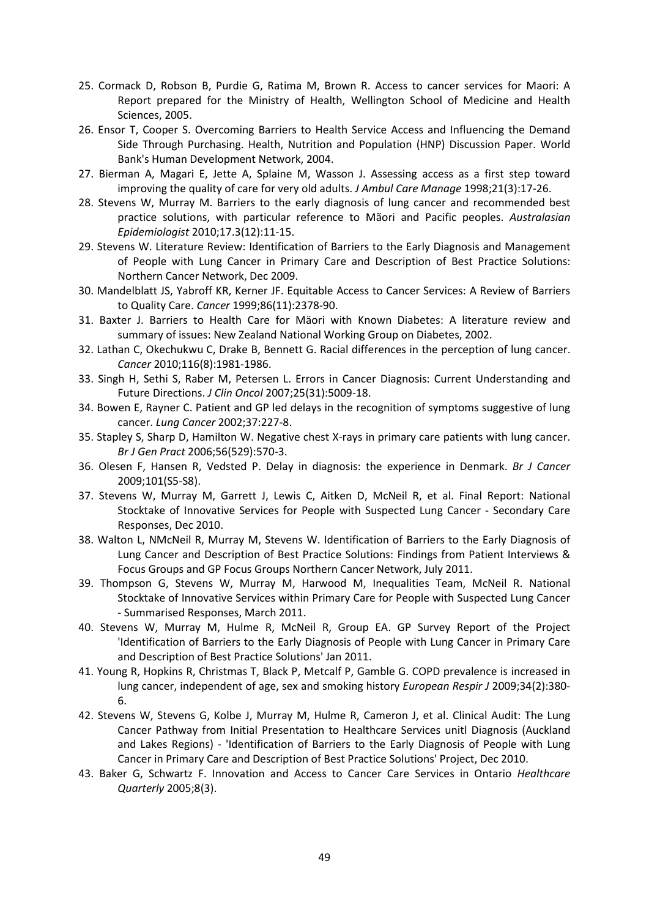25. Cormack D, Robson B, Purdie G, Ratima M, Brown R. Access to cancer services for Maori: A Report prepared for the Ministry of Health, Wellington School of Medicine and Health Sciences, 2005.
26. Ensor T, Cooper S. Overcoming Barriers to Health Service Access and Influencing the Demand Side Through Purchasing. Health, Nutrition and Population (HNP) Discussion Paper. World Bank's Human Development Network, 2004.
27. Bierman A, Magari E, Jette A, Splaine M, Wasson J. Assessing access as a first step toward improving the quality of care for very old adults. *J Ambul Care Manage* 1998;21(3):17-26.
28. Stevens W, Murray M. Barriers to the early diagnosis of lung cancer and recommended best practice solutions, with particular reference to Mãori and Pacific peoples. *Australasian Epidemiologist* 2010;17.3(12):11-15.
29. Stevens W. Literature Review: Identification of Barriers to the Early Diagnosis and Management of People with Lung Cancer in Primary Care and Description of Best Practice Solutions: Northern Cancer Network, Dec 2009.
30. Mandelblatt JS, Yabroff KR, Kerner JF. Equitable Access to Cancer Services: A Review of Barriers to Quality Care. *Cancer* 1999;86(11):2378-90.
31. Baxter J. Barriers to Health Care for Mäori with Known Diabetes: A literature review and summary of issues: New Zealand National Working Group on Diabetes, 2002.
32. Lathan C, Okechukwu C, Drake B, Bennett G. Racial differences in the perception of lung cancer. *Cancer* 2010;116(8):1981-1986.
33. Singh H, Sethi S, Raber M, Petersen L. Errors in Cancer Diagnosis: Current Understanding and Future Directions. *J Clin Oncol* 2007;25(31):5009-18.
34. Bowen E, Rayner C. Patient and GP led delays in the recognition of symptoms suggestive of lung cancer. *Lung Cancer* 2002;37:227-8.
35. Stapley S, Sharp D, Hamilton W. Negative chest X-rays in primary care patients with lung cancer. *Br J Gen Pract* 2006;56(529):570-3.
36. Olesen F, Hansen R, Vedsted P. Delay in diagnosis: the experience in Denmark. *Br J Cancer* 2009;101(S5-S8).
37. Stevens W, Murray M, Garrett J, Lewis C, Aitken D, McNeil R, et al. Final Report: National Stocktake of Innovative Services for People with Suspected Lung Cancer - Secondary Care Responses, Dec 2010.
38. Walton L, NMcNeil R, Murray M, Stevens W. Identification of Barriers to the Early Diagnosis of Lung Cancer and Description of Best Practice Solutions: Findings from Patient Interviews & Focus Groups and GP Focus Groups Northern Cancer Network, July 2011.
39. Thompson G, Stevens W, Murray M, Harwood M, Inequalities Team, McNeil R. National Stocktake of Innovative Services within Primary Care for People with Suspected Lung Cancer - Summarised Responses, March 2011.
40. Stevens W, Murray M, Hulme R, McNeil R, Group EA. GP Survey Report of the Project 'Identification of Barriers to the Early Diagnosis of People with Lung Cancer in Primary Care and Description of Best Practice Solutions' Jan 2011.
41. Young R, Hopkins R, Christmas T, Black P, Metcalf P, Gamble G. COPD prevalence is increased in lung cancer, independent of age, sex and smoking history *European Respir J* 2009;34(2):380-6.
42. Stevens W, Stevens G, Kolbe J, Murray M, Hulme R, Cameron J, et al. Clinical Audit: The Lung Cancer Pathway from Initial Presentation to Healthcare Services unitl Diagnosis (Auckland and Lakes Regions) - 'Identification of Barriers to the Early Diagnosis of People with Lung Cancer in Primary Care and Description of Best Practice Solutions' Project, Dec 2010.
43. Baker G, Schwartz F. Innovation and Access to Cancer Care Services in Ontario *Healthcare Quarterly* 2005;8(3).